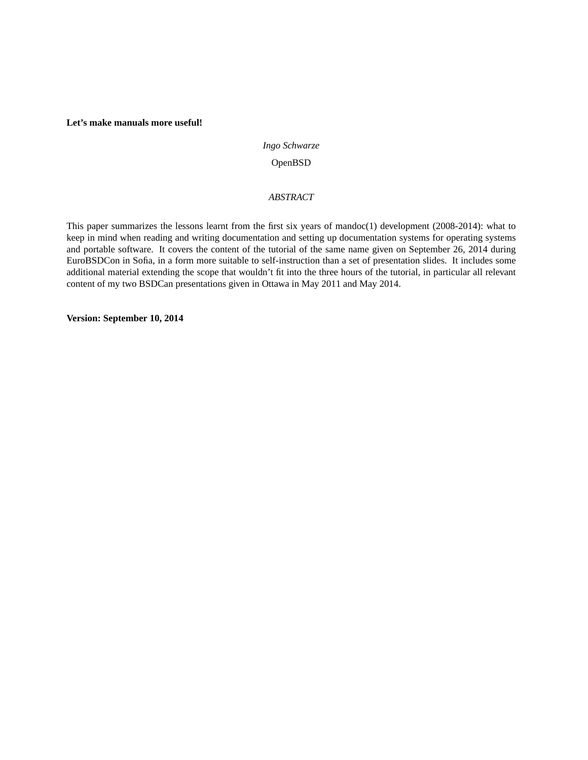# Let's make manuals more useful!

*Ingo Schwarze*

OpenBSD

*ABSTRACT*

This paper summarizes the lessons learnt from the first six years of mandoc(1) development (2008-2014): what to keep in mind when reading and writing documentation and setting up documentation systems for operating systems and portable software. It covers the content of the tutorial of the same name given on September 26, 2014 during EuroBSDCon in Sofia, in a form more suitable to self-instruction than a set of presentation slides. It includes some additional material extending the scope that wouldn't fit into the three hours of the tutorial, in particular all relevant content of my two BSDCan presentations given in Ottawa in May 2011 and May 2014.

**Version: September 10, 2014**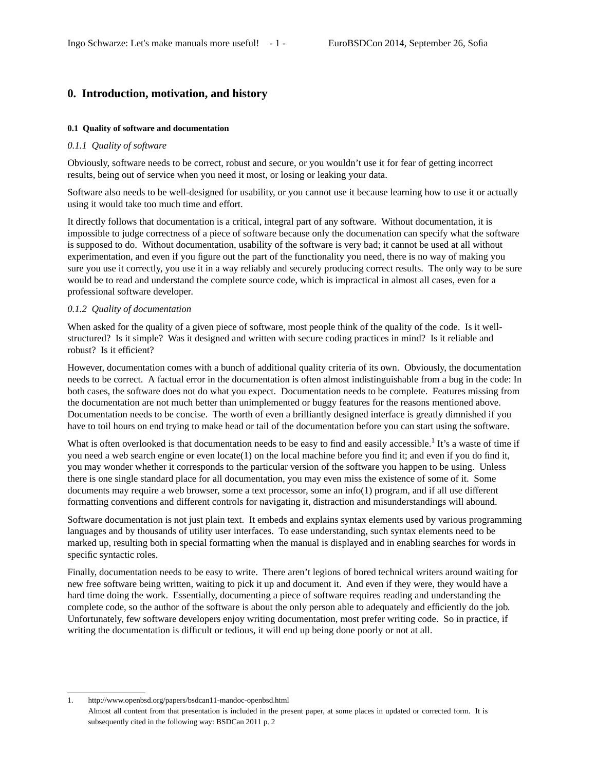# 0. Introduction, motivation, and history

#### 0.1 Quality of software and documentation

*0.1.1 Quality of software*

Obviously, software needs to be correct, robust and secure, or you wouldn't use it for fear of getting incorrect results, being out of service when you need it most, or losing or leaking your data.

Software also needs to be well-designed for usability, or you cannot use it because learning how to use it or actually using it would take too much time and effort.

It directly follows that documentation is a critical, integral part of any software. Without documentation, it is impossible to judge correctness of a piece of software because only the documenation can specify what the software is supposed to do. Without documentation, usability of the software is very bad; it cannot be used at all without experimentation, and even if you figure out the part of the functionality you need, there is no way of making you sure you use it correctly, you use it in a way reliably and securely producing correct results. The only way to be sure would be to read and understand the complete source code, which is impractical in almost all cases, even for a professional software developer.

*0.1.2 Quality of documentation*

When asked for the quality of a given piece of software, most people think of the quality of the code. Is it well-structured? Is it simple? Was it designed and written with secure coding practices in mind? Is it reliable and robust? Is it efficient?

However, documentation comes with a bunch of additional quality criteria of its own. Obviously, the documentation needs to be correct. A factual error in the documentation is often almost indistinguishable from a bug in the code: In both cases, the software does not do what you expect. Documentation needs to be complete. Features missing from the documentation are not much better than unimplemented or buggy features for the reasons mentioned above. Documentation needs to be concise. The worth of even a brilliantly designed interface is greatly dimnished if you have to toil hours on end trying to make head or tail of the documentation before you can start using the software.

What is often overlooked is that documentation needs to be easy to find and easily accessible.[1] It's a waste of time if you need a web search engine or even locate(1) on the local machine before you find it; and even if you do find it, you may wonder whether it corresponds to the particular version of the software you happen to be using. Unless there is one single standard place for all documentation, you may even miss the existence of some of it. Some documents may require a web browser, some a text processor, some an info(1) program, and if all use different formatting conventions and different controls for navigating it, distraction and misunderstandings will abound.

Software documentation is not just plain text. It embeds and explains syntax elements used by various programming languages and by thousands of utility user interfaces. To ease understanding, such syntax elements need to be marked up, resulting both in special formatting when the manual is displayed and in enabling searches for words in specific syntactic roles.

Finally, documentation needs to be easy to write. There aren't legions of bored technical writers around waiting for new free software being written, waiting to pick it up and document it. And even if they were, they would have a hard time doing the work. Essentially, documenting a piece of software requires reading and understanding the complete code, so the author of the software is about the only person able to adequately and efficiently do the job. Unfortunately, few software developers enjoy writing documentation, most prefer writing code. So in practice, if writing the documentation is difficult or tedious, it will end up being done poorly or not at all.

---

1. http://www.openbsd.org/papers/bsdcan11-mandoc-openbsd.html
   Almost all content from that presentation is included in the present paper, at some places in updated or corrected form. It is subsequently cited in the following way: BSDCan 2011 p. 2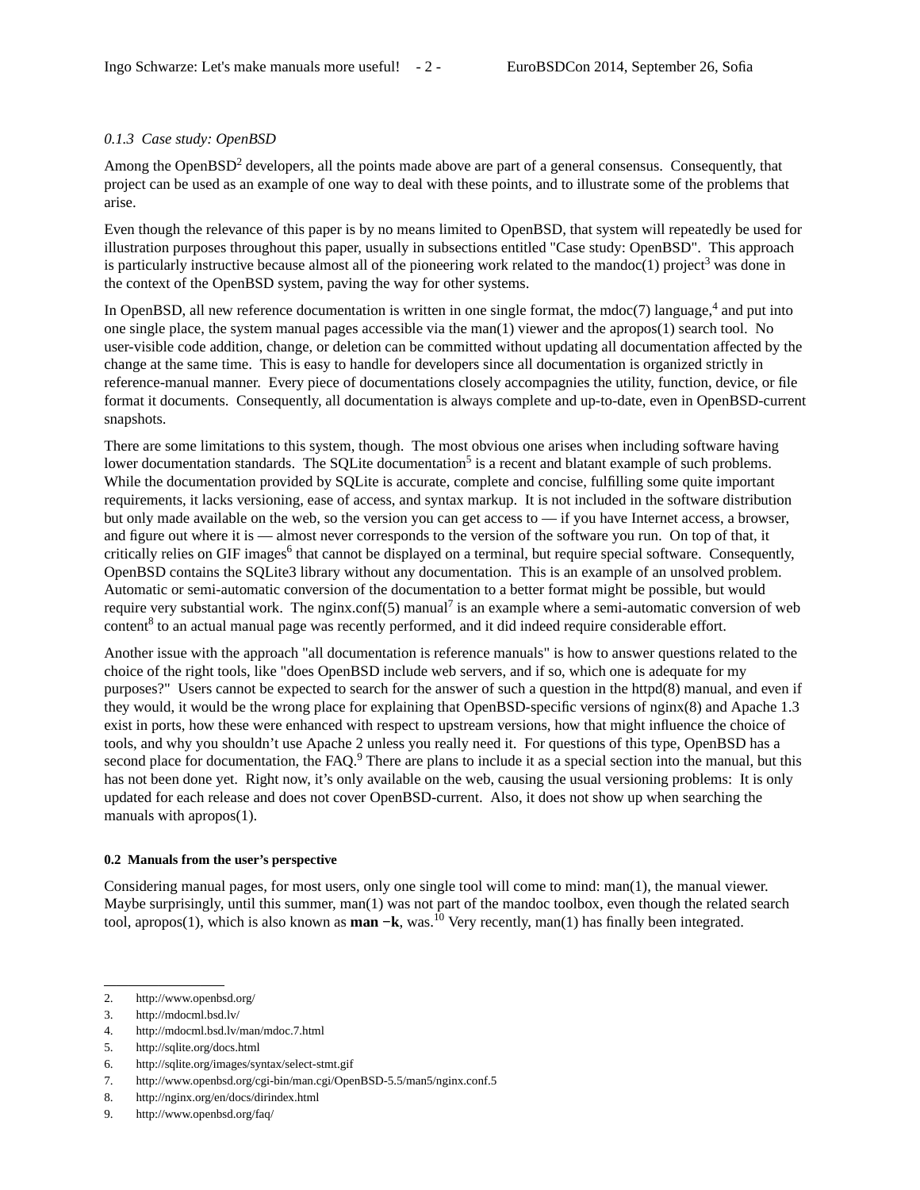*0.1.3 Case study: OpenBSD*

Among the OpenBSD[2] developers, all the points made above are part of a general consensus. Consequently, that project can be used as an example of one way to deal with these points, and to illustrate some of the problems that arise.

Even though the relevance of this paper is by no means limited to OpenBSD, that system will repeatedly be used for illustration purposes throughout this paper, usually in subsections entitled "Case study: OpenBSD". This approach is particularly instructive because almost all of the pioneering work related to the mandoc(1) project[3] was done in the context of the OpenBSD system, paving the way for other systems.

In OpenBSD, all new reference documentation is written in one single format, the mdoc(7) language,[4] and put into one single place, the system manual pages accessible via the man(1) viewer and the apropos(1) search tool. No user-visible code addition, change, or deletion can be committed without updating all documentation affected by the change at the same time. This is easy to handle for developers since all documentation is organized strictly in reference-manual manner. Every piece of documentations closely accompagnies the utility, function, device, or file format it documents. Consequently, all documentation is always complete and up-to-date, even in OpenBSD-current snapshots.

There are some limitations to this system, though. The most obvious one arises when including software having lower documentation standards. The SQLite documentation[5] is a recent and blatant example of such problems. While the documentation provided by SQLite is accurate, complete and concise, fulfilling some quite important requirements, it lacks versioning, ease of access, and syntax markup. It is not included in the software distribution but only made available on the web, so the version you can get access to — if you have Internet access, a browser, and figure out where it is — almost never corresponds to the version of the software you run. On top of that, it critically relies on GIF images[6] that cannot be displayed on a terminal, but require special software. Consequently, OpenBSD contains the SQLite3 library without any documentation. This is an example of an unsolved problem. Automatic or semi-automatic conversion of the documentation to a better format might be possible, but would require very substantial work. The nginx.conf(5) manual[7] is an example where a semi-automatic conversion of web content[8] to an actual manual page was recently performed, and it did indeed require considerable effort.

Another issue with the approach "all documentation is reference manuals" is how to answer questions related to the choice of the right tools, like "does OpenBSD include web servers, and if so, which one is adequate for my purposes?" Users cannot be expected to search for the answer of such a question in the httpd(8) manual, and even if they would, it would be the wrong place for explaining that OpenBSD-specific versions of nginx(8) and Apache 1.3 exist in ports, how these were enhanced with respect to upstream versions, how that might influence the choice of tools, and why you shouldn't use Apache 2 unless you really need it. For questions of this type, OpenBSD has a second place for documentation, the FAQ.[9] There are plans to include it as a special section into the manual, but this has not been done yet. Right now, it's only available on the web, causing the usual versioning problems: It is only updated for each release and does not cover OpenBSD-current. Also, it does not show up when searching the manuals with apropos(1).

**0.2 Manuals from the user's perspective**

Considering manual pages, for most users, only one single tool will come to mind: man(1), the manual viewer. Maybe surprisingly, until this summer, man(1) was not part of the mandoc toolbox, even though the related search tool, apropos(1), which is also known as **man −k**, was.[10] Very recently, man(1) has finally been integrated.

---

2. http://www.openbsd.org/
3. http://mdocml.bsd.lv/
4. http://mdocml.bsd.lv/man/mdoc.7.html
5. http://sqlite.org/docs.html
6. http://sqlite.org/images/syntax/select-stmt.gif
7. http://www.openbsd.org/cgi-bin/man.cgi/OpenBSD-5.5/man5/nginx.conf.5
8. http://nginx.org/en/docs/dirindex.html
9. http://www.openbsd.org/faq/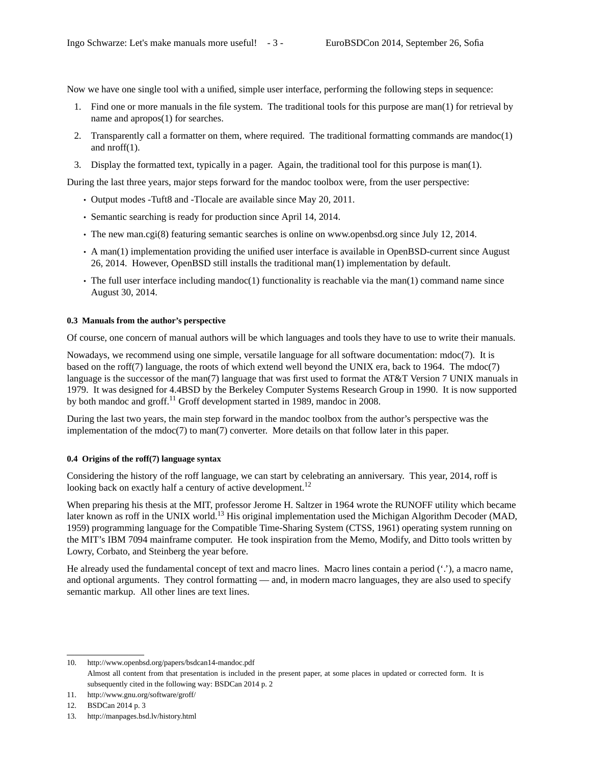Now we have one single tool with a unified, simple user interface, performing the following steps in sequence:

1. Find one or more manuals in the file system. The traditional tools for this purpose are man(1) for retrieval by name and apropos(1) for searches.
2. Transparently call a formatter on them, where required. The traditional formatting commands are mandoc(1) and nroff(1).
3. Display the formatted text, typically in a pager. Again, the traditional tool for this purpose is man(1).

During the last three years, major steps forward for the mandoc toolbox were, from the user perspective:

- Output modes -Tuft8 and -Tlocale are available since May 20, 2011.
- Semantic searching is ready for production since April 14, 2014.
- The new man.cgi(8) featuring semantic searches is online on www.openbsd.org since July 12, 2014.
- A man(1) implementation providing the unified user interface is available in OpenBSD-current since August 26, 2014. However, OpenBSD still installs the traditional man(1) implementation by default.
- The full user interface including mandoc(1) functionality is reachable via the man(1) command name since August 30, 2014.

#### 0.3 Manuals from the author's perspective

Of course, one concern of manual authors will be which languages and tools they have to use to write their manuals.

Nowadays, we recommend using one simple, versatile language for all software documentation: mdoc(7). It is based on the roff(7) language, the roots of which extend well beyond the UNIX era, back to 1964. The mdoc(7) language is the successor of the man(7) language that was first used to format the AT&T Version 7 UNIX manuals in 1979. It was designed for 4.4BSD by the Berkeley Computer Systems Research Group in 1990. It is now supported by both mandoc and groff.[11] Groff development started in 1989, mandoc in 2008.

During the last two years, the main step forward in the mandoc toolbox from the author's perspective was the implementation of the mdoc(7) to man(7) converter. More details on that follow later in this paper.

#### 0.4 Origins of the roff(7) language syntax

Considering the history of the roff language, we can start by celebrating an anniversary. This year, 2014, roff is looking back on exactly half a century of active development.[12]

When preparing his thesis at the MIT, professor Jerome H. Saltzer in 1964 wrote the RUNOFF utility which became later known as roff in the UNIX world.[13] His original implementation used the Michigan Algorithm Decoder (MAD, 1959) programming language for the Compatible Time-Sharing System (CTSS, 1961) operating system running on the MIT's IBM 7094 mainframe computer. He took inspiration from the Memo, Modify, and Ditto tools written by Lowry, Corbato, and Steinberg the year before.

He already used the fundamental concept of text and macro lines. Macro lines contain a period ('.'), a macro name, and optional arguments. They control formatting — and, in modern macro languages, they are also used to specify semantic markup. All other lines are text lines.

---

10. http://www.openbsd.org/papers/bsdcan14-mandoc.pdf
    Almost all content from that presentation is included in the present paper, at some places in updated or corrected form. It is subsequently cited in the following way: BSDCan 2014 p. 2
11. http://www.gnu.org/software/groff/
12. BSDCan 2014 p. 3
13. http://manpages.bsd.lv/history.html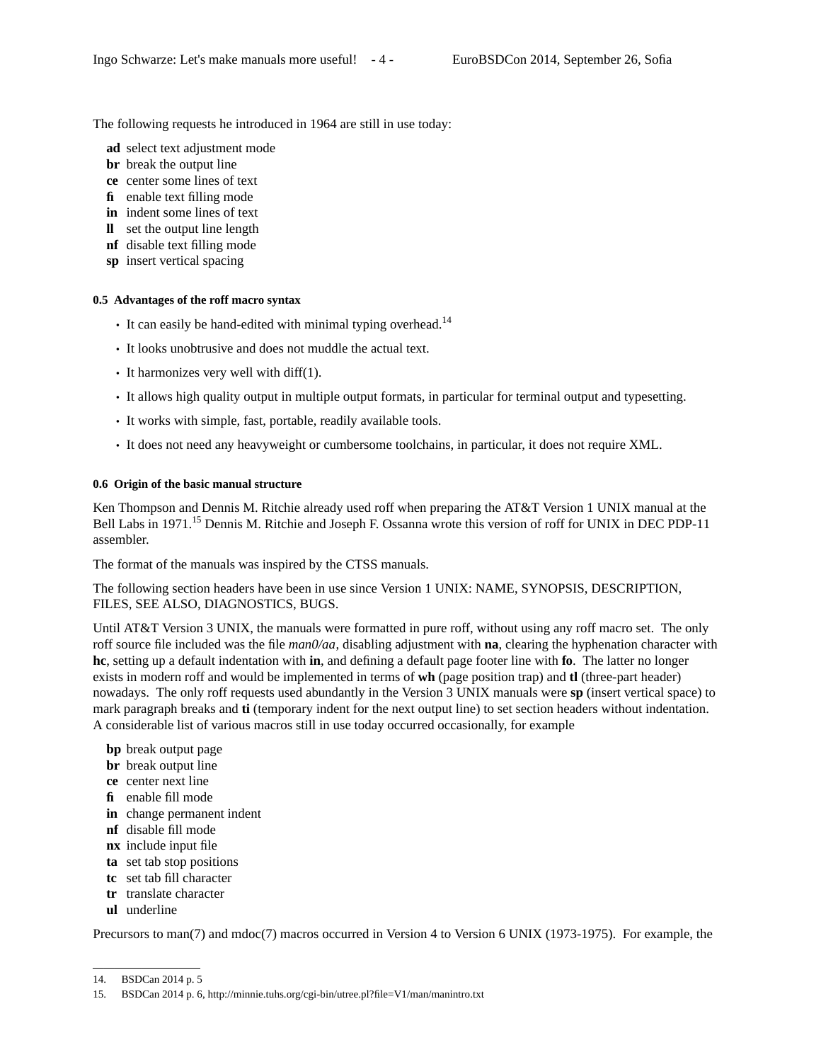The following requests he introduced in 1964 are still in use today:

- **ad** select text adjustment mode
- **br** break the output line
- **ce** center some lines of text
- **fi** enable text filling mode
- **in** indent some lines of text
- **ll** set the output line length
- **nf** disable text filling mode
- **sp** insert vertical spacing

#### 0.5 Advantages of the roff macro syntax

- It can easily be hand-edited with minimal typing overhead.[14]
- It looks unobtrusive and does not muddle the actual text.
- It harmonizes very well with diff(1).
- It allows high quality output in multiple output formats, in particular for terminal output and typesetting.
- It works with simple, fast, portable, readily available tools.
- It does not need any heavyweight or cumbersome toolchains, in particular, it does not require XML.

#### 0.6 Origin of the basic manual structure

Ken Thompson and Dennis M. Ritchie already used roff when preparing the AT&T Version 1 UNIX manual at the Bell Labs in 1971.[15] Dennis M. Ritchie and Joseph F. Ossanna wrote this version of roff for UNIX in DEC PDP-11 assembler.

The format of the manuals was inspired by the CTSS manuals.

The following section headers have been in use since Version 1 UNIX: NAME, SYNOPSIS, DESCRIPTION, FILES, SEE ALSO, DIAGNOSTICS, BUGS.

Until AT&T Version 3 UNIX, the manuals were formatted in pure roff, without using any roff macro set. The only roff source file included was the file *man0/aa*, disabling adjustment with **na**, clearing the hyphenation character with **hc**, setting up a default indentation with **in**, and defining a default page footer line with **fo**. The latter no longer exists in modern roff and would be implemented in terms of **wh** (page position trap) and **tl** (three-part header) nowadays. The only roff requests used abundantly in the Version 3 UNIX manuals were **sp** (insert vertical space) to mark paragraph breaks and **ti** (temporary indent for the next output line) to set section headers without indentation. A considerable list of various macros still in use today occurred occasionally, for example

- **bp** break output page
- **br** break output line
- **ce** center next line
- **fi** enable fill mode
- **in** change permanent indent
- **nf** disable fill mode
- **nx** include input file
- **ta** set tab stop positions
- **tc** set tab fill character
- **tr** translate character
- **ul** underline

Precursors to man(7) and mdoc(7) macros occurred in Version 4 to Version 6 UNIX (1973-1975). For example, the

---

14. BSDCan 2014 p. 5
15. BSDCan 2014 p. 6, http://minnie.tuhs.org/cgi-bin/utree.pl?file=V1/man/manintro.txt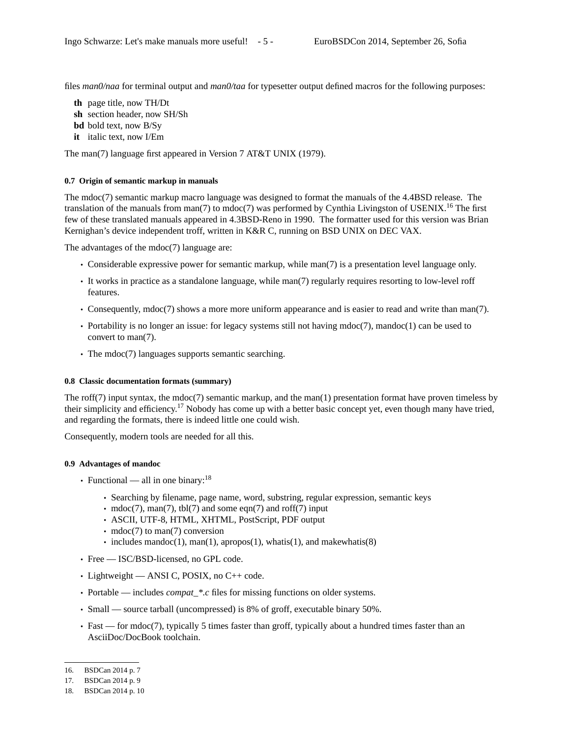files *man0/naa* for terminal output and *man0/taa* for typesetter output defined macros for the following purposes:

- **th** page title, now TH/Dt
- **sh** section header, now SH/Sh
- **bd** bold text, now B/Sy
- **it** italic text, now I/Em

The man(7) language first appeared in Version 7 AT&T UNIX (1979).

#### 0.7 Origin of semantic markup in manuals

The mdoc(7) semantic markup macro language was designed to format the manuals of the 4.4BSD release. The translation of the manuals from man(7) to mdoc(7) was performed by Cynthia Livingston of USENIX.[16] The first few of these translated manuals appeared in 4.3BSD-Reno in 1990. The formatter used for this version was Brian Kernighan's device independent troff, written in K&R C, running on BSD UNIX on DEC VAX.

The advantages of the mdoc(7) language are:

- Considerable expressive power for semantic markup, while man(7) is a presentation level language only.
- It works in practice as a standalone language, while man(7) regularly requires resorting to low-level roff features.
- Consequently, mdoc(7) shows a more more uniform appearance and is easier to read and write than man(7).
- Portability is no longer an issue: for legacy systems still not having mdoc(7), mandoc(1) can be used to convert to man(7).
- The mdoc(7) languages supports semantic searching.

#### 0.8 Classic documentation formats (summary)

The roff(7) input syntax, the mdoc(7) semantic markup, and the man(1) presentation format have proven timeless by their simplicity and efficiency.[17] Nobody has come up with a better basic concept yet, even though many have tried, and regarding the formats, there is indeed little one could wish.

Consequently, modern tools are needed for all this.

#### 0.9 Advantages of mandoc

- Functional — all in one binary:[18]
  - Searching by filename, page name, word, substring, regular expression, semantic keys
  - mdoc(7), man(7), tbl(7) and some eqn(7) and roff(7) input
  - ASCII, UTF-8, HTML, XHTML, PostScript, PDF output
  - mdoc(7) to man(7) conversion
  - includes mandoc(1), man(1), apropos(1), whatis(1), and makewhatis(8)
- Free — ISC/BSD-licensed, no GPL code.
- Lightweight — ANSI C, POSIX, no C++ code.
- Portable — includes *compat_*.c* files for missing functions on older systems.
- Small — source tarball (uncompressed) is 8% of groff, executable binary 50%.
- Fast — for mdoc(7), typically 5 times faster than groff, typically about a hundred times faster than an AsciiDoc/DocBook toolchain.

---

16. BSDCan 2014 p. 7
17. BSDCan 2014 p. 9
18. BSDCan 2014 p. 10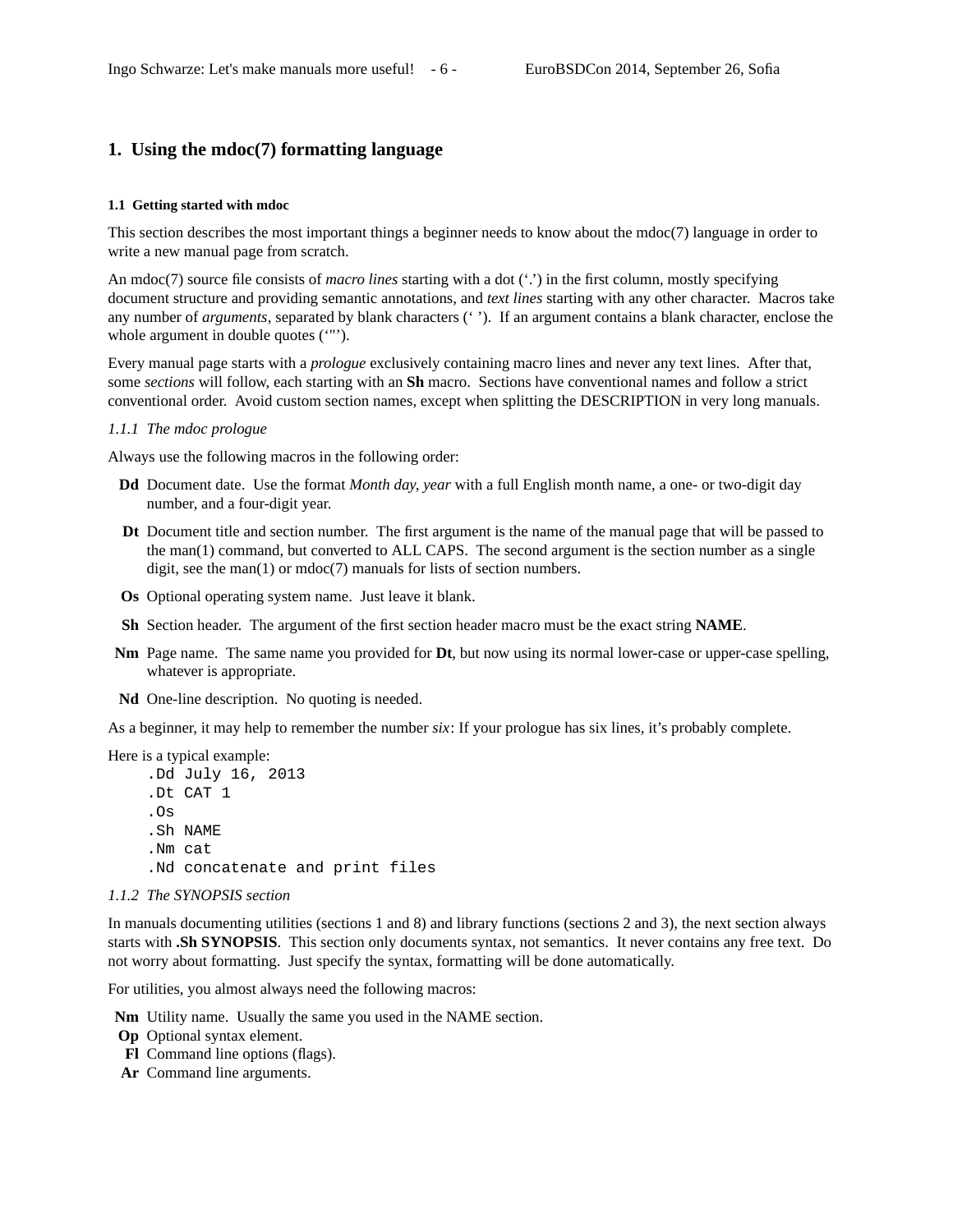# 1. Using the mdoc(7) formatting language

### 1.1 Getting started with mdoc

This section describes the most important things a beginner needs to know about the mdoc(7) language in order to write a new manual page from scratch.

An mdoc(7) source file consists of *macro lines* starting with a dot ('.') in the first column, mostly specifying document structure and providing semantic annotations, and *text lines* starting with any other character. Macros take any number of *arguments*, separated by blank characters (' '). If an argument contains a blank character, enclose the whole argument in double quotes ('"').

Every manual page starts with a *prologue* exclusively containing macro lines and never any text lines. After that, some *sections* will follow, each starting with an **Sh** macro. Sections have conventional names and follow a strict conventional order. Avoid custom section names, except when splitting the DESCRIPTION in very long manuals.

#### *1.1.1 The mdoc prologue*

Always use the following macros in the following order:

- **Dd** Document date. Use the format *Month day, year* with a full English month name, a one- or two-digit day number, and a four-digit year.
- **Dt** Document title and section number. The first argument is the name of the manual page that will be passed to the man(1) command, but converted to ALL CAPS. The second argument is the section number as a single digit, see the man(1) or mdoc(7) manuals for lists of section numbers.
- **Os** Optional operating system name. Just leave it blank.
- **Sh** Section header. The argument of the first section header macro must be the exact string **NAME**.
- **Nm** Page name. The same name you provided for **Dt**, but now using its normal lower-case or upper-case spelling, whatever is appropriate.
- **Nd** One-line description. No quoting is needed.

As a beginner, it may help to remember the number *six*: If your prologue has six lines, it's probably complete.

Here is a typical example:

```
.Dd July 16, 2013
.Dt CAT 1
.Os
.Sh NAME
.Nm cat
.Nd concatenate and print files
```

#### *1.1.2 The SYNOPSIS section*

In manuals documenting utilities (sections 1 and 8) and library functions (sections 2 and 3), the next section always starts with **.Sh SYNOPSIS**. This section only documents syntax, not semantics. It never contains any free text. Do not worry about formatting. Just specify the syntax, formatting will be done automatically.

For utilities, you almost always need the following macros:

- **Nm** Utility name. Usually the same you used in the NAME section.
- **Op** Optional syntax element.
- **Fl** Command line options (flags).
- **Ar** Command line arguments.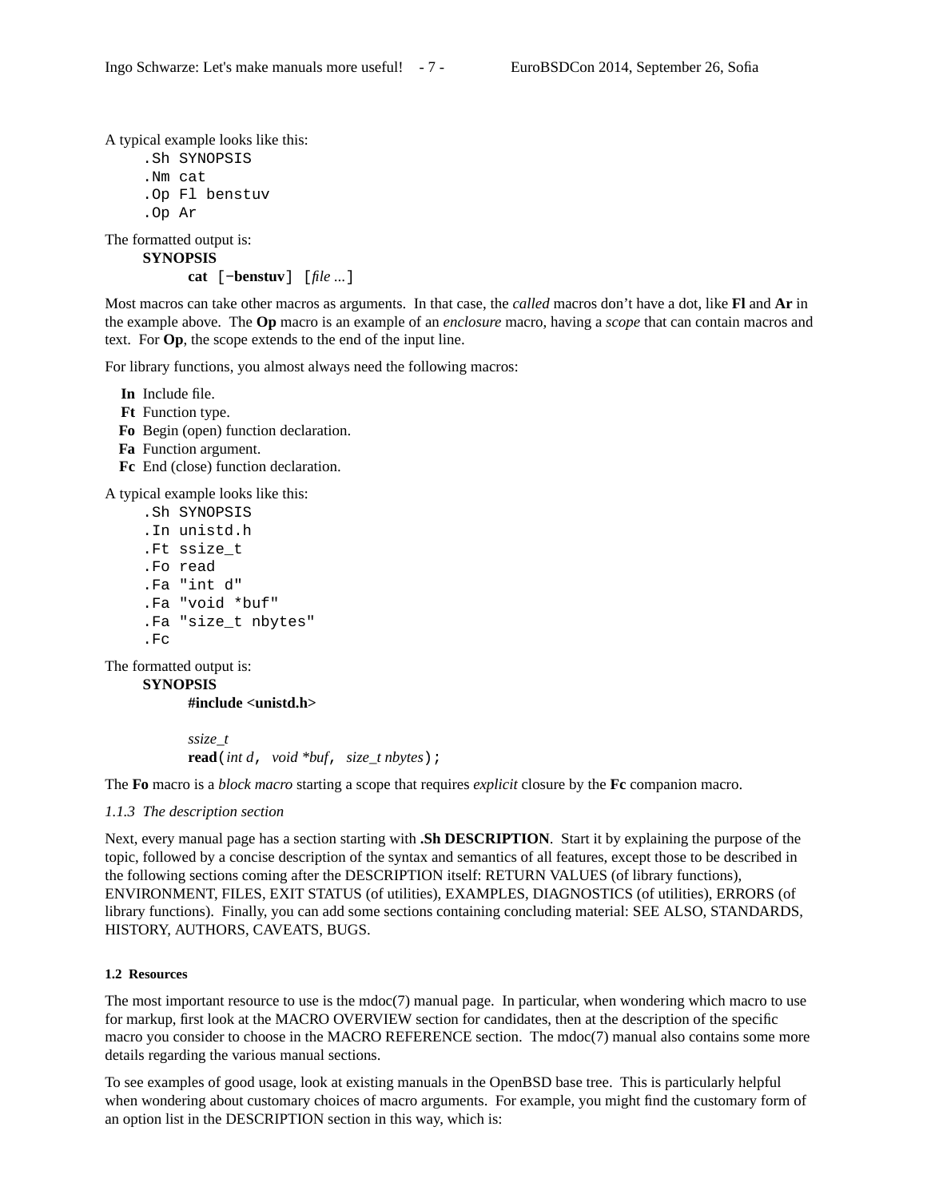A typical example looks like this:

```
.Sh SYNOPSIS
.Nm cat
.Op Fl benstuv
.Op Ar
```

The formatted output is:

**SYNOPSIS**

 **cat** [**−benstuv**] [*file ...*]

Most macros can take other macros as arguments. In that case, the *called* macros don't have a dot, like **Fl** and **Ar** in the example above. The **Op** macro is an example of an *enclosure* macro, having a *scope* that can contain macros and text. For **Op**, the scope extends to the end of the input line.

For library functions, you almost always need the following macros:

- **In** Include file.
- **Ft** Function type.
- **Fo** Begin (open) function declaration.
- **Fa** Function argument.
- **Fc** End (close) function declaration.

A typical example looks like this:

```
.Sh SYNOPSIS
.In unistd.h
.Ft ssize_t
.Fo read
.Fa "int d"
.Fa "void *buf"
.Fa "size_t nbytes"
.Fc
```

The formatted output is:

**SYNOPSIS**

 **#include <unistd.h>**

 *ssize_t*
 **read**(*int d*, *void *buf*, *size_t nbytes*);

The **Fo** macro is a *block macro* starting a scope that requires *explicit* closure by the **Fc** companion macro.

*1.1.3 The description section*

Next, every manual page has a section starting with **.Sh DESCRIPTION**. Start it by explaining the purpose of the topic, followed by a concise description of the syntax and semantics of all features, except those to be described in the following sections coming after the DESCRIPTION itself: RETURN VALUES (of library functions), ENVIRONMENT, FILES, EXIT STATUS (of utilities), EXAMPLES, DIAGNOSTICS (of utilities), ERRORS (of library functions). Finally, you can add some sections containing concluding material: SEE ALSO, STANDARDS, HISTORY, AUTHORS, CAVEATS, BUGS.

### 1.2 Resources

The most important resource to use is the mdoc(7) manual page. In particular, when wondering which macro to use for markup, first look at the MACRO OVERVIEW section for candidates, then at the description of the specific macro you consider to choose in the MACRO REFERENCE section. The mdoc(7) manual also contains some more details regarding the various manual sections.

To see examples of good usage, look at existing manuals in the OpenBSD base tree. This is particularly helpful when wondering about customary choices of macro arguments. For example, you might find the customary form of an option list in the DESCRIPTION section in this way, which is: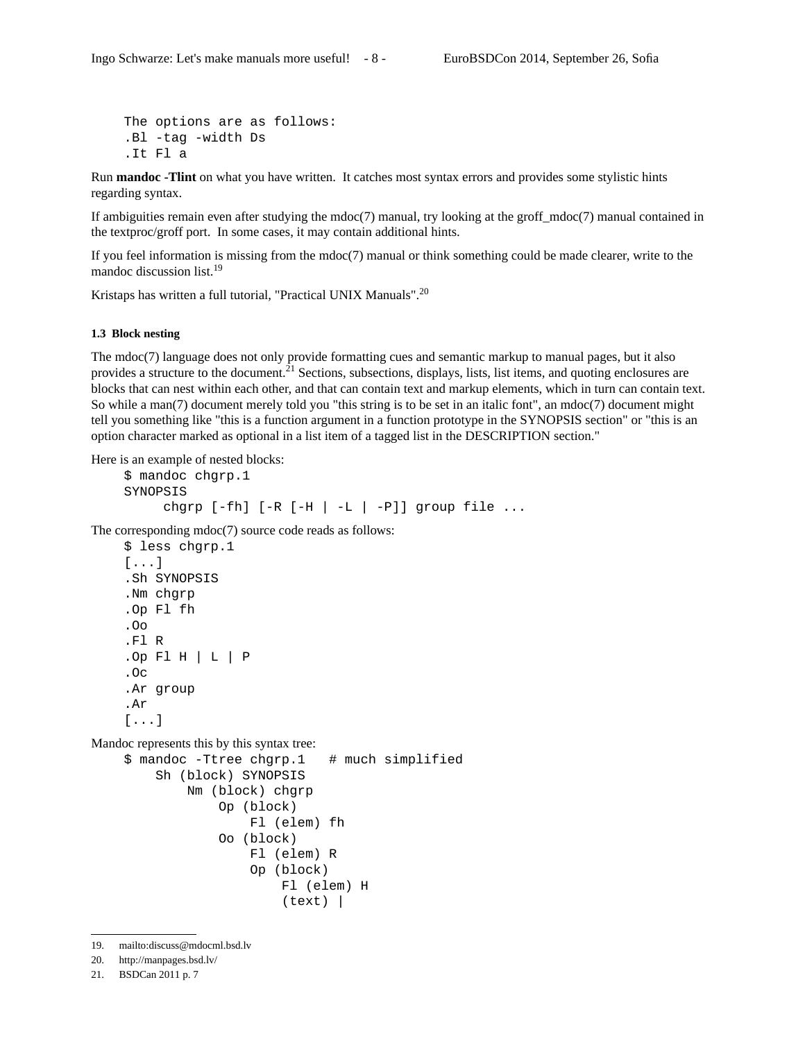```
The options are as follows:
.Bl -tag -width Ds
.It Fl a
```

Run **mandoc -Tlint** on what you have written. It catches most syntax errors and provides some stylistic hints regarding syntax.

If ambiguities remain even after studying the mdoc(7) manual, try looking at the groff_mdoc(7) manual contained in the textproc/groff port. In some cases, it may contain additional hints.

If you feel information is missing from the mdoc(7) manual or think something could be made clearer, write to the mandoc discussion list.[19]

Kristaps has written a full tutorial, "Practical UNIX Manuals".[20]

#### 1.3 Block nesting

The mdoc(7) language does not only provide formatting cues and semantic markup to manual pages, but it also provides a structure to the document.[21] Sections, subsections, displays, lists, list items, and quoting enclosures are blocks that can nest within each other, and that can contain text and markup elements, which in turn can contain text. So while a man(7) document merely told you "this string is to be set in an italic font", an mdoc(7) document might tell you something like "this is a function argument in a function prototype in the SYNOPSIS section" or "this is an option character marked as optional in a list item of a tagged list in the DESCRIPTION section."

Here is an example of nested blocks:

```
$ mandoc chgrp.1
SYNOPSIS
     chgrp [-fh] [-R [-H | -L | -P]] group file ...
```

The corresponding mdoc(7) source code reads as follows:

```
$ less chgrp.1
[...]
.Sh SYNOPSIS
.Nm chgrp
.Op Fl fh
.Oo
.Fl R
.Op Fl H | L | P
.Oc
.Ar group
.Ar
[...]
```

Mandoc represents this by this syntax tree:

```
$ mandoc -Ttree chgrp.1   # much simplified
    Sh (block) SYNOPSIS
        Nm (block) chgrp
            Op (block)
                Fl (elem) fh
            Oo (block)
                Fl (elem) R
                Op (block)
                    Fl (elem) H
                    (text) |
```

---

19. mailto:discuss@mdocml.bsd.lv
20. http://manpages.bsd.lv/
21. BSDCan 2011 p. 7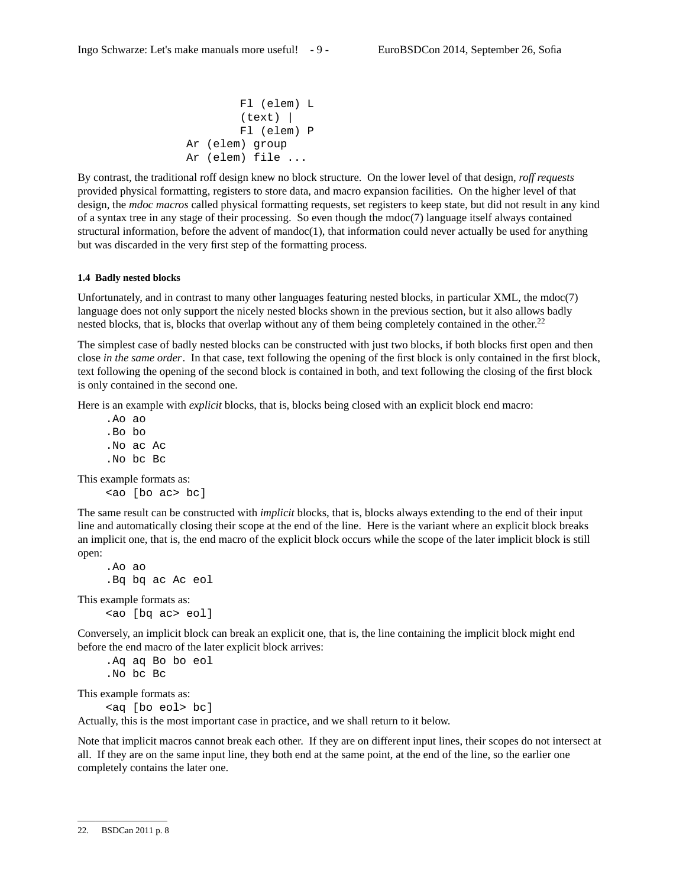```
            Fl (elem) L
            (text) |
            Fl (elem) P
        Ar (elem) group
        Ar (elem) file ...
```

By contrast, the traditional roff design knew no block structure. On the lower level of that design, *roff requests* provided physical formatting, registers to store data, and macro expansion facilities. On the higher level of that design, the *mdoc macros* called physical formatting requests, set registers to keep state, but did not result in any kind of a syntax tree in any stage of their processing. So even though the mdoc(7) language itself always contained structural information, before the advent of mandoc(1), that information could never actually be used for anything but was discarded in the very first step of the formatting process.

#### 1.4 Badly nested blocks

Unfortunately, and in contrast to many other languages featuring nested blocks, in particular XML, the mdoc(7) language does not only support the nicely nested blocks shown in the previous section, but it also allows badly nested blocks, that is, blocks that overlap without any of them being completely contained in the other.[22]

The simplest case of badly nested blocks can be constructed with just two blocks, if both blocks first open and then close *in the same order*. In that case, text following the opening of the first block is only contained in the first block, text following the opening of the second block is contained in both, and text following the closing of the first block is only contained in the second one.

Here is an example with *explicit* blocks, that is, blocks being closed with an explicit block end macro:

```
.Ao ao
.Bo bo
.No ac Ac
.No bc Bc
```

This example formats as:

```
<ao [bo ac> bc]
```

The same result can be constructed with *implicit* blocks, that is, blocks always extending to the end of their input line and automatically closing their scope at the end of the line. Here is the variant where an explicit block breaks an implicit one, that is, the end macro of the explicit block occurs while the scope of the later implicit block is still open:

```
.Ao ao
.Bq bq ac Ac eol
```

This example formats as:

```
<ao [bq ac> eol]
```

Conversely, an implicit block can break an explicit one, that is, the line containing the implicit block might end before the end macro of the later explicit block arrives:

```
.Aq aq Bo bo eol
.No bc Bc
```

This example formats as:

```
<aq [bo eol> bc]
```

Actually, this is the most important case in practice, and we shall return to it below.

Note that implicit macros cannot break each other. If they are on different input lines, their scopes do not intersect at all. If they are on the same input line, they both end at the same point, at the end of the line, so the earlier one completely contains the later one.

---

22. BSDCan 2011 p. 8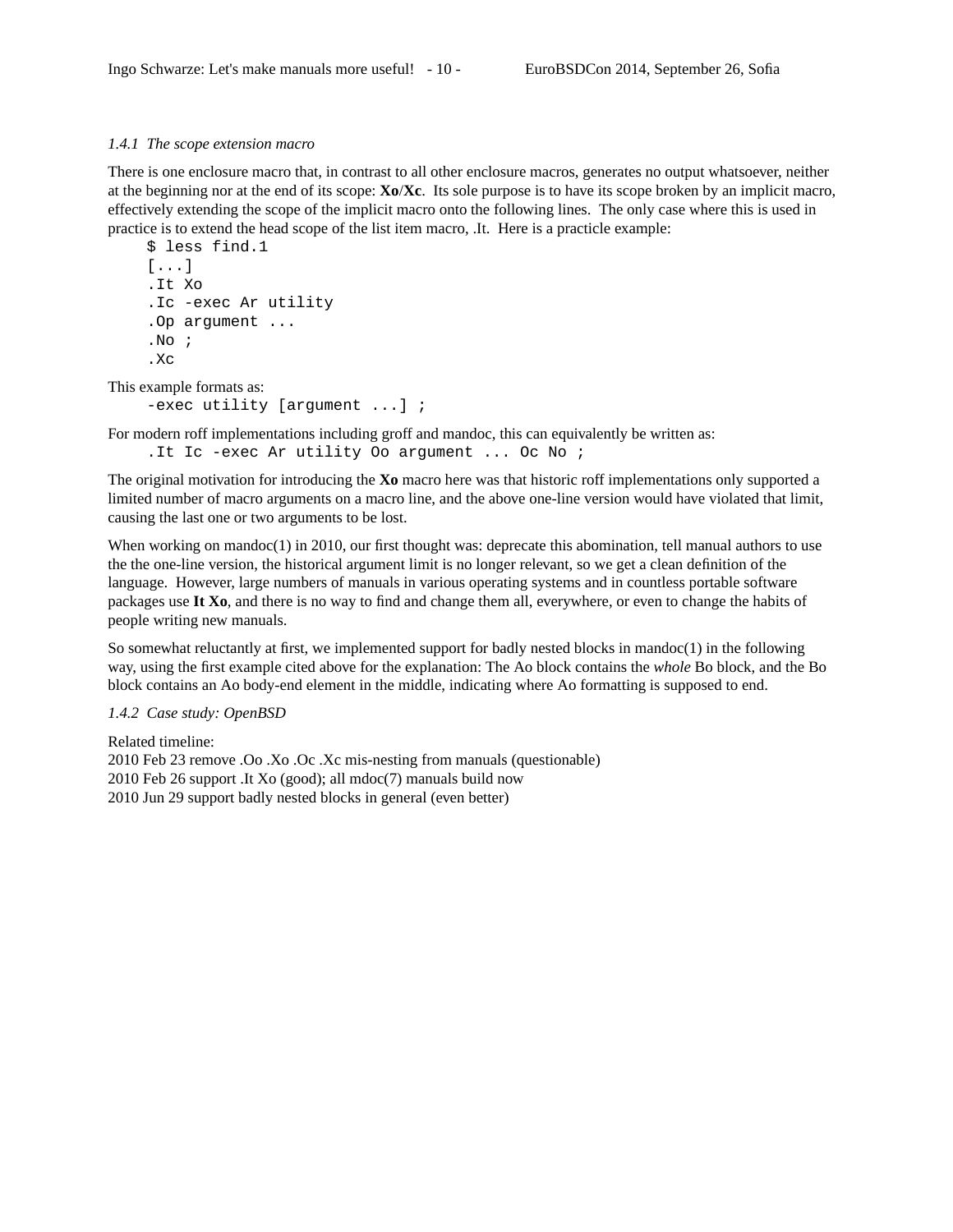*1.4.1 The scope extension macro*

There is one enclosure macro that, in contrast to all other enclosure macros, generates no output whatsoever, neither at the beginning nor at the end of its scope: **Xo**/**Xc**. Its sole purpose is to have its scope broken by an implicit macro, effectively extending the scope of the implicit macro onto the following lines. The only case where this is used in practice is to extend the head scope of the list item macro, .It. Here is a practicle example:

```
$ less find.1
[...]
.It Xo
.Ic -exec Ar utility
.Op argument ...
.No ;
.Xc
```

This example formats as:

```
-exec utility [argument ...] ;
```

For modern roff implementations including groff and mandoc, this can equivalently be written as:

```
.It Ic -exec Ar utility Oo argument ... Oc No ;
```

The original motivation for introducing the **Xo** macro here was that historic roff implementations only supported a limited number of macro arguments on a macro line, and the above one-line version would have violated that limit, causing the last one or two arguments to be lost.

When working on mandoc(1) in 2010, our first thought was: deprecate this abomination, tell manual authors to use the the one-line version, the historical argument limit is no longer relevant, so we get a clean definition of the language. However, large numbers of manuals in various operating systems and in countless portable software packages use **It Xo**, and there is no way to find and change them all, everywhere, or even to change the habits of people writing new manuals.

So somewhat reluctantly at first, we implemented support for badly nested blocks in mandoc(1) in the following way, using the first example cited above for the explanation: The Ao block contains the *whole* Bo block, and the Bo block contains an Ao body-end element in the middle, indicating where Ao formatting is supposed to end.

*1.4.2 Case study: OpenBSD*

Related timeline:  
2010 Feb 23 remove .Oo .Xo .Oc .Xc mis-nesting from manuals (questionable)  
2010 Feb 26 support .It Xo (good); all mdoc(7) manuals build now  
2010 Jun 29 support badly nested blocks in general (even better)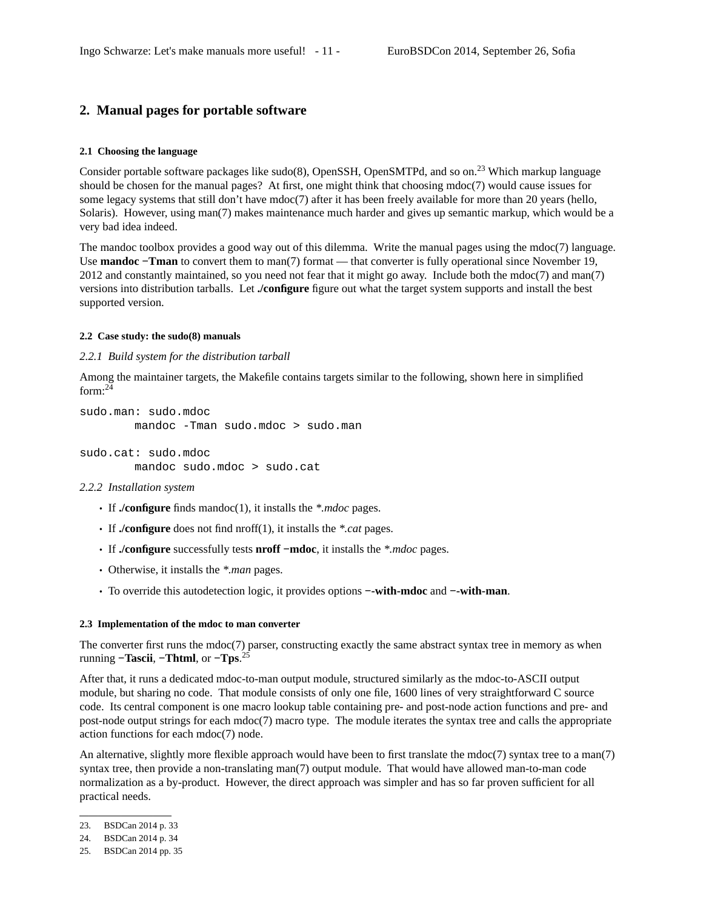## 2. Manual pages for portable software

### 2.1 Choosing the language

Consider portable software packages like sudo(8), OpenSSH, OpenSMTPd, and so on.[23] Which markup language should be chosen for the manual pages? At first, one might think that choosing mdoc(7) would cause issues for some legacy systems that still don't have mdoc(7) after it has been freely available for more than 20 years (hello, Solaris). However, using man(7) makes maintenance much harder and gives up semantic markup, which would be a very bad idea indeed.

The mandoc toolbox provides a good way out of this dilemma. Write the manual pages using the mdoc(7) language. Use **mandoc −Tman** to convert them to man(7) format — that converter is fully operational since November 19, 2012 and constantly maintained, so you need not fear that it might go away. Include both the mdoc(7) and man(7) versions into distribution tarballs. Let **./configure** figure out what the target system supports and install the best supported version.

### 2.2 Case study: the sudo(8) manuals

*2.2.1 Build system for the distribution tarball*

Among the maintainer targets, the Makefile contains targets similar to the following, shown here in simplified form:[24]

```
sudo.man: sudo.mdoc
        mandoc -Tman sudo.mdoc > sudo.man

sudo.cat: sudo.mdoc
        mandoc sudo.mdoc > sudo.cat
```

*2.2.2 Installation system*

- If **./configure** finds mandoc(1), it installs the *\*.mdoc* pages.
- If **./configure** does not find nroff(1), it installs the *\*.cat* pages.
- If **./configure** successfully tests **nroff −mdoc**, it installs the *\*.mdoc* pages.
- Otherwise, it installs the *\*.man* pages.
- To override this autodetection logic, it provides options **−-with-mdoc** and **−-with-man**.

### 2.3 Implementation of the mdoc to man converter

The converter first runs the mdoc(7) parser, constructing exactly the same abstract syntax tree in memory as when running **−Tascii**, **−Thtml**, or **−Tps**.[25]

After that, it runs a dedicated mdoc-to-man output module, structured similarly as the mdoc-to-ASCII output module, but sharing no code. That module consists of only one file, 1600 lines of very straightforward C source code. Its central component is one macro lookup table containing pre- and post-node action functions and pre- and post-node output strings for each mdoc(7) macro type. The module iterates the syntax tree and calls the appropriate action functions for each mdoc(7) node.

An alternative, slightly more flexible approach would have been to first translate the mdoc(7) syntax tree to a man(7) syntax tree, then provide a non-translating man(7) output module. That would have allowed man-to-man code normalization as a by-product. However, the direct approach was simpler and has so far proven sufficient for all practical needs.

---

23. BSDCan 2014 p. 33
24. BSDCan 2014 p. 34
25. BSDCan 2014 pp. 35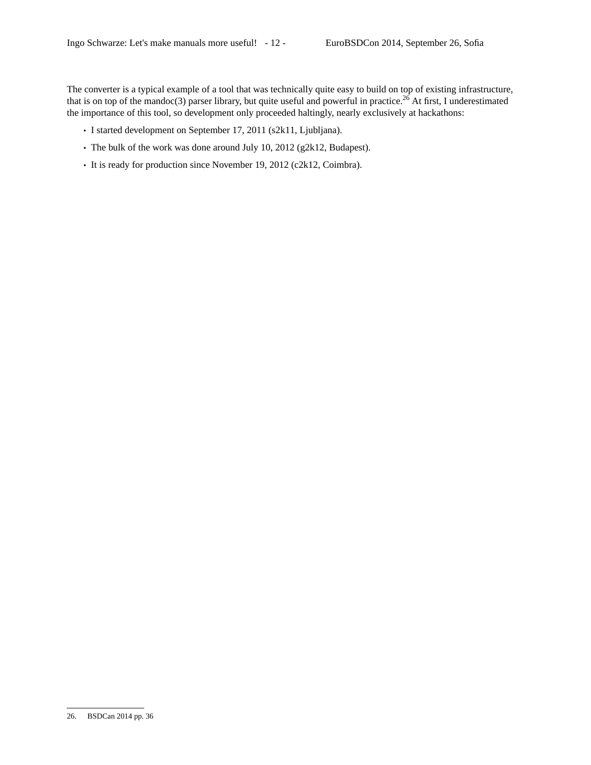The converter is a typical example of a tool that was technically quite easy to build on top of existing infrastructure, that is on top of the mandoc(3) parser library, but quite useful and powerful in practice.[26] At first, I underestimated the importance of this tool, so development only proceeded haltingly, nearly exclusively at hackathons:

- I started development on September 17, 2011 (s2k11, Ljubljana).
- The bulk of the work was done around July 10, 2012 (g2k12, Budapest).
- It is ready for production since November 19, 2012 (c2k12, Coimbra).

---

26. BSDCan 2014 pp. 36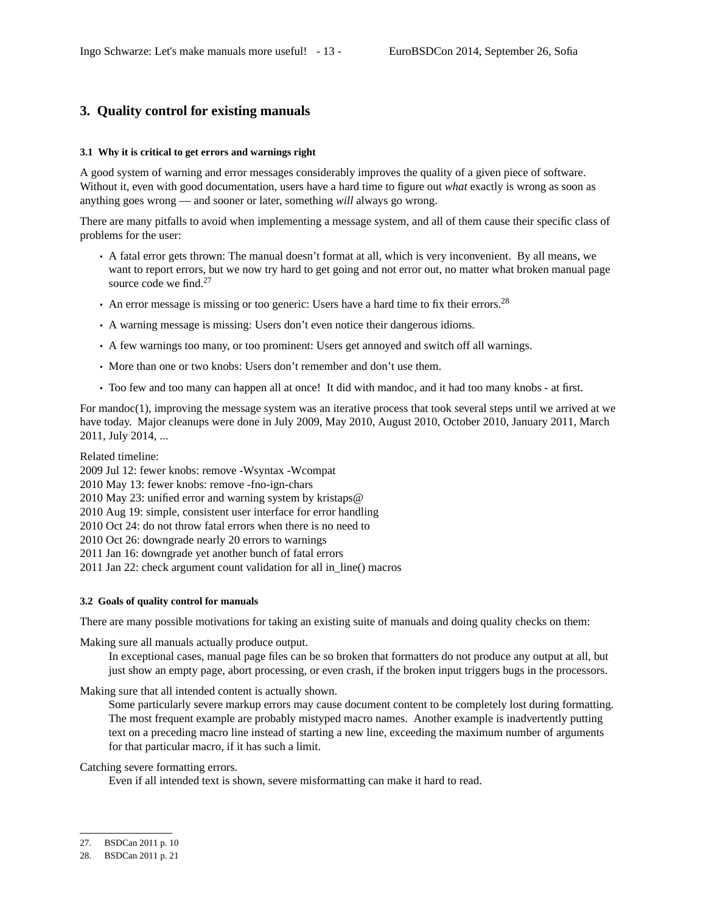## 3. Quality control for existing manuals

### 3.1 Why it is critical to get errors and warnings right

A good system of warning and error messages considerably improves the quality of a given piece of software. Without it, even with good documentation, users have a hard time to figure out *what* exactly is wrong as soon as anything goes wrong — and sooner or later, something *will* always go wrong.

There are many pitfalls to avoid when implementing a message system, and all of them cause their specific class of problems for the user:

- A fatal error gets thrown: The manual doesn't format at all, which is very inconvenient. By all means, we want to report errors, but we now try hard to get going and not error out, no matter what broken manual page source code we find.[27]
- An error message is missing or too generic: Users have a hard time to fix their errors.[28]
- A warning message is missing: Users don't even notice their dangerous idioms.
- A few warnings too many, or too prominent: Users get annoyed and switch off all warnings.
- More than one or two knobs: Users don't remember and don't use them.
- Too few and too many can happen all at once! It did with mandoc, and it had too many knobs - at first.

For mandoc(1), improving the message system was an iterative process that took several steps until we arrived at we have today. Major cleanups were done in July 2009, May 2010, August 2010, October 2010, January 2011, March 2011, July 2014, ...

Related timeline:
2009 Jul 12: fewer knobs: remove -Wsyntax -Wcompat
2010 May 13: fewer knobs: remove -fno-ign-chars
2010 May 23: unified error and warning system by kristaps@
2010 Aug 19: simple, consistent user interface for error handling
2010 Oct 24: do not throw fatal errors when there is no need to
2010 Oct 26: downgrade nearly 20 errors to warnings
2011 Jan 16: downgrade yet another bunch of fatal errors
2011 Jan 22: check argument count validation for all in_line() macros

### 3.2 Goals of quality control for manuals

There are many possible motivations for taking an existing suite of manuals and doing quality checks on them:

Making sure all manuals actually produce output.
: In exceptional cases, manual page files can be so broken that formatters do not produce any output at all, but just show an empty page, abort processing, or even crash, if the broken input triggers bugs in the processors.

Making sure that all intended content is actually shown.
: Some particularly severe markup errors may cause document content to be completely lost during formatting. The most frequent example are probably mistyped macro names. Another example is inadvertently putting text on a preceding macro line instead of starting a new line, exceeding the maximum number of arguments for that particular macro, if it has such a limit.

Catching severe formatting errors.
: Even if all intended text is shown, severe misformatting can make it hard to read.

27. BSDCan 2011 p. 10
28. BSDCan 2011 p. 21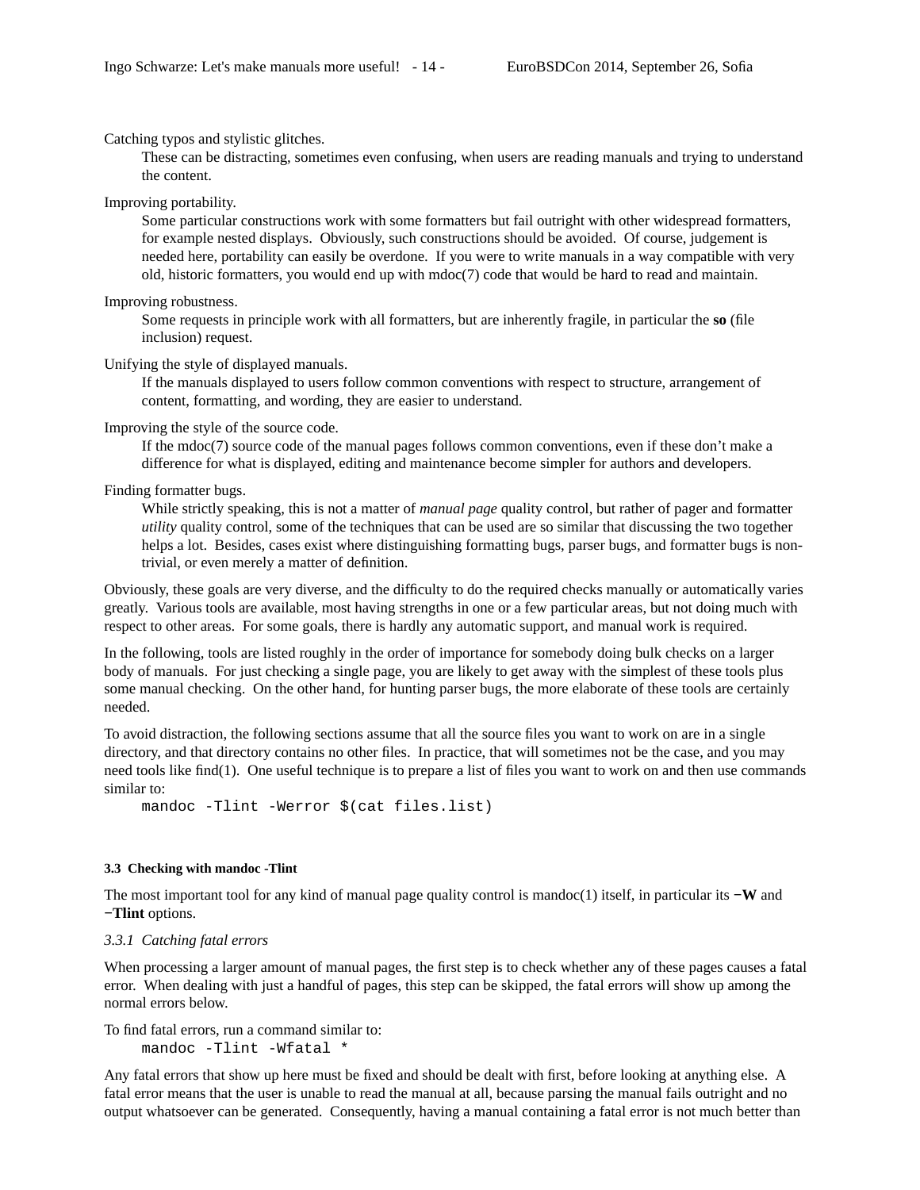Catching typos and stylistic glitches.

These can be distracting, sometimes even confusing, when users are reading manuals and trying to understand the content.

Improving portability.

Some particular constructions work with some formatters but fail outright with other widespread formatters, for example nested displays. Obviously, such constructions should be avoided. Of course, judgement is needed here, portability can easily be overdone. If you were to write manuals in a way compatible with very old, historic formatters, you would end up with mdoc(7) code that would be hard to read and maintain.

Improving robustness.

Some requests in principle work with all formatters, but are inherently fragile, in particular the **so** (file inclusion) request.

Unifying the style of displayed manuals.

If the manuals displayed to users follow common conventions with respect to structure, arrangement of content, formatting, and wording, they are easier to understand.

Improving the style of the source code.

If the mdoc(7) source code of the manual pages follows common conventions, even if these don't make a difference for what is displayed, editing and maintenance become simpler for authors and developers.

Finding formatter bugs.

While strictly speaking, this is not a matter of *manual page* quality control, but rather of pager and formatter *utility* quality control, some of the techniques that can be used are so similar that discussing the two together helps a lot. Besides, cases exist where distinguishing formatting bugs, parser bugs, and formatter bugs is non-trivial, or even merely a matter of definition.

Obviously, these goals are very diverse, and the difficulty to do the required checks manually or automatically varies greatly. Various tools are available, most having strengths in one or a few particular areas, but not doing much with respect to other areas. For some goals, there is hardly any automatic support, and manual work is required.

In the following, tools are listed roughly in the order of importance for somebody doing bulk checks on a larger body of manuals. For just checking a single page, you are likely to get away with the simplest of these tools plus some manual checking. On the other hand, for hunting parser bugs, the more elaborate of these tools are certainly needed.

To avoid distraction, the following sections assume that all the source files you want to work on are in a single directory, and that directory contains no other files. In practice, that will sometimes not be the case, and you may need tools like find(1). One useful technique is to prepare a list of files you want to work on and then use commands similar to:

```
mandoc -Tlint -Werror $(cat files.list)
```

### 3.3 Checking with mandoc -Tlint

The most important tool for any kind of manual page quality control is mandoc(1) itself, in particular its **−W** and **−Tlint** options.

#### *3.3.1 Catching fatal errors*

When processing a larger amount of manual pages, the first step is to check whether any of these pages causes a fatal error. When dealing with just a handful of pages, this step can be skipped, the fatal errors will show up among the normal errors below.

To find fatal errors, run a command similar to:

```
mandoc -Tlint -Wfatal *
```

Any fatal errors that show up here must be fixed and should be dealt with first, before looking at anything else. A fatal error means that the user is unable to read the manual at all, because parsing the manual fails outright and no output whatsoever can be generated. Consequently, having a manual containing a fatal error is not much better than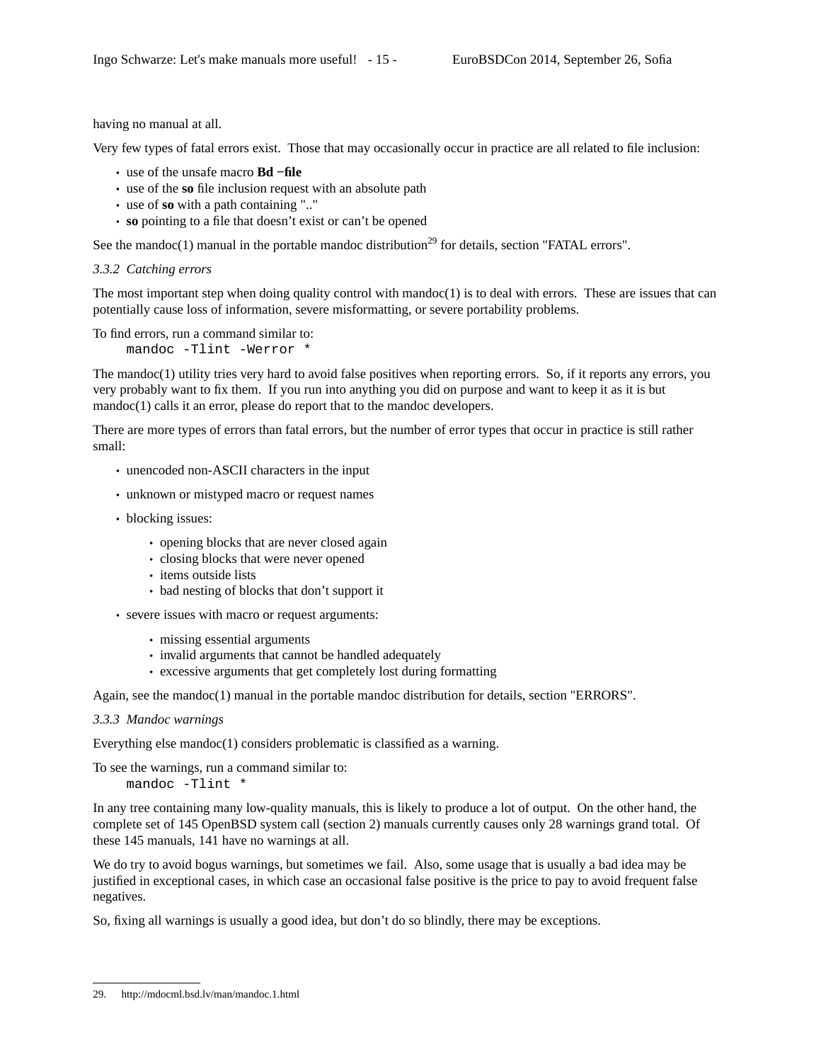having no manual at all.

Very few types of fatal errors exist. Those that may occasionally occur in practice are all related to file inclusion:

- use of the unsafe macro **Bd −file**
- use of the **so** file inclusion request with an absolute path
- use of **so** with a path containing ".."
- **so** pointing to a file that doesn't exist or can't be opened

See the mandoc(1) manual in the portable mandoc distribution[29] for details, section "FATAL errors".

### *3.3.2 Catching errors*

The most important step when doing quality control with mandoc(1) is to deal with errors. These are issues that can potentially cause loss of information, severe misformatting, or severe portability problems.

To find errors, run a command similar to:

```
mandoc -Tlint -Werror *
```

The mandoc(1) utility tries very hard to avoid false positives when reporting errors. So, if it reports any errors, you very probably want to fix them. If you run into anything you did on purpose and want to keep it as it is but mandoc(1) calls it an error, please do report that to the mandoc developers.

There are more types of errors than fatal errors, but the number of error types that occur in practice is still rather small:

- unencoded non-ASCII characters in the input
- unknown or mistyped macro or request names
- blocking issues:
  - opening blocks that are never closed again
  - closing blocks that were never opened
  - items outside lists
  - bad nesting of blocks that don't support it
- severe issues with macro or request arguments:
  - missing essential arguments
  - invalid arguments that cannot be handled adequately
  - excessive arguments that get completely lost during formatting

Again, see the mandoc(1) manual in the portable mandoc distribution for details, section "ERRORS".

### *3.3.3 Mandoc warnings*

Everything else mandoc(1) considers problematic is classified as a warning.

To see the warnings, run a command similar to:

```
mandoc -Tlint *
```

In any tree containing many low-quality manuals, this is likely to produce a lot of output. On the other hand, the complete set of 145 OpenBSD system call (section 2) manuals currently causes only 28 warnings grand total. Of these 145 manuals, 141 have no warnings at all.

We do try to avoid bogus warnings, but sometimes we fail. Also, some usage that is usually a bad idea may be justified in exceptional cases, in which case an occasional false positive is the price to pay to avoid frequent false negatives.

So, fixing all warnings is usually a good idea, but don't do so blindly, there may be exceptions.

---

29. http://mdocml.bsd.lv/man/mandoc.1.html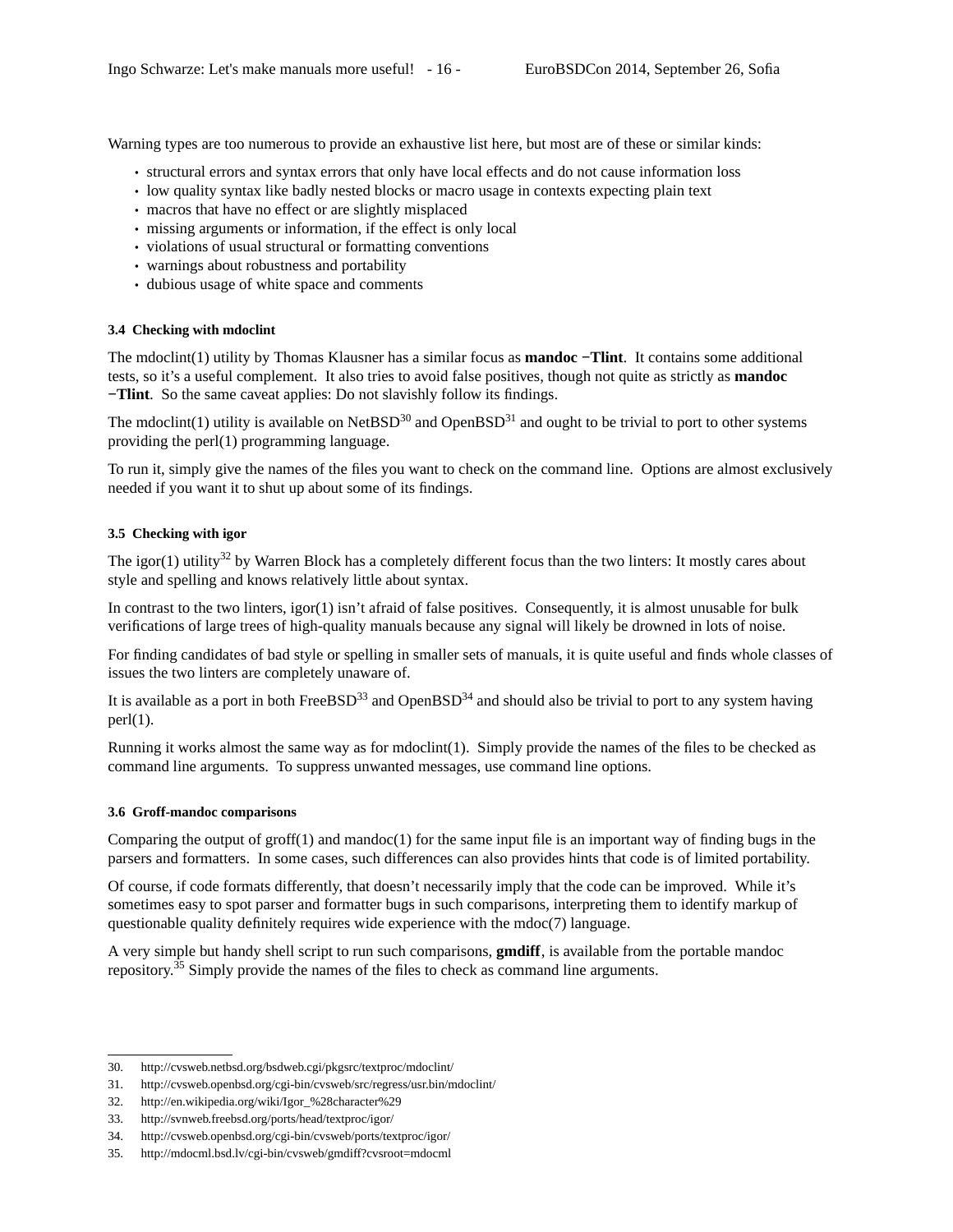Warning types are too numerous to provide an exhaustive list here, but most are of these or similar kinds:

- structural errors and syntax errors that only have local effects and do not cause information loss
- low quality syntax like badly nested blocks or macro usage in contexts expecting plain text
- macros that have no effect or are slightly misplaced
- missing arguments or information, if the effect is only local
- violations of usual structural or formatting conventions
- warnings about robustness and portability
- dubious usage of white space and comments

#### 3.4 Checking with mdoclint

The mdoclint(1) utility by Thomas Klausner has a similar focus as **mandoc −Tlint**. It contains some additional tests, so it's a useful complement. It also tries to avoid false positives, though not quite as strictly as **mandoc −Tlint**. So the same caveat applies: Do not slavishly follow its findings.

The mdoclint(1) utility is available on NetBSD[30] and OpenBSD[31] and ought to be trivial to port to other systems providing the perl(1) programming language.

To run it, simply give the names of the files you want to check on the command line. Options are almost exclusively needed if you want it to shut up about some of its findings.

#### 3.5 Checking with igor

The igor(1) utility[32] by Warren Block has a completely different focus than the two linters: It mostly cares about style and spelling and knows relatively little about syntax.

In contrast to the two linters, igor(1) isn't afraid of false positives. Consequently, it is almost unusable for bulk verifications of large trees of high-quality manuals because any signal will likely be drowned in lots of noise.

For finding candidates of bad style or spelling in smaller sets of manuals, it is quite useful and finds whole classes of issues the two linters are completely unaware of.

It is available as a port in both FreeBSD[33] and OpenBSD[34] and should also be trivial to port to any system having perl(1).

Running it works almost the same way as for mdoclint(1). Simply provide the names of the files to be checked as command line arguments. To suppress unwanted messages, use command line options.

#### 3.6 Groff-mandoc comparisons

Comparing the output of groff(1) and mandoc(1) for the same input file is an important way of finding bugs in the parsers and formatters. In some cases, such differences can also provides hints that code is of limited portability.

Of course, if code formats differently, that doesn't necessarily imply that the code can be improved. While it's sometimes easy to spot parser and formatter bugs in such comparisons, interpreting them to identify markup of questionable quality definitely requires wide experience with the mdoc(7) language.

A very simple but handy shell script to run such comparisons, **gmdiff**, is available from the portable mandoc repository.[35] Simply provide the names of the files to check as command line arguments.

---

30. http://cvsweb.netbsd.org/bsdweb.cgi/pkgsrc/textproc/mdoclint/
31. http://cvsweb.openbsd.org/cgi-bin/cvsweb/src/regress/usr.bin/mdoclint/
32. http://en.wikipedia.org/wiki/Igor_%28character%29
33. http://svnweb.freebsd.org/ports/head/textproc/igor/
34. http://cvsweb.openbsd.org/cgi-bin/cvsweb/ports/textproc/igor/
35. http://mdocml.bsd.lv/cgi-bin/cvsweb/gmdiff?cvsroot=mdocml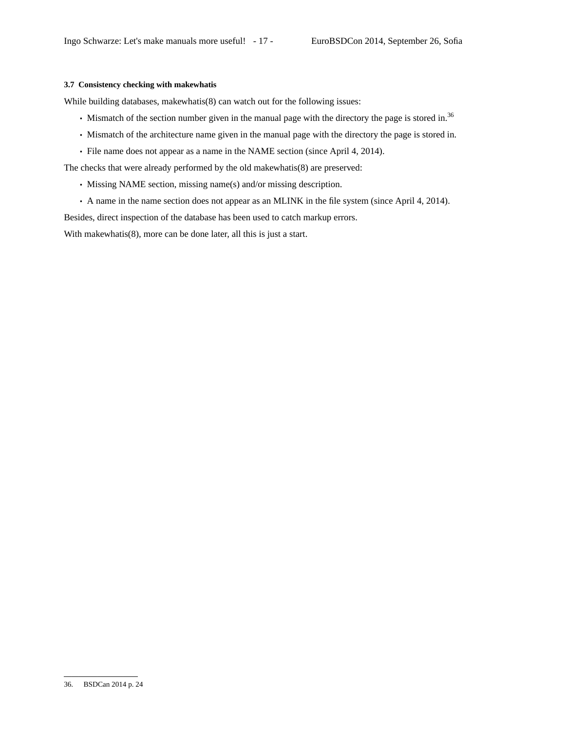### 3.7 Consistency checking with makewhatis

While building databases, makewhatis(8) can watch out for the following issues:

- Mismatch of the section number given in the manual page with the directory the page is stored in.[36]
- Mismatch of the architecture name given in the manual page with the directory the page is stored in.
- File name does not appear as a name in the NAME section (since April 4, 2014).

The checks that were already performed by the old makewhatis(8) are preserved:

- Missing NAME section, missing name(s) and/or missing description.
- A name in the name section does not appear as an MLINK in the file system (since April 4, 2014).

Besides, direct inspection of the database has been used to catch markup errors.

With makewhatis(8), more can be done later, all this is just a start.

---

36. BSDCan 2014 p. 24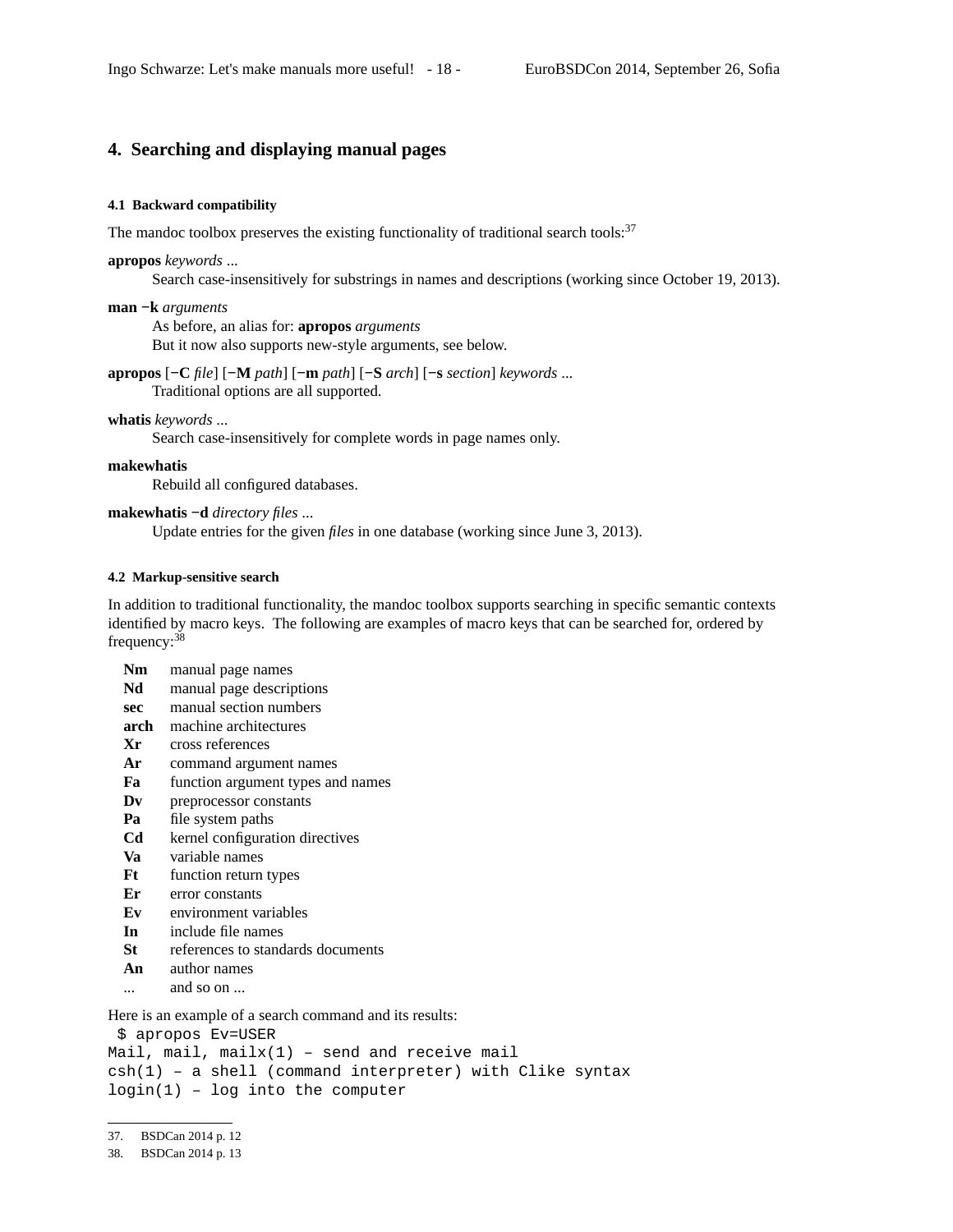## 4. Searching and displaying manual pages

### 4.1 Backward compatibility

The mandoc toolbox preserves the existing functionality of traditional search tools:[37]

**apropos** *keywords* ...
: Search case-insensitively for substrings in names and descriptions (working since October 19, 2013).

**man −k** *arguments*
: As before, an alias for: **apropos** *arguments*
: But it now also supports new-style arguments, see below.

**apropos** [**−C** *file*] [**−M** *path*] [**−m** *path*] [**−S** *arch*] [**−s** *section*] *keywords* ...
: Traditional options are all supported.

**whatis** *keywords* ...
: Search case-insensitively for complete words in page names only.

**makewhatis**
: Rebuild all configured databases.

**makewhatis −d** *directory files* ...
: Update entries for the given *files* in one database (working since June 3, 2013).

### 4.2 Markup-sensitive search

In addition to traditional functionality, the mandoc toolbox supports searching in specific semantic contexts identified by macro keys. The following are examples of macro keys that can be searched for, ordered by frequency:[38]

| | |
|---|---|
| **Nm** | manual page names |
| **Nd** | manual page descriptions |
| **sec** | manual section numbers |
| **arch** | machine architectures |
| **Xr** | cross references |
| **Ar** | command argument names |
| **Fa** | function argument types and names |
| **Dv** | preprocessor constants |
| **Pa** | file system paths |
| **Cd** | kernel configuration directives |
| **Va** | variable names |
| **Ft** | function return types |
| **Er** | error constants |
| **Ev** | environment variables |
| **In** | include file names |
| **St** | references to standards documents |
| **An** | author names |
| ... | and so on ... |

Here is an example of a search command and its results:

```
 $ apropos Ev=USER
Mail, mail, mailx(1) – send and receive mail
csh(1) – a shell (command interpreter) with Clike syntax
login(1) – log into the computer
```

---

37. BSDCan 2014 p. 12
38. BSDCan 2014 p. 13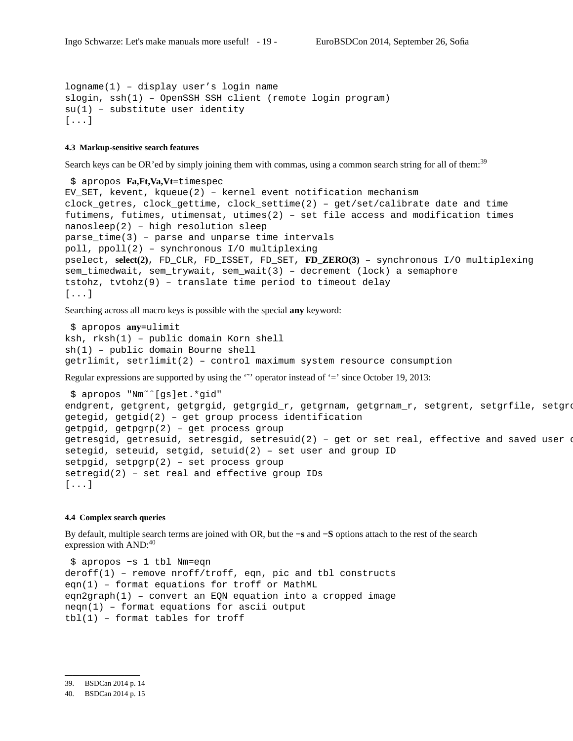```
logname(1) – display user's login name
slogin, ssh(1) – OpenSSH SSH client (remote login program)
su(1) – substitute user identity
[...]
```

#### 4.3 Markup-sensitive search features

Search keys can be OR'ed by simply joining them with commas, using a common search string for all of them:[39]

```
 $ apropos Fa,Ft,Va,Vt=timespec
EV_SET, kevent, kqueue(2) – kernel event notification mechanism
clock_getres, clock_gettime, clock_settime(2) – get/set/calibrate date and time
futimens, futimes, utimensat, utimes(2) – set file access and modification times
nanosleep(2) – high resolution sleep
parse_time(3) – parse and unparse time intervals
poll, ppoll(2) – synchronous I/O multiplexing
pselect, select(2), FD_CLR, FD_ISSET, FD_SET, FD_ZERO(3) – synchronous I/O multiplexing
sem_timedwait, sem_trywait, sem_wait(3) – decrement (lock) a semaphore
tstohz, tvtohz(9) – translate time period to timeout delay
[...]
```

Searching across all macro keys is possible with the special **any** keyword:

```
 $ apropos any=ulimit
ksh, rksh(1) – public domain Korn shell
sh(1) – public domain Bourne shell
getrlimit, setrlimit(2) – control maximum system resource consumption
```

Regular expressions are supported by using the '~' operator instead of '=' since October 19, 2013:

```
 $ apropos "Nm~^[gs]et.*gid"
endgrent, getgrent, getgrgid, getgrgid_r, getgrnam, getgrnam_r, setgrent, setgrfile, setgro
getegid, getgid(2) – get group process identification
getpgid, getpgrp(2) – get process group
getresgid, getresuid, setresgid, setresuid(2) – get or set real, effective and saved user o
setegid, seteuid, setgid, setuid(2) – set user and group ID
setpgid, setpgrp(2) – set process group
setregid(2) – set real and effective group IDs
[...]
```

#### 4.4 Complex search queries

By default, multiple search terms are joined with OR, but the **−s** and **−S** options attach to the rest of the search expression with AND:[40]

```
 $ apropos −s 1 tbl Nm=eqn
deroff(1) – remove nroff/troff, eqn, pic and tbl constructs
eqn(1) – format equations for troff or MathML
eqn2graph(1) – convert an EQN equation into a cropped image
neqn(1) – format equations for ascii output
tbl(1) – format tables for troff
```

---

39. BSDCan 2014 p. 14
40. BSDCan 2014 p. 15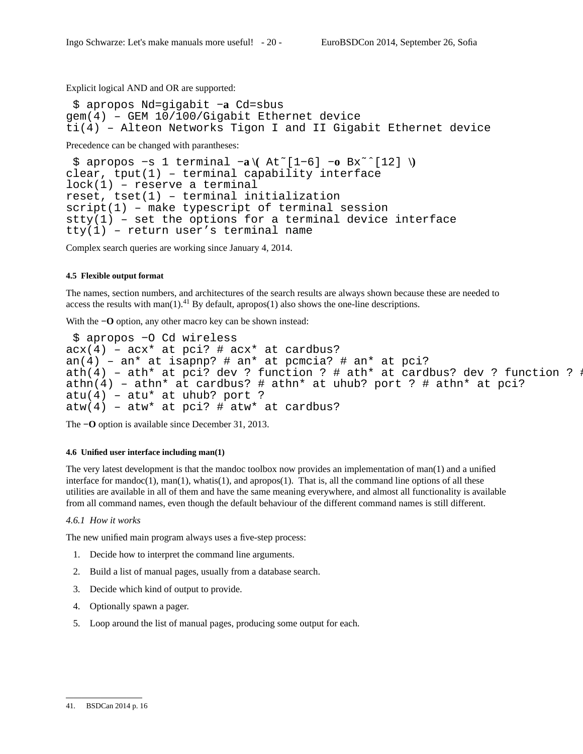Explicit logical AND and OR are supported:

```
 $ apropos Nd=gigabit −a Cd=sbus
gem(4) – GEM 10/100/Gigabit Ethernet device
ti(4) – Alteon Networks Tigon I and II Gigabit Ethernet device
```

Precedence can be changed with parantheses:

```
 $ apropos −s 1 terminal −a \( At˜[1−6] −o Bx˜ˆ[12] \)
clear, tput(1) – terminal capability interface
lock(1) – reserve a terminal
reset, tset(1) – terminal initialization
script(1) – make typescript of terminal session
stty(1) – set the options for a terminal device interface
tty(1) – return user’s terminal name
```

Complex search queries are working since January 4, 2014.

#### 4.5 Flexible output format

The names, section numbers, and architectures of the search results are always shown because these are needed to access the results with man(1).[41] By default, apropos(1) also shows the one-line descriptions.

With the **−O** option, any other macro key can be shown instead:

```
 $ apropos −O Cd wireless
acx(4) – acx* at pci? # acx* at cardbus?
an(4) – an* at isapnp? # an* at pcmcia? # an* at pci?
ath(4) – ath* at pci? dev ? function ? # ath* at cardbus? dev ? function ? #
athn(4) – athn* at cardbus? # athn* at uhub? port ? # athn* at pci?
atu(4) – atu* at uhub? port ?
atw(4) – atw* at pci? # atw* at cardbus?
```

The **−O** option is available since December 31, 2013.

#### 4.6 Unified user interface including man(1)

The very latest development is that the mandoc toolbox now provides an implementation of man(1) and a unified interface for mandoc(1), man(1), whatis(1), and apropos(1). That is, all the command line options of all these utilities are available in all of them and have the same meaning everywhere, and almost all functionality is available from all command names, even though the default behaviour of the different command names is still different.

*4.6.1 How it works*

The new unified main program always uses a five-step process:

1. Decide how to interpret the command line arguments.
2. Build a list of manual pages, usually from a database search.
3. Decide which kind of output to provide.
4. Optionally spawn a pager.
5. Loop around the list of manual pages, producing some output for each.

---

41. BSDCan 2014 p. 16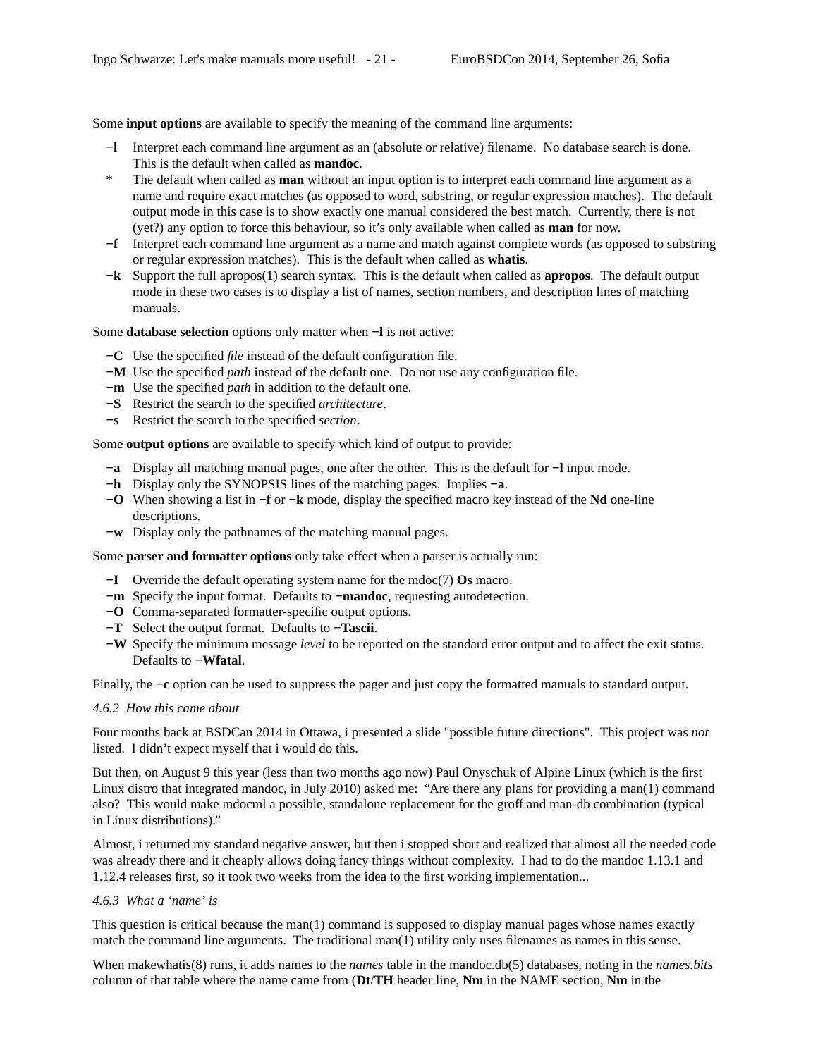Some **input options** are available to specify the meaning of the command line arguments:

- **−l** Interpret each command line argument as an (absolute or relative) filename. No database search is done. This is the default when called as **mandoc**.
- \* The default when called as **man** without an input option is to interpret each command line argument as a name and require exact matches (as opposed to word, substring, or regular expression matches). The default output mode in this case is to show exactly one manual considered the best match. Currently, there is not (yet?) any option to force this behaviour, so it's only available when called as **man** for now.
- **−f** Interpret each command line argument as a name and match against complete words (as opposed to substring or regular expression matches). This is the default when called as **whatis**.
- **−k** Support the full apropos(1) search syntax. This is the default when called as **apropos**. The default output mode in these two cases is to display a list of names, section numbers, and description lines of matching manuals.

Some **database selection** options only matter when **−l** is not active:

- **−C** Use the specified *file* instead of the default configuration file.
- **−M** Use the specified *path* instead of the default one. Do not use any configuration file.
- **−m** Use the specified *path* in addition to the default one.
- **−S** Restrict the search to the specified *architecture*.
- **−s** Restrict the search to the specified *section*.

Some **output options** are available to specify which kind of output to provide:

- **−a** Display all matching manual pages, one after the other. This is the default for **−l** input mode.
- **−h** Display only the SYNOPSIS lines of the matching pages. Implies **−a**.
- **−O** When showing a list in **−f** or **−k** mode, display the specified macro key instead of the **Nd** one-line descriptions.
- **−w** Display only the pathnames of the matching manual pages.

Some **parser and formatter options** only take effect when a parser is actually run:

- **−I** Override the default operating system name for the mdoc(7) **Os** macro.
- **−m** Specify the input format. Defaults to **−mandoc**, requesting autodetection.
- **−O** Comma-separated formatter-specific output options.
- **−T** Select the output format. Defaults to **−Tascii**.
- **−W** Specify the minimum message *level* to be reported on the standard error output and to affect the exit status. Defaults to **−Wfatal**.

Finally, the **−c** option can be used to suppress the pager and just copy the formatted manuals to standard output.

*4.6.2 How this came about*

Four months back at BSDCan 2014 in Ottawa, i presented a slide "possible future directions". This project was *not* listed. I didn't expect myself that i would do this.

But then, on August 9 this year (less than two months ago now) Paul Onyschuk of Alpine Linux (which is the first Linux distro that integrated mandoc, in July 2010) asked me: "Are there any plans for providing a man(1) command also? This would make mdocml a possible, standalone replacement for the groff and man-db combination (typical in Linux distributions)."

Almost, i returned my standard negative answer, but then i stopped short and realized that almost all the needed code was already there and it cheaply allows doing fancy things without complexity. I had to do the mandoc 1.13.1 and 1.12.4 releases first, so it took two weeks from the idea to the first working implementation...

*4.6.3 What a 'name' is*

This question is critical because the man(1) command is supposed to display manual pages whose names exactly match the command line arguments. The traditional man(1) utility only uses filenames as names in this sense.

When makewhatis(8) runs, it adds names to the *names* table in the mandoc.db(5) databases, noting in the *names.bits* column of that table where the name came from (**Dt**/**TH** header line, **Nm** in the NAME section, **Nm** in the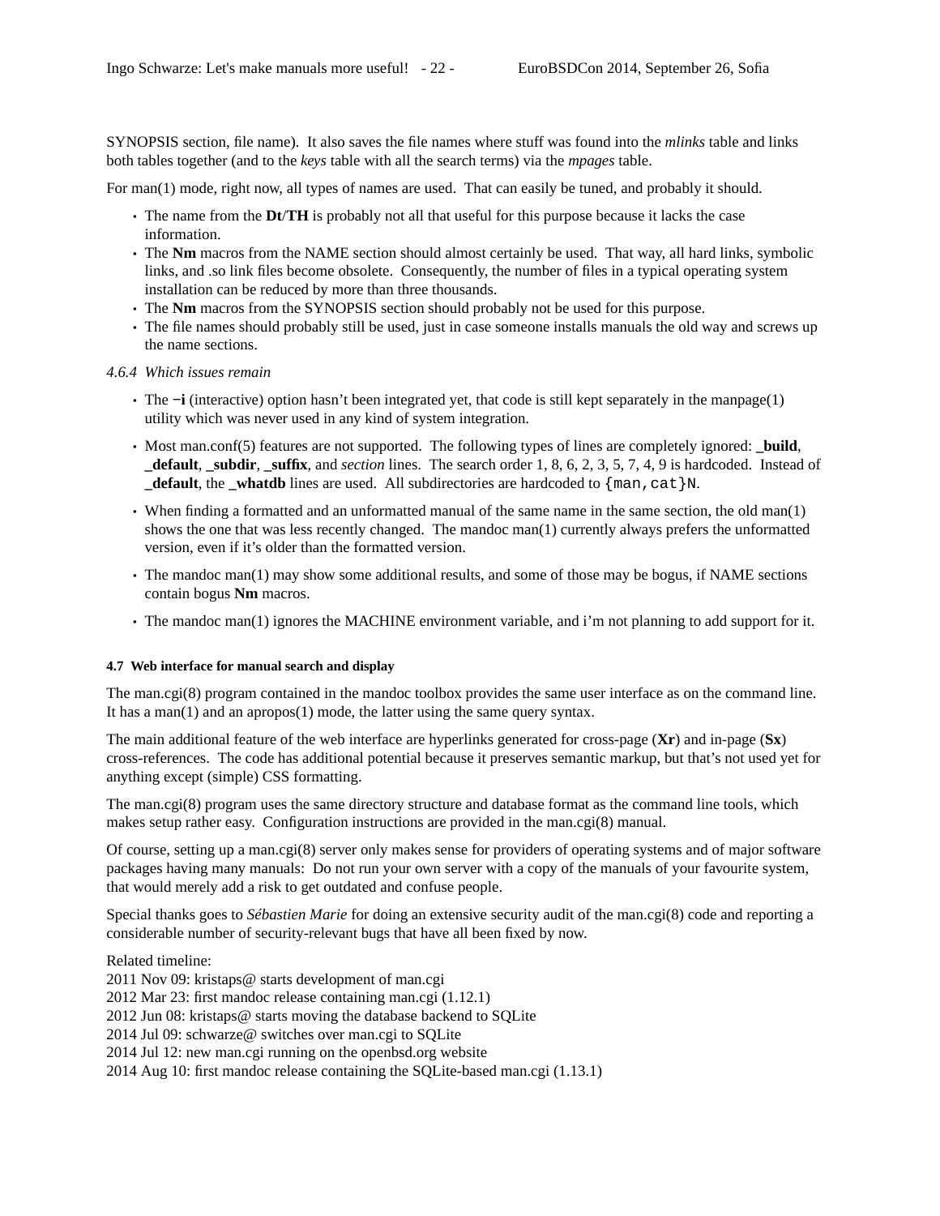SYNOPSIS section, file name). It also saves the file names where stuff was found into the *mlinks* table and links both tables together (and to the *keys* table with all the search terms) via the *mpages* table.

For man(1) mode, right now, all types of names are used. That can easily be tuned, and probably it should.

- The name from the **Dt**/**TH** is probably not all that useful for this purpose because it lacks the case information.
- The **Nm** macros from the NAME section should almost certainly be used. That way, all hard links, symbolic links, and .so link files become obsolete. Consequently, the number of files in a typical operating system installation can be reduced by more than three thousands.
- The **Nm** macros from the SYNOPSIS section should probably not be used for this purpose.
- The file names should probably still be used, just in case someone installs manuals the old way and screws up the name sections.

*4.6.4 Which issues remain*

- The **−i** (interactive) option hasn't been integrated yet, that code is still kept separately in the manpage(1) utility which was never used in any kind of system integration.
- Most man.conf(5) features are not supported. The following types of lines are completely ignored: **_build**, **_default**, **_subdir**, **_suffix**, and *section* lines. The search order 1, 8, 6, 2, 3, 5, 7, 4, 9 is hardcoded. Instead of **_default**, the **_whatdb** lines are used. All subdirectories are hardcoded to `{man,cat}N`.
- When finding a formatted and an unformatted manual of the same name in the same section, the old man(1) shows the one that was less recently changed. The mandoc man(1) currently always prefers the unformatted version, even if it's older than the formatted version.
- The mandoc man(1) may show some additional results, and some of those may be bogus, if NAME sections contain bogus **Nm** macros.
- The mandoc man(1) ignores the MACHINE environment variable, and i'm not planning to add support for it.

#### 4.7 Web interface for manual search and display

The man.cgi(8) program contained in the mandoc toolbox provides the same user interface as on the command line. It has a man(1) and an apropos(1) mode, the latter using the same query syntax.

The main additional feature of the web interface are hyperlinks generated for cross-page (**Xr**) and in-page (**Sx**) cross-references. The code has additional potential because it preserves semantic markup, but that's not used yet for anything except (simple) CSS formatting.

The man.cgi(8) program uses the same directory structure and database format as the command line tools, which makes setup rather easy. Configuration instructions are provided in the man.cgi(8) manual.

Of course, setting up a man.cgi(8) server only makes sense for providers of operating systems and of major software packages having many manuals: Do not run your own server with a copy of the manuals of your favourite system, that would merely add a risk to get outdated and confuse people.

Special thanks goes to *Sébastien Marie* for doing an extensive security audit of the man.cgi(8) code and reporting a considerable number of security-relevant bugs that have all been fixed by now.

Related timeline:
2011 Nov 09: kristaps@ starts development of man.cgi
2012 Mar 23: first mandoc release containing man.cgi (1.12.1)
2012 Jun 08: kristaps@ starts moving the database backend to SQLite
2014 Jul 09: schwarze@ switches over man.cgi to SQLite
2014 Jul 12: new man.cgi running on the openbsd.org website
2014 Aug 10: first mandoc release containing the SQLite-based man.cgi (1.13.1)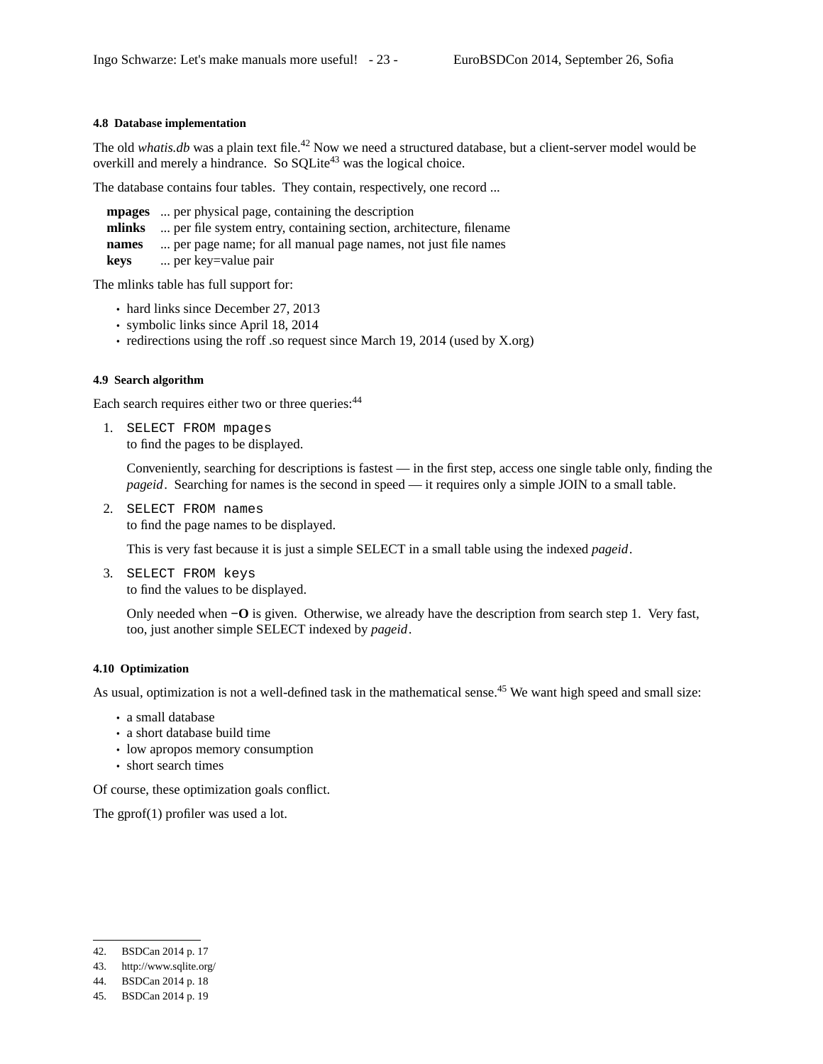#### 4.8 Database implementation

The old *whatis.db* was a plain text file.[42] Now we need a structured database, but a client-server model would be overkill and merely a hindrance. So SQLite[43] was the logical choice.

The database contains four tables. They contain, respectively, one record ...

| | |
|---|---|
| **mpages** | ... per physical page, containing the description |
| **mlinks** | ... per file system entry, containing section, architecture, filename |
| **names** | ... per page name; for all manual page names, not just file names |
| **keys** | ... per key=value pair |

The mlinks table has full support for:

- hard links since December 27, 2013
- symbolic links since April 18, 2014
- redirections using the roff .so request since March 19, 2014 (used by X.org)

#### 4.9 Search algorithm

Each search requires either two or three queries:[44]

1. `SELECT FROM mpages`
   to find the pages to be displayed.

   Conveniently, searching for descriptions is fastest — in the first step, access one single table only, finding the *pageid*. Searching for names is the second in speed — it requires only a simple JOIN to a small table.

2. `SELECT FROM names`
   to find the page names to be displayed.

   This is very fast because it is just a simple SELECT in a small table using the indexed *pageid*.

3. `SELECT FROM keys`
   to find the values to be displayed.

   Only needed when **−O** is given. Otherwise, we already have the description from search step 1. Very fast, too, just another simple SELECT indexed by *pageid*.

#### 4.10 Optimization

As usual, optimization is not a well-defined task in the mathematical sense.[45] We want high speed and small size:

- a small database
- a short database build time
- low apropos memory consumption
- short search times

Of course, these optimization goals conflict.

The gprof(1) profiler was used a lot.

---

42. BSDCan 2014 p. 17
43. http://www.sqlite.org/
44. BSDCan 2014 p. 18
45. BSDCan 2014 p. 19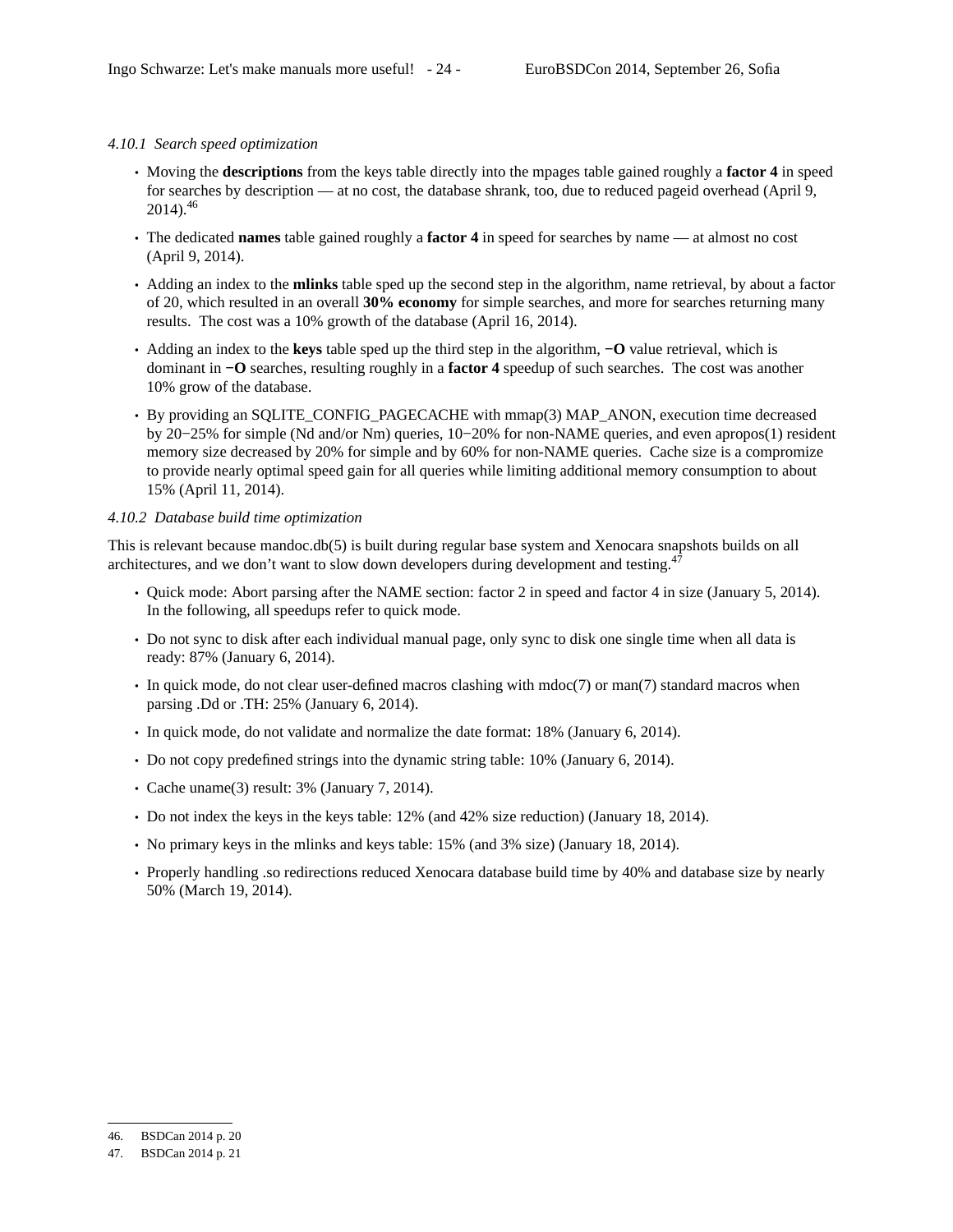### *4.10.1 Search speed optimization*

- Moving the **descriptions** from the keys table directly into the mpages table gained roughly a **factor 4** in speed for searches by description — at no cost, the database shrank, too, due to reduced pageid overhead (April 9, 2014).[46]
- The dedicated **names** table gained roughly a **factor 4** in speed for searches by name — at almost no cost (April 9, 2014).
- Adding an index to the **mlinks** table sped up the second step in the algorithm, name retrieval, by about a factor of 20, which resulted in an overall **30% economy** for simple searches, and more for searches returning many results. The cost was a 10% growth of the database (April 16, 2014).
- Adding an index to the **keys** table sped up the third step in the algorithm, **−O** value retrieval, which is dominant in **−O** searches, resulting roughly in a **factor 4** speedup of such searches. The cost was another 10% grow of the database.
- By providing an SQLITE_CONFIG_PAGECACHE with mmap(3) MAP_ANON, execution time decreased by 20−25% for simple (Nd and/or Nm) queries, 10−20% for non-NAME queries, and even apropos(1) resident memory size decreased by 20% for simple and by 60% for non-NAME queries. Cache size is a compromize to provide nearly optimal speed gain for all queries while limiting additional memory consumption to about 15% (April 11, 2014).

### *4.10.2 Database build time optimization*

This is relevant because mandoc.db(5) is built during regular base system and Xenocara snapshots builds on all architectures, and we don't want to slow down developers during development and testing.[47]

- Quick mode: Abort parsing after the NAME section: factor 2 in speed and factor 4 in size (January 5, 2014). In the following, all speedups refer to quick mode.
- Do not sync to disk after each individual manual page, only sync to disk one single time when all data is ready: 87% (January 6, 2014).
- In quick mode, do not clear user-defined macros clashing with mdoc(7) or man(7) standard macros when parsing .Dd or .TH: 25% (January 6, 2014).
- In quick mode, do not validate and normalize the date format: 18% (January 6, 2014).
- Do not copy predefined strings into the dynamic string table: 10% (January 6, 2014).
- Cache uname(3) result: 3% (January 7, 2014).
- Do not index the keys in the keys table: 12% (and 42% size reduction) (January 18, 2014).
- No primary keys in the mlinks and keys table: 15% (and 3% size) (January 18, 2014).
- Properly handling .so redirections reduced Xenocara database build time by 40% and database size by nearly 50% (March 19, 2014).

---

46. BSDCan 2014 p. 20
47. BSDCan 2014 p. 21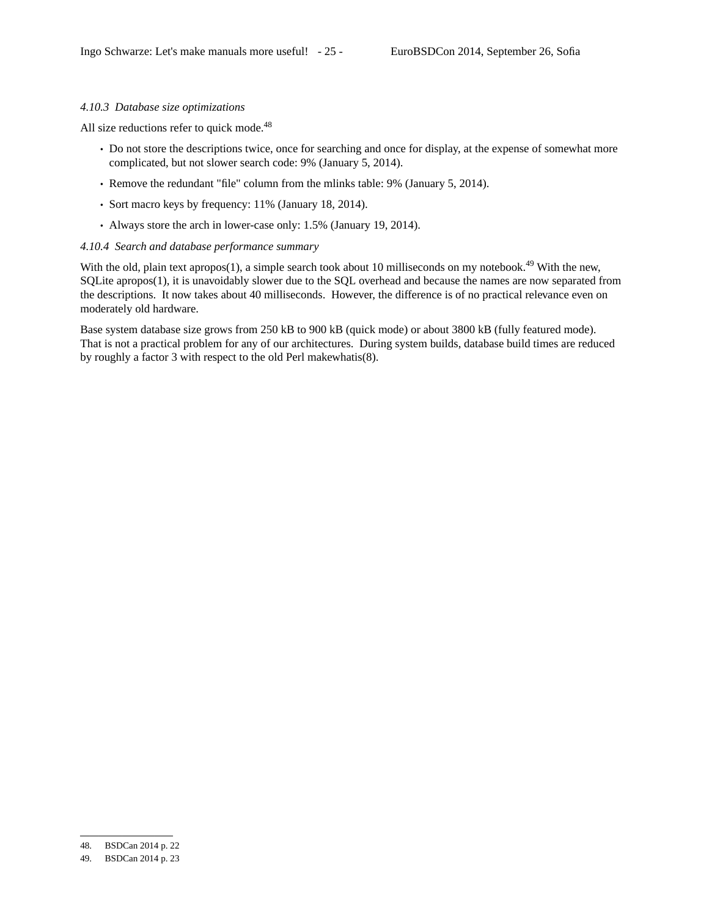#### *4.10.3 Database size optimizations*

All size reductions refer to quick mode.[48]

- Do not store the descriptions twice, once for searching and once for display, at the expense of somewhat more complicated, but not slower search code: 9% (January 5, 2014).
- Remove the redundant "file" column from the mlinks table: 9% (January 5, 2014).
- Sort macro keys by frequency: 11% (January 18, 2014).
- Always store the arch in lower-case only: 1.5% (January 19, 2014).

#### *4.10.4 Search and database performance summary*

With the old, plain text apropos(1), a simple search took about 10 milliseconds on my notebook.[49] With the new, SQLite apropos(1), it is unavoidably slower due to the SQL overhead and because the names are now separated from the descriptions. It now takes about 40 milliseconds. However, the difference is of no practical relevance even on moderately old hardware.

Base system database size grows from 250 kB to 900 kB (quick mode) or about 3800 kB (fully featured mode). That is not a practical problem for any of our architectures. During system builds, database build times are reduced by roughly a factor 3 with respect to the old Perl makewhatis(8).

---

48. BSDCan 2014 p. 22
49. BSDCan 2014 p. 23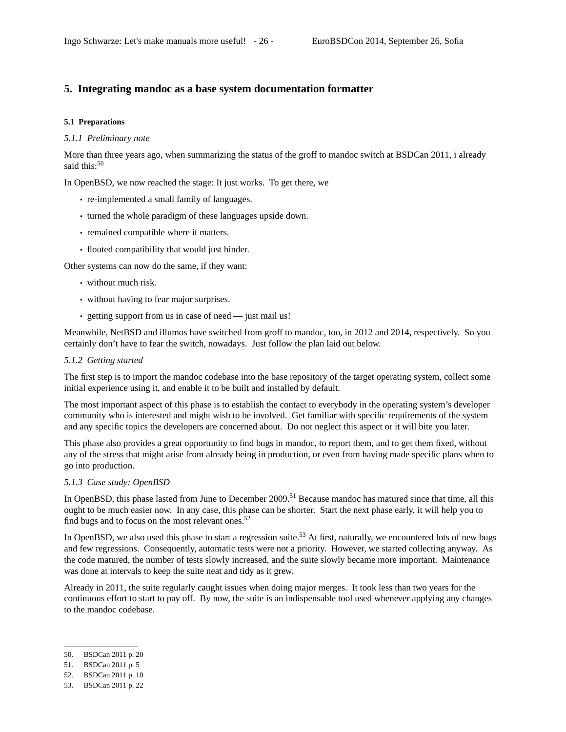## 5. Integrating mandoc as a base system documentation formatter

### 5.1 Preparations

*5.1.1 Preliminary note*

More than three years ago, when summarizing the status of the groff to mandoc switch at BSDCan 2011, i already said this:[50]

In OpenBSD, we now reached the stage: It just works. To get there, we

- re-implemented a small family of languages.
- turned the whole paradigm of these languages upside down.
- remained compatible where it matters.
- flouted compatibility that would just hinder.

Other systems can now do the same, if they want:

- without much risk.
- without having to fear major surprises.
- getting support from us in case of need — just mail us!

Meanwhile, NetBSD and illumos have switched from groff to mandoc, too, in 2012 and 2014, respectively. So you certainly don't have to fear the switch, nowadays. Just follow the plan laid out below.

*5.1.2 Getting started*

The first step is to import the mandoc codebase into the base repository of the target operating system, collect some initial experience using it, and enable it to be built and installed by default.

The most important aspect of this phase is to establish the contact to everybody in the operating system's developer community who is interested and might wish to be involved. Get familiar with specific requirements of the system and any specific topics the developers are concerned about. Do not neglect this aspect or it will bite you later.

This phase also provides a great opportunity to find bugs in mandoc, to report them, and to get them fixed, without any of the stress that might arise from already being in production, or even from having made specific plans when to go into production.

*5.1.3 Case study: OpenBSD*

In OpenBSD, this phase lasted from June to December 2009.[51] Because mandoc has matured since that time, all this ought to be much easier now. In any case, this phase can be shorter. Start the next phase early, it will help you to find bugs and to focus on the most relevant ones.[52]

In OpenBSD, we also used this phase to start a regression suite.[53] At first, naturally, we encountered lots of new bugs and few regressions. Consequently, automatic tests were not a priority. However, we started collecting anyway. As the code matured, the number of tests slowly increased, and the suite slowly became more important. Maintenance was done at intervals to keep the suite neat and tidy as it grew.

Already in 2011, the suite regularly caught issues when doing major merges. It took less than two years for the continuous effort to start to pay off. By now, the suite is an indispensable tool used whenever applying any changes to the mandoc codebase.

---

50. BSDCan 2011 p. 20
51. BSDCan 2011 p. 5
52. BSDCan 2011 p. 10
53. BSDCan 2011 p. 22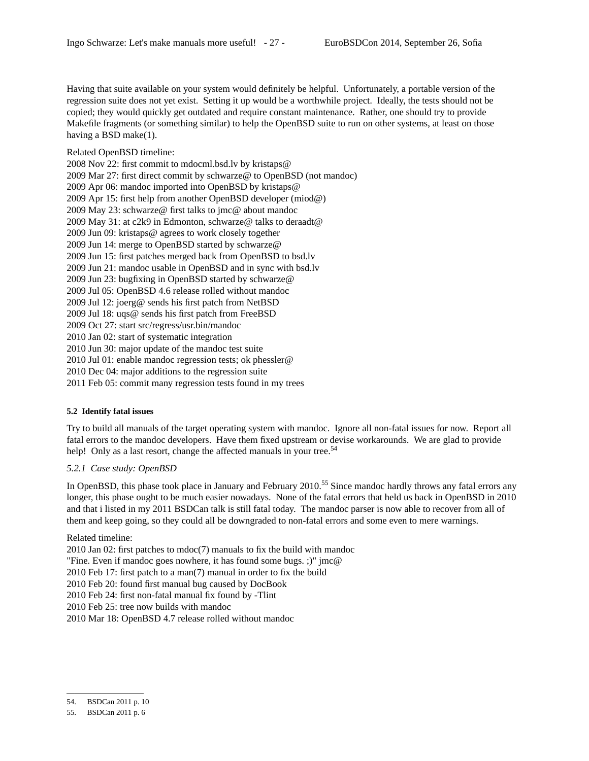Having that suite available on your system would definitely be helpful. Unfortunately, a portable version of the regression suite does not yet exist. Setting it up would be a worthwhile project. Ideally, the tests should not be copied; they would quickly get outdated and require constant maintenance. Rather, one should try to provide Makefile fragments (or something similar) to help the OpenBSD suite to run on other systems, at least on those having a BSD make(1).

Related OpenBSD timeline:
2008 Nov 22: first commit to mdocml.bsd.lv by kristaps@
2009 Mar 27: first direct commit by schwarze@ to OpenBSD (not mandoc)
2009 Apr 06: mandoc imported into OpenBSD by kristaps@
2009 Apr 15: first help from another OpenBSD developer (miod@)
2009 May 23: schwarze@ first talks to jmc@ about mandoc
2009 May 31: at c2k9 in Edmonton, schwarze@ talks to deraadt@
2009 Jun 09: kristaps@ agrees to work closely together
2009 Jun 14: merge to OpenBSD started by schwarze@
2009 Jun 15: first patches merged back from OpenBSD to bsd.lv
2009 Jun 21: mandoc usable in OpenBSD and in sync with bsd.lv
2009 Jun 23: bugfixing in OpenBSD started by schwarze@
2009 Jul 05: OpenBSD 4.6 release rolled without mandoc
2009 Jul 12: joerg@ sends his first patch from NetBSD
2009 Jul 18: uqs@ sends his first patch from FreeBSD
2009 Oct 27: start src/regress/usr.bin/mandoc
2010 Jan 02: start of systematic integration
2010 Jun 30: major update of the mandoc test suite
2010 Jul 01: enable mandoc regression tests; ok phessler@
2010 Dec 04: major additions to the regression suite
2011 Feb 05: commit many regression tests found in my trees

#### 5.2 Identify fatal issues

Try to build all manuals of the target operating system with mandoc. Ignore all non-fatal issues for now. Report all fatal errors to the mandoc developers. Have them fixed upstream or devise workarounds. We are glad to provide help! Only as a last resort, change the affected manuals in your tree.[54]

*5.2.1 Case study: OpenBSD*

In OpenBSD, this phase took place in January and February 2010.[55] Since mandoc hardly throws any fatal errors any longer, this phase ought to be much easier nowadays. None of the fatal errors that held us back in OpenBSD in 2010 and that i listed in my 2011 BSDCan talk is still fatal today. The mandoc parser is now able to recover from all of them and keep going, so they could all be downgraded to non-fatal errors and some even to mere warnings.

Related timeline:
2010 Jan 02: first patches to mdoc(7) manuals to fix the build with mandoc
"Fine. Even if mandoc goes nowhere, it has found some bugs. ;)" jmc@
2010 Feb 17: first patch to a man(7) manual in order to fix the build
2010 Feb 20: found first manual bug caused by DocBook
2010 Feb 24: first non-fatal manual fix found by -Tlint
2010 Feb 25: tree now builds with mandoc
2010 Mar 18: OpenBSD 4.7 release rolled without mandoc

54. BSDCan 2011 p. 10
55. BSDCan 2011 p. 6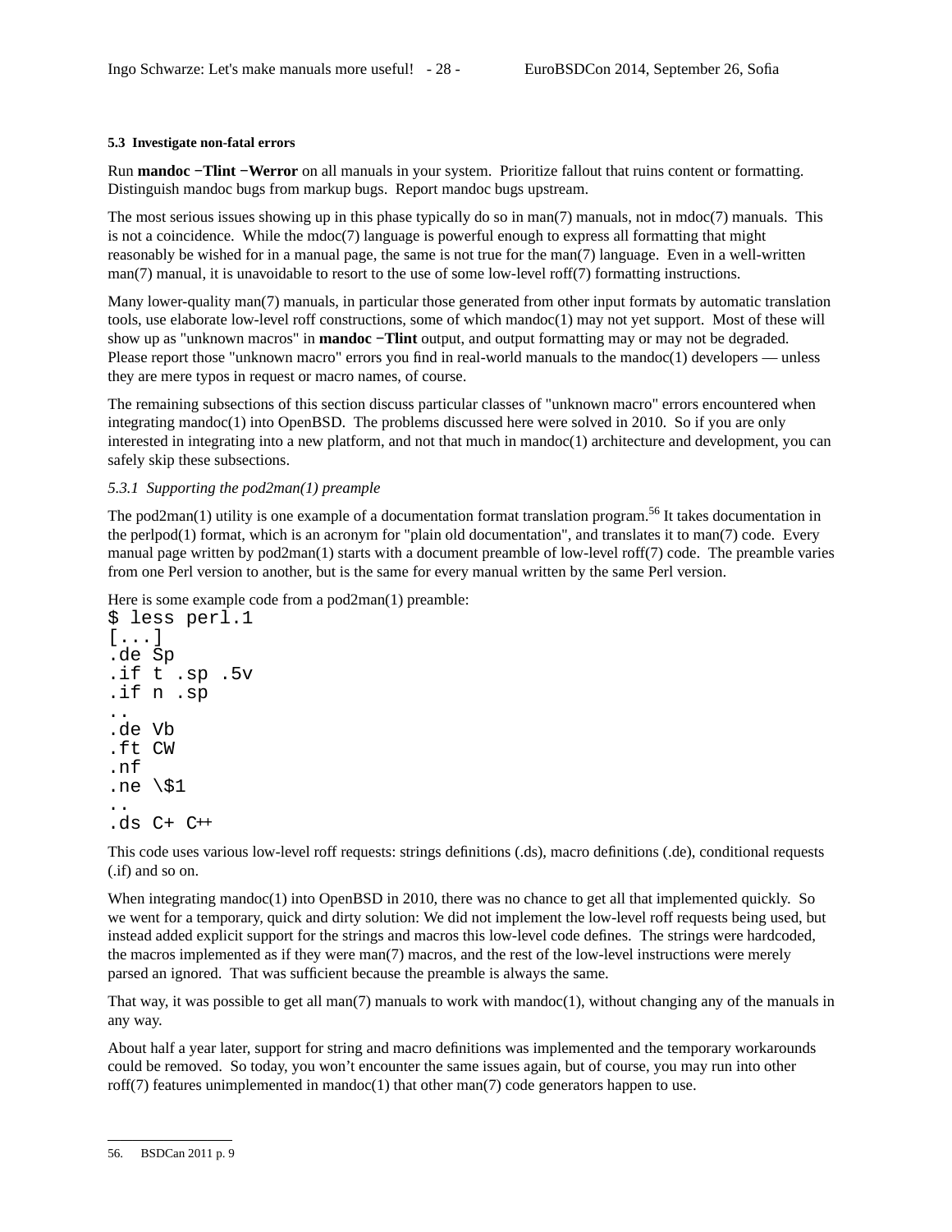### 5.3 Investigate non-fatal errors

Run **mandoc −Tlint −Werror** on all manuals in your system. Prioritize fallout that ruins content or formatting. Distinguish mandoc bugs from markup bugs. Report mandoc bugs upstream.

The most serious issues showing up in this phase typically do so in man(7) manuals, not in mdoc(7) manuals. This is not a coincidence. While the mdoc(7) language is powerful enough to express all formatting that might reasonably be wished for in a manual page, the same is not true for the man(7) language. Even in a well-written man(7) manual, it is unavoidable to resort to the use of some low-level roff(7) formatting instructions.

Many lower-quality man(7) manuals, in particular those generated from other input formats by automatic translation tools, use elaborate low-level roff constructions, some of which mandoc(1) may not yet support. Most of these will show up as "unknown macros" in **mandoc −Tlint** output, and output formatting may or may not be degraded. Please report those "unknown macro" errors you find in real-world manuals to the mandoc(1) developers — unless they are mere typos in request or macro names, of course.

The remaining subsections of this section discuss particular classes of "unknown macro" errors encountered when integrating mandoc(1) into OpenBSD. The problems discussed here were solved in 2010. So if you are only interested in integrating into a new platform, and not that much in mandoc(1) architecture and development, you can safely skip these subsections.

#### *5.3.1 Supporting the pod2man(1) preample*

The pod2man(1) utility is one example of a documentation format translation program.[56] It takes documentation in the perlpod(1) format, which is an acronym for "plain old documentation", and translates it to man(7) code. Every manual page written by pod2man(1) starts with a document preamble of low-level roff(7) code. The preamble varies from one Perl version to another, but is the same for every manual written by the same Perl version.

Here is some example code from a pod2man(1) preamble:

```
$ less perl.1
[...]
.de Sp
.if t .sp .5v
.if n .sp
..
.de Vb
.ft CW
.nf
.ne \$1
..
.ds C+ C++
```

This code uses various low-level roff requests: strings definitions (.ds), macro definitions (.de), conditional requests (.if) and so on.

When integrating mandoc(1) into OpenBSD in 2010, there was no chance to get all that implemented quickly. So we went for a temporary, quick and dirty solution: We did not implement the low-level roff requests being used, but instead added explicit support for the strings and macros this low-level code defines. The strings were hardcoded, the macros implemented as if they were man(7) macros, and the rest of the low-level instructions were merely parsed an ignored. That was sufficient because the preamble is always the same.

That way, it was possible to get all man(7) manuals to work with mandoc(1), without changing any of the manuals in any way.

About half a year later, support for string and macro definitions was implemented and the temporary workarounds could be removed. So today, you won't encounter the same issues again, but of course, you may run into other roff(7) features unimplemented in mandoc(1) that other man(7) code generators happen to use.

---

56. BSDCan 2011 p. 9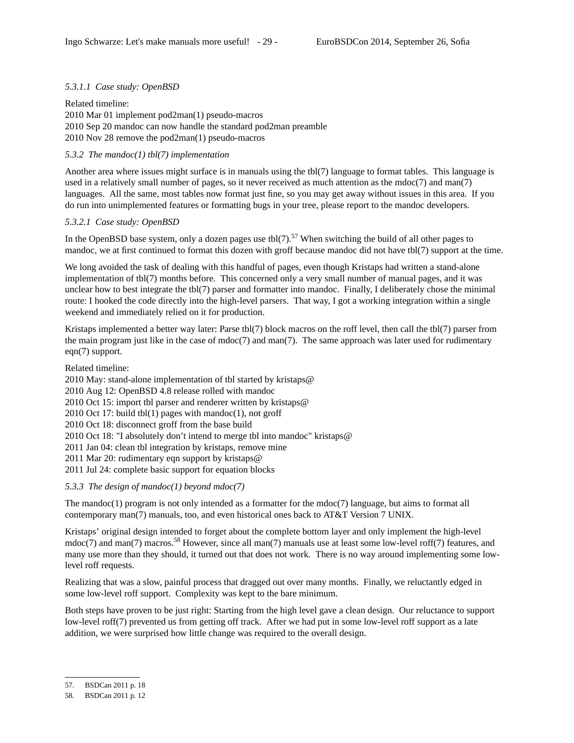#### 5.3.1.1 Case study: OpenBSD

Related timeline:
2010 Mar 01 implement pod2man(1) pseudo-macros
2010 Sep 20 mandoc can now handle the standard pod2man preamble
2010 Nov 28 remove the pod2man(1) pseudo-macros

### 5.3.2 The mandoc(1) tbl(7) implementation

Another area where issues might surface is in manuals using the tbl(7) language to format tables. This language is used in a relatively small number of pages, so it never received as much attention as the mdoc(7) and man(7) languages. All the same, most tables now format just fine, so you may get away without issues in this area. If you do run into unimplemented features or formatting bugs in your tree, please report to the mandoc developers.

#### 5.3.2.1 Case study: OpenBSD

In the OpenBSD base system, only a dozen pages use tbl(7).[57] When switching the build of all other pages to mandoc, we at first continued to format this dozen with groff because mandoc did not have tbl(7) support at the time.

We long avoided the task of dealing with this handful of pages, even though Kristaps had written a stand-alone implementation of tbl(7) months before. This concerned only a very small number of manual pages, and it was unclear how to best integrate the tbl(7) parser and formatter into mandoc. Finally, I deliberately chose the minimal route: I hooked the code directly into the high-level parsers. That way, I got a working integration within a single weekend and immediately relied on it for production.

Kristaps implemented a better way later: Parse tbl(7) block macros on the roff level, then call the tbl(7) parser from the main program just like in the case of mdoc(7) and man(7). The same approach was later used for rudimentary eqn(7) support.

Related timeline:
2010 May: stand-alone implementation of tbl started by kristaps@
2010 Aug 12: OpenBSD 4.8 release rolled with mandoc
2010 Oct 15: import tbl parser and renderer written by kristaps@
2010 Oct 17: build tbl(1) pages with mandoc(1), not groff
2010 Oct 18: disconnect groff from the base build
2010 Oct 18: "I absolutely don't intend to merge tbl into mandoc" kristaps@
2011 Jan 04: clean tbl integration by kristaps, remove mine
2011 Mar 20: rudimentary eqn support by kristaps@
2011 Jul 24: complete basic support for equation blocks

### 5.3.3 The design of mandoc(1) beyond mdoc(7)

The mandoc(1) program is not only intended as a formatter for the mdoc(7) language, but aims to format all contemporary man(7) manuals, too, and even historical ones back to AT&T Version 7 UNIX.

Kristaps' original design intended to forget about the complete bottom layer and only implement the high-level mdoc(7) and man(7) macros.[58] However, since all man(7) manuals use at least some low-level roff(7) features, and many use more than they should, it turned out that does not work. There is no way around implementing some low-level roff requests.

Realizing that was a slow, painful process that dragged out over many months. Finally, we reluctantly edged in some low-level roff support. Complexity was kept to the bare minimum.

Both steps have proven to be just right: Starting from the high level gave a clean design. Our reluctance to support low-level roff(7) prevented us from getting off track. After we had put in some low-level roff support as a late addition, we were surprised how little change was required to the overall design.

---

57. BSDCan 2011 p. 18
58. BSDCan 2011 p. 12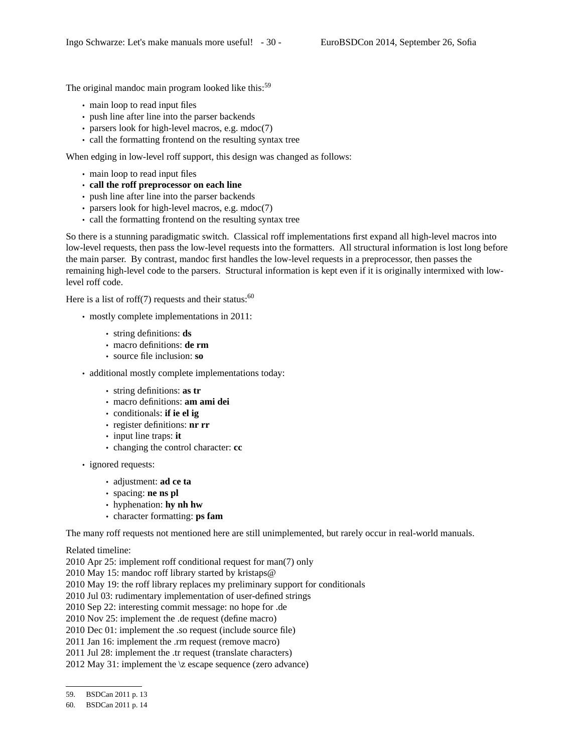The original mandoc main program looked like this:[59]

- main loop to read input files
- push line after line into the parser backends
- parsers look for high-level macros, e.g. mdoc(7)
- call the formatting frontend on the resulting syntax tree

When edging in low-level roff support, this design was changed as follows:

- main loop to read input files
- **call the roff preprocessor on each line**
- push line after line into the parser backends
- parsers look for high-level macros, e.g. mdoc(7)
- call the formatting frontend on the resulting syntax tree

So there is a stunning paradigmatic switch. Classical roff implementations first expand all high-level macros into low-level requests, then pass the low-level requests into the formatters. All structural information is lost long before the main parser. By contrast, mandoc first handles the low-level requests in a preprocessor, then passes the remaining high-level code to the parsers. Structural information is kept even if it is originally intermixed with low-level roff code.

Here is a list of roff(7) requests and their status:[60]

- mostly complete implementations in 2011:
  - string definitions: **ds**
  - macro definitions: **de rm**
  - source file inclusion: **so**
- additional mostly complete implementations today:
  - string definitions: **as tr**
  - macro definitions: **am ami dei**
  - conditionals: **if ie el ig**
  - register definitions: **nr rr**
  - input line traps: **it**
  - changing the control character: **cc**
- ignored requests:
  - adjustment: **ad ce ta**
  - spacing: **ne ns pl**
  - hyphenation: **hy nh hw**
  - character formatting: **ps fam**

The many roff requests not mentioned here are still unimplemented, but rarely occur in real-world manuals.

Related timeline:
2010 Apr 25: implement roff conditional request for man(7) only
2010 May 15: mandoc roff library started by kristaps@
2010 May 19: the roff library replaces my preliminary support for conditionals
2010 Jul 03: rudimentary implementation of user-defined strings
2010 Sep 22: interesting commit message: no hope for .de
2010 Nov 25: implement the .de request (define macro)
2010 Dec 01: implement the .so request (include source file)
2011 Jan 16: implement the .rm request (remove macro)
2011 Jul 28: implement the .tr request (translate characters)
2012 May 31: implement the \z escape sequence (zero advance)

---

59. BSDCan 2011 p. 13
60. BSDCan 2011 p. 14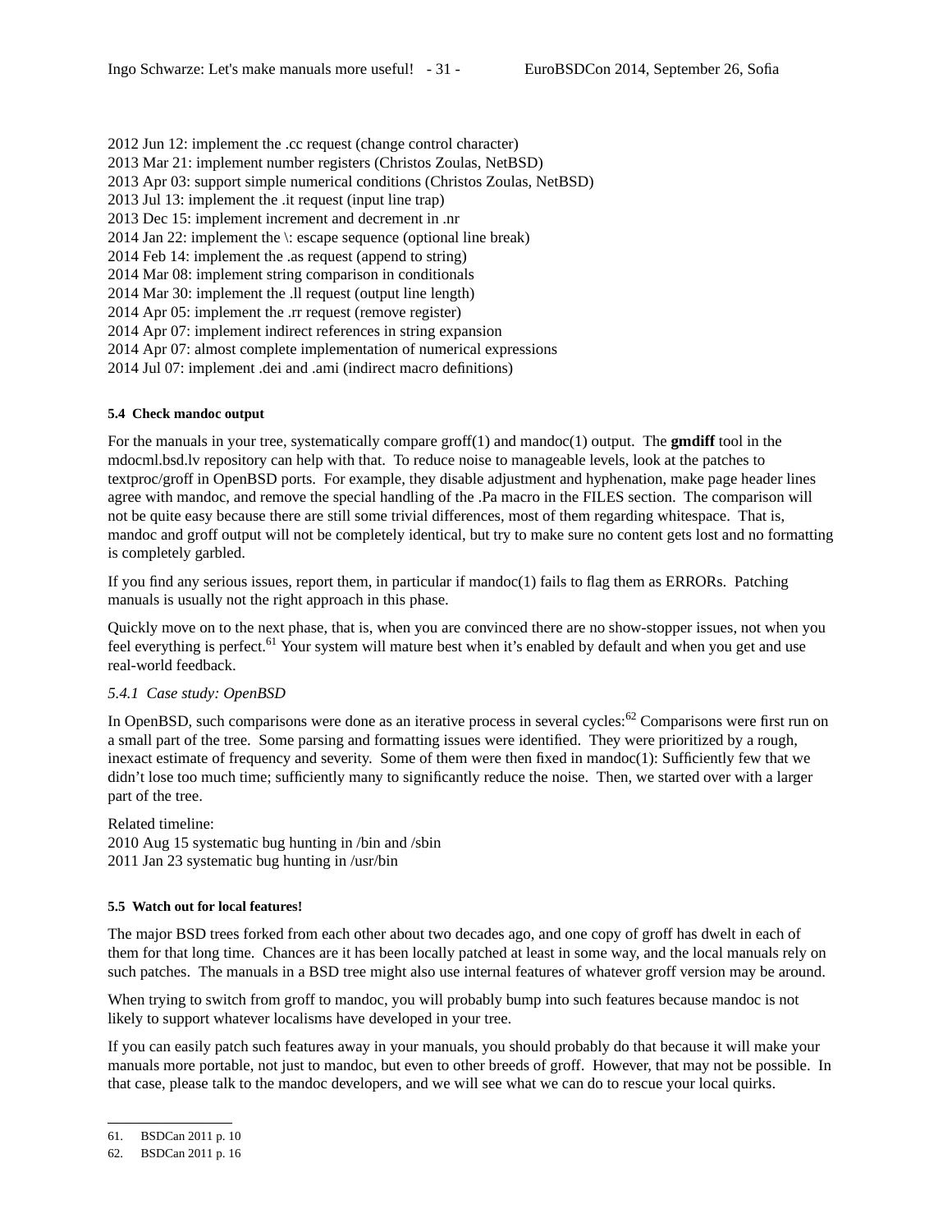2012 Jun 12: implement the .cc request (change control character)
2013 Mar 21: implement number registers (Christos Zoulas, NetBSD)
2013 Apr 03: support simple numerical conditions (Christos Zoulas, NetBSD)
2013 Jul 13: implement the .it request (input line trap)
2013 Dec 15: implement increment and decrement in .nr
2014 Jan 22: implement the \: escape sequence (optional line break)
2014 Feb 14: implement the .as request (append to string)
2014 Mar 08: implement string comparison in conditionals
2014 Mar 30: implement the .ll request (output line length)
2014 Apr 05: implement the .rr request (remove register)
2014 Apr 07: implement indirect references in string expansion
2014 Apr 07: almost complete implementation of numerical expressions
2014 Jul 07: implement .dei and .ami (indirect macro definitions)

#### 5.4 Check mandoc output

For the manuals in your tree, systematically compare groff(1) and mandoc(1) output. The **gmdiff** tool in the mdocml.bsd.lv repository can help with that. To reduce noise to manageable levels, look at the patches to textproc/groff in OpenBSD ports. For example, they disable adjustment and hyphenation, make page header lines agree with mandoc, and remove the special handling of the .Pa macro in the FILES section. The comparison will not be quite easy because there are still some trivial differences, most of them regarding whitespace. That is, mandoc and groff output will not be completely identical, but try to make sure no content gets lost and no formatting is completely garbled.

If you find any serious issues, report them, in particular if mandoc(1) fails to flag them as ERRORs. Patching manuals is usually not the right approach in this phase.

Quickly move on to the next phase, that is, when you are convinced there are no show-stopper issues, not when you feel everything is perfect.[61] Your system will mature best when it's enabled by default and when you get and use real-world feedback.

##### *5.4.1 Case study: OpenBSD*

In OpenBSD, such comparisons were done as an iterative process in several cycles:[62] Comparisons were first run on a small part of the tree. Some parsing and formatting issues were identified. They were prioritized by a rough, inexact estimate of frequency and severity. Some of them were then fixed in mandoc(1): Sufficiently few that we didn't lose too much time; sufficiently many to significantly reduce the noise. Then, we started over with a larger part of the tree.

Related timeline:
2010 Aug 15 systematic bug hunting in /bin and /sbin
2011 Jan 23 systematic bug hunting in /usr/bin

#### 5.5 Watch out for local features!

The major BSD trees forked from each other about two decades ago, and one copy of groff has dwelt in each of them for that long time. Chances are it has been locally patched at least in some way, and the local manuals rely on such patches. The manuals in a BSD tree might also use internal features of whatever groff version may be around.

When trying to switch from groff to mandoc, you will probably bump into such features because mandoc is not likely to support whatever localisms have developed in your tree.

If you can easily patch such features away in your manuals, you should probably do that because it will make your manuals more portable, not just to mandoc, but even to other breeds of groff. However, that may not be possible. In that case, please talk to the mandoc developers, and we will see what we can do to rescue your local quirks.

---

61. BSDCan 2011 p. 10
62. BSDCan 2011 p. 16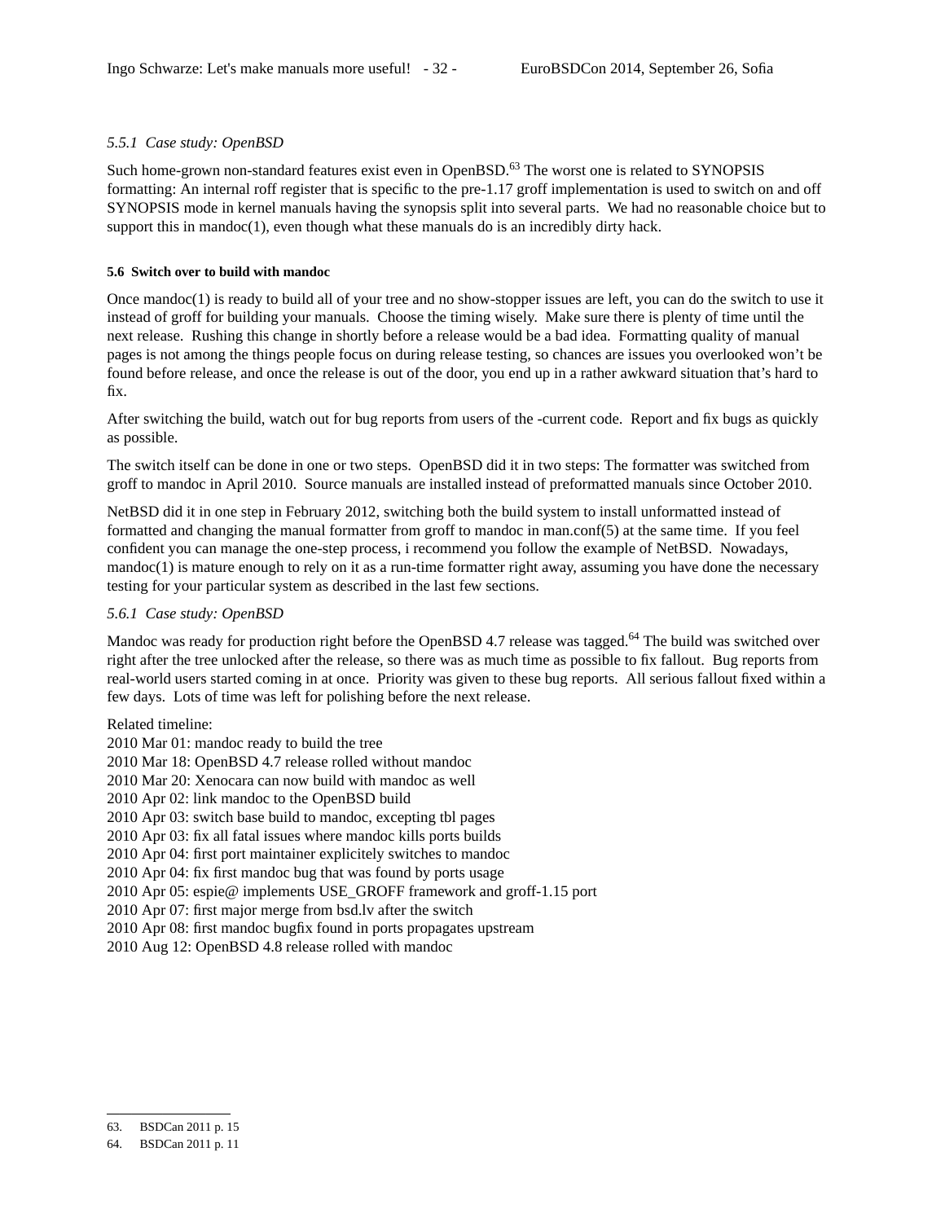#### *5.5.1 Case study: OpenBSD*

Such home-grown non-standard features exist even in OpenBSD.[63] The worst one is related to SYNOPSIS formatting: An internal roff register that is specific to the pre-1.17 groff implementation is used to switch on and off SYNOPSIS mode in kernel manuals having the synopsis split into several parts. We had no reasonable choice but to support this in mandoc(1), even though what these manuals do is an incredibly dirty hack.

### 5.6 Switch over to build with mandoc

Once mandoc(1) is ready to build all of your tree and no show-stopper issues are left, you can do the switch to use it instead of groff for building your manuals. Choose the timing wisely. Make sure there is plenty of time until the next release. Rushing this change in shortly before a release would be a bad idea. Formatting quality of manual pages is not among the things people focus on during release testing, so chances are issues you overlooked won't be found before release, and once the release is out of the door, you end up in a rather awkward situation that's hard to fix.

After switching the build, watch out for bug reports from users of the -current code. Report and fix bugs as quickly as possible.

The switch itself can be done in one or two steps. OpenBSD did it in two steps: The formatter was switched from groff to mandoc in April 2010. Source manuals are installed instead of preformatted manuals since October 2010.

NetBSD did it in one step in February 2012, switching both the build system to install unformatted instead of formatted and changing the manual formatter from groff to mandoc in man.conf(5) at the same time. If you feel confident you can manage the one-step process, i recommend you follow the example of NetBSD. Nowadays, mandoc(1) is mature enough to rely on it as a run-time formatter right away, assuming you have done the necessary testing for your particular system as described in the last few sections.

#### *5.6.1 Case study: OpenBSD*

Mandoc was ready for production right before the OpenBSD 4.7 release was tagged.[64] The build was switched over right after the tree unlocked after the release, so there was as much time as possible to fix fallout. Bug reports from real-world users started coming in at once. Priority was given to these bug reports. All serious fallout fixed within a few days. Lots of time was left for polishing before the next release.

Related timeline:
2010 Mar 01: mandoc ready to build the tree
2010 Mar 18: OpenBSD 4.7 release rolled without mandoc
2010 Mar 20: Xenocara can now build with mandoc as well
2010 Apr 02: link mandoc to the OpenBSD build
2010 Apr 03: switch base build to mandoc, excepting tbl pages
2010 Apr 03: fix all fatal issues where mandoc kills ports builds
2010 Apr 04: first port maintainer explicitely switches to mandoc
2010 Apr 04: fix first mandoc bug that was found by ports usage
2010 Apr 05: espie@ implements USE_GROFF framework and groff-1.15 port
2010 Apr 07: first major merge from bsd.lv after the switch
2010 Apr 08: first mandoc bugfix found in ports propagates upstream
2010 Aug 12: OpenBSD 4.8 release rolled with mandoc

---

63. BSDCan 2011 p. 15
64. BSDCan 2011 p. 11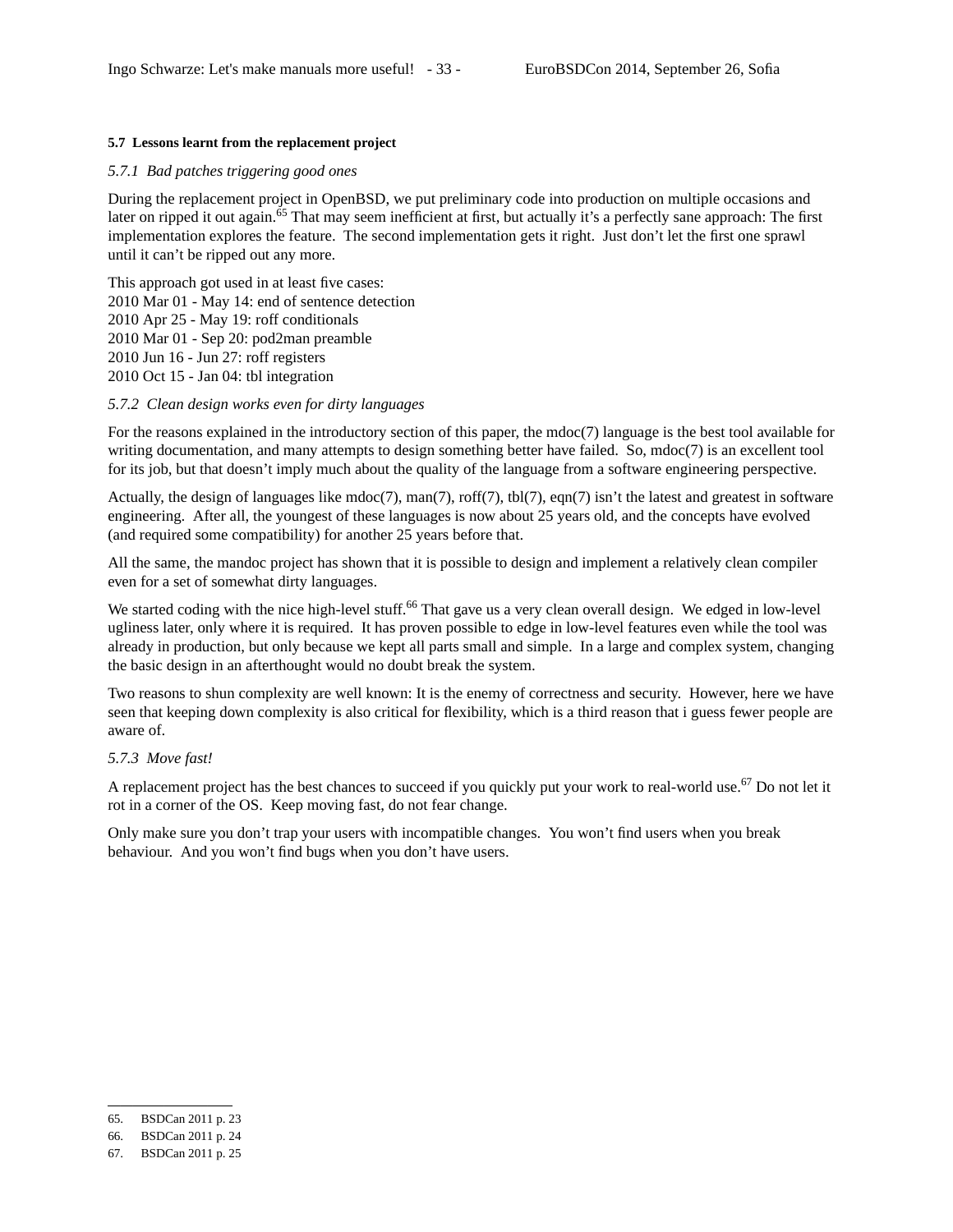### 5.7 Lessons learnt from the replacement project

#### *5.7.1 Bad patches triggering good ones*

During the replacement project in OpenBSD, we put preliminary code into production on multiple occasions and later on ripped it out again.[65] That may seem inefficient at first, but actually it's a perfectly sane approach: The first implementation explores the feature. The second implementation gets it right. Just don't let the first one sprawl until it can't be ripped out any more.

This approach got used in at least five cases:
2010 Mar 01 - May 14: end of sentence detection
2010 Apr 25 - May 19: roff conditionals
2010 Mar 01 - Sep 20: pod2man preamble
2010 Jun 16 - Jun 27: roff registers
2010 Oct 15 - Jan 04: tbl integration

#### *5.7.2 Clean design works even for dirty languages*

For the reasons explained in the introductory section of this paper, the mdoc(7) language is the best tool available for writing documentation, and many attempts to design something better have failed. So, mdoc(7) is an excellent tool for its job, but that doesn't imply much about the quality of the language from a software engineering perspective.

Actually, the design of languages like mdoc(7), man(7), roff(7), tbl(7), eqn(7) isn't the latest and greatest in software engineering. After all, the youngest of these languages is now about 25 years old, and the concepts have evolved (and required some compatibility) for another 25 years before that.

All the same, the mandoc project has shown that it is possible to design and implement a relatively clean compiler even for a set of somewhat dirty languages.

We started coding with the nice high-level stuff.[66] That gave us a very clean overall design. We edged in low-level ugliness later, only where it is required. It has proven possible to edge in low-level features even while the tool was already in production, but only because we kept all parts small and simple. In a large and complex system, changing the basic design in an afterthought would no doubt break the system.

Two reasons to shun complexity are well known: It is the enemy of correctness and security. However, here we have seen that keeping down complexity is also critical for flexibility, which is a third reason that i guess fewer people are aware of.

#### *5.7.3 Move fast!*

A replacement project has the best chances to succeed if you quickly put your work to real-world use.[67] Do not let it rot in a corner of the OS. Keep moving fast, do not fear change.

Only make sure you don't trap your users with incompatible changes. You won't find users when you break behaviour. And you won't find bugs when you don't have users.

---

65. BSDCan 2011 p. 23
66. BSDCan 2011 p. 24
67. BSDCan 2011 p. 25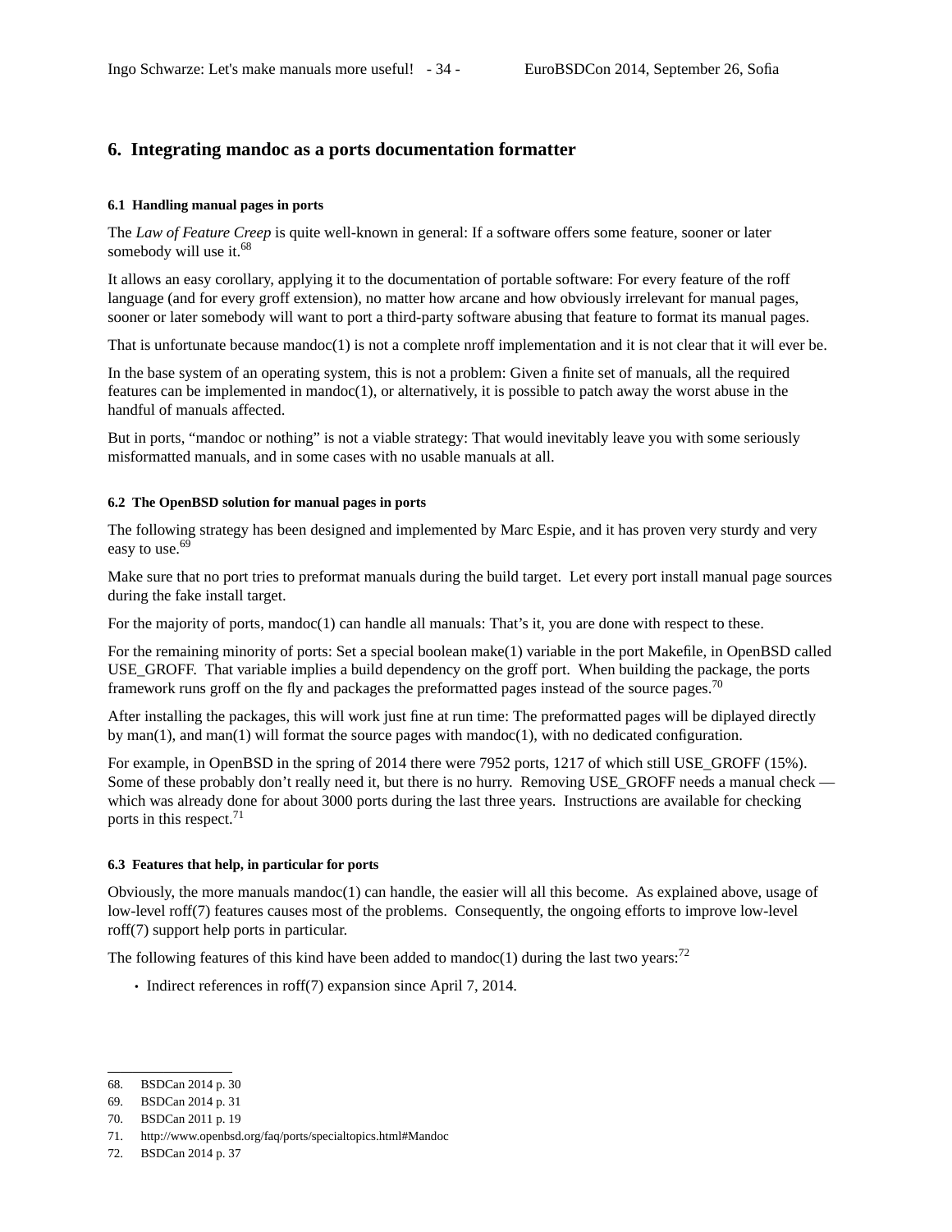## 6. Integrating mandoc as a ports documentation formatter

### 6.1 Handling manual pages in ports

The *Law of Feature Creep* is quite well-known in general: If a software offers some feature, sooner or later somebody will use it.[68]

It allows an easy corollary, applying it to the documentation of portable software: For every feature of the roff language (and for every groff extension), no matter how arcane and how obviously irrelevant for manual pages, sooner or later somebody will want to port a third-party software abusing that feature to format its manual pages.

That is unfortunate because mandoc(1) is not a complete nroff implementation and it is not clear that it will ever be.

In the base system of an operating system, this is not a problem: Given a finite set of manuals, all the required features can be implemented in mandoc(1), or alternatively, it is possible to patch away the worst abuse in the handful of manuals affected.

But in ports, “mandoc or nothing” is not a viable strategy: That would inevitably leave you with some seriously misformatted manuals, and in some cases with no usable manuals at all.

### 6.2 The OpenBSD solution for manual pages in ports

The following strategy has been designed and implemented by Marc Espie, and it has proven very sturdy and very easy to use.[69]

Make sure that no port tries to preformat manuals during the build target. Let every port install manual page sources during the fake install target.

For the majority of ports, mandoc(1) can handle all manuals: That’s it, you are done with respect to these.

For the remaining minority of ports: Set a special boolean make(1) variable in the port Makefile, in OpenBSD called USE_GROFF. That variable implies a build dependency on the groff port. When building the package, the ports framework runs groff on the fly and packages the preformatted pages instead of the source pages.[70]

After installing the packages, this will work just fine at run time: The preformatted pages will be diplayed directly by man(1), and man(1) will format the source pages with mandoc(1), with no dedicated configuration.

For example, in OpenBSD in the spring of 2014 there were 7952 ports, 1217 of which still USE_GROFF (15%). Some of these probably don’t really need it, but there is no hurry. Removing USE_GROFF needs a manual check — which was already done for about 3000 ports during the last three years. Instructions are available for checking ports in this respect.[71]

### 6.3 Features that help, in particular for ports

Obviously, the more manuals mandoc(1) can handle, the easier will all this become. As explained above, usage of low-level roff(7) features causes most of the problems. Consequently, the ongoing efforts to improve low-level roff(7) support help ports in particular.

The following features of this kind have been added to mandoc(1) during the last two years:[72]

- Indirect references in roff(7) expansion since April 7, 2014.

---

68. BSDCan 2014 p. 30
69. BSDCan 2014 p. 31
70. BSDCan 2011 p. 19
71. http://www.openbsd.org/faq/ports/specialtopics.html#Mandoc
72. BSDCan 2014 p. 37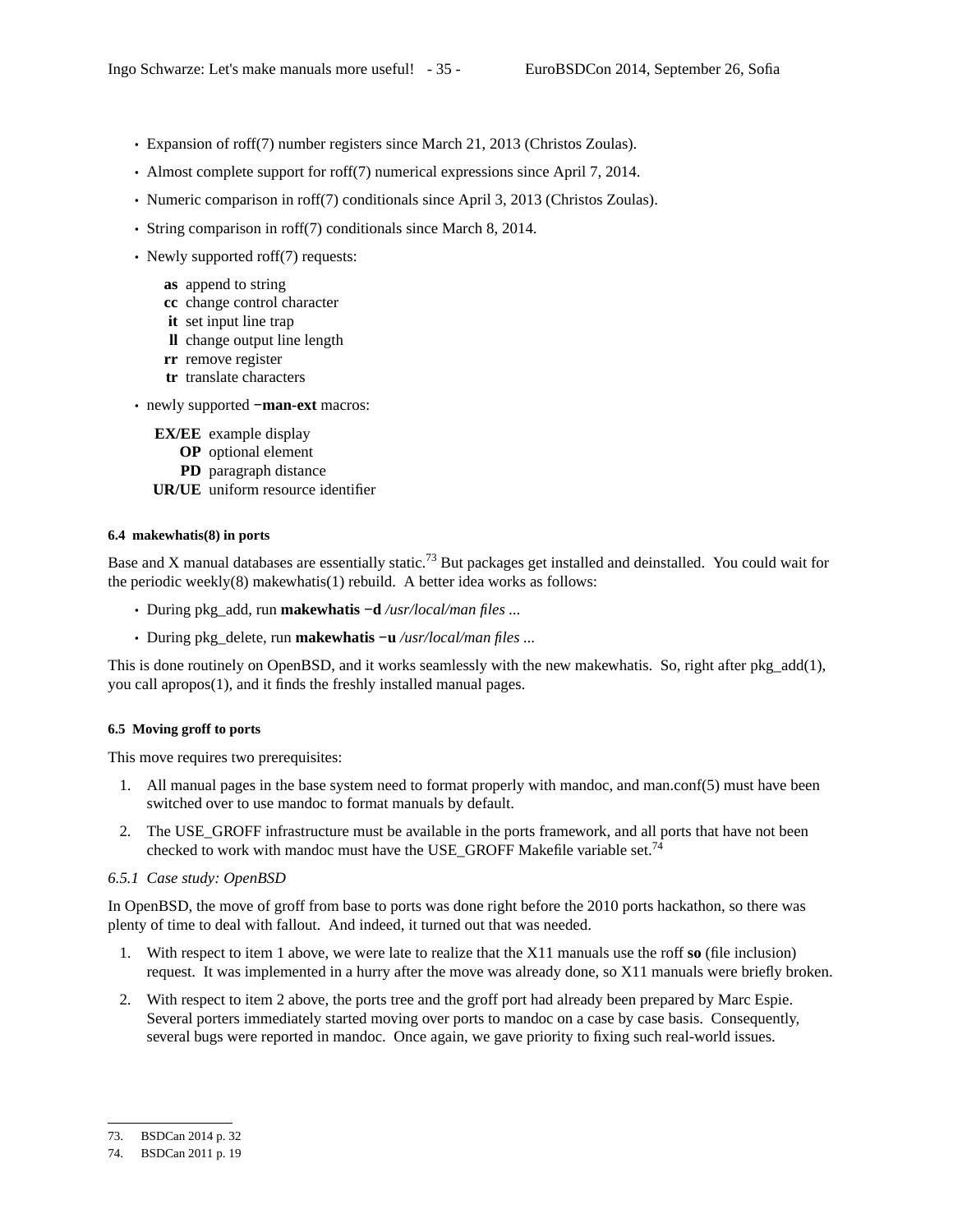- Expansion of roff(7) number registers since March 21, 2013 (Christos Zoulas).
- Almost complete support for roff(7) numerical expressions since April 7, 2014.
- Numeric comparison in roff(7) conditionals since April 3, 2013 (Christos Zoulas).
- String comparison in roff(7) conditionals since March 8, 2014.
- Newly supported roff(7) requests:

  **as** append to string
  **cc** change control character
  **it** set input line trap
  **ll** change output line length
  **rr** remove register
  **tr** translate characters

- newly supported **−man-ext** macros:

  **EX/EE** example display
  **OP** optional element
  **PD** paragraph distance
  **UR/UE** uniform resource identifier

#### 6.4 makewhatis(8) in ports

Base and X manual databases are essentially static.[73] But packages get installed and deinstalled. You could wait for the periodic weekly(8) makewhatis(1) rebuild. A better idea works as follows:

- During pkg_add, run **makewhatis −d** */usr/local/man files* ...
- During pkg_delete, run **makewhatis −u** */usr/local/man files* ...

This is done routinely on OpenBSD, and it works seamlessly with the new makewhatis. So, right after pkg_add(1), you call apropos(1), and it finds the freshly installed manual pages.

#### 6.5 Moving groff to ports

This move requires two prerequisites:

1. All manual pages in the base system need to format properly with mandoc, and man.conf(5) must have been switched over to use mandoc to format manuals by default.
2. The USE_GROFF infrastructure must be available in the ports framework, and all ports that have not been checked to work with mandoc must have the USE_GROFF Makefile variable set.[74]

*6.5.1 Case study: OpenBSD*

In OpenBSD, the move of groff from base to ports was done right before the 2010 ports hackathon, so there was plenty of time to deal with fallout. And indeed, it turned out that was needed.

1. With respect to item 1 above, we were late to realize that the X11 manuals use the roff **so** (file inclusion) request. It was implemented in a hurry after the move was already done, so X11 manuals were briefly broken.
2. With respect to item 2 above, the ports tree and the groff port had already been prepared by Marc Espie. Several porters immediately started moving over ports to mandoc on a case by case basis. Consequently, several bugs were reported in mandoc. Once again, we gave priority to fixing such real-world issues.

---

73. BSDCan 2014 p. 32
74. BSDCan 2011 p. 19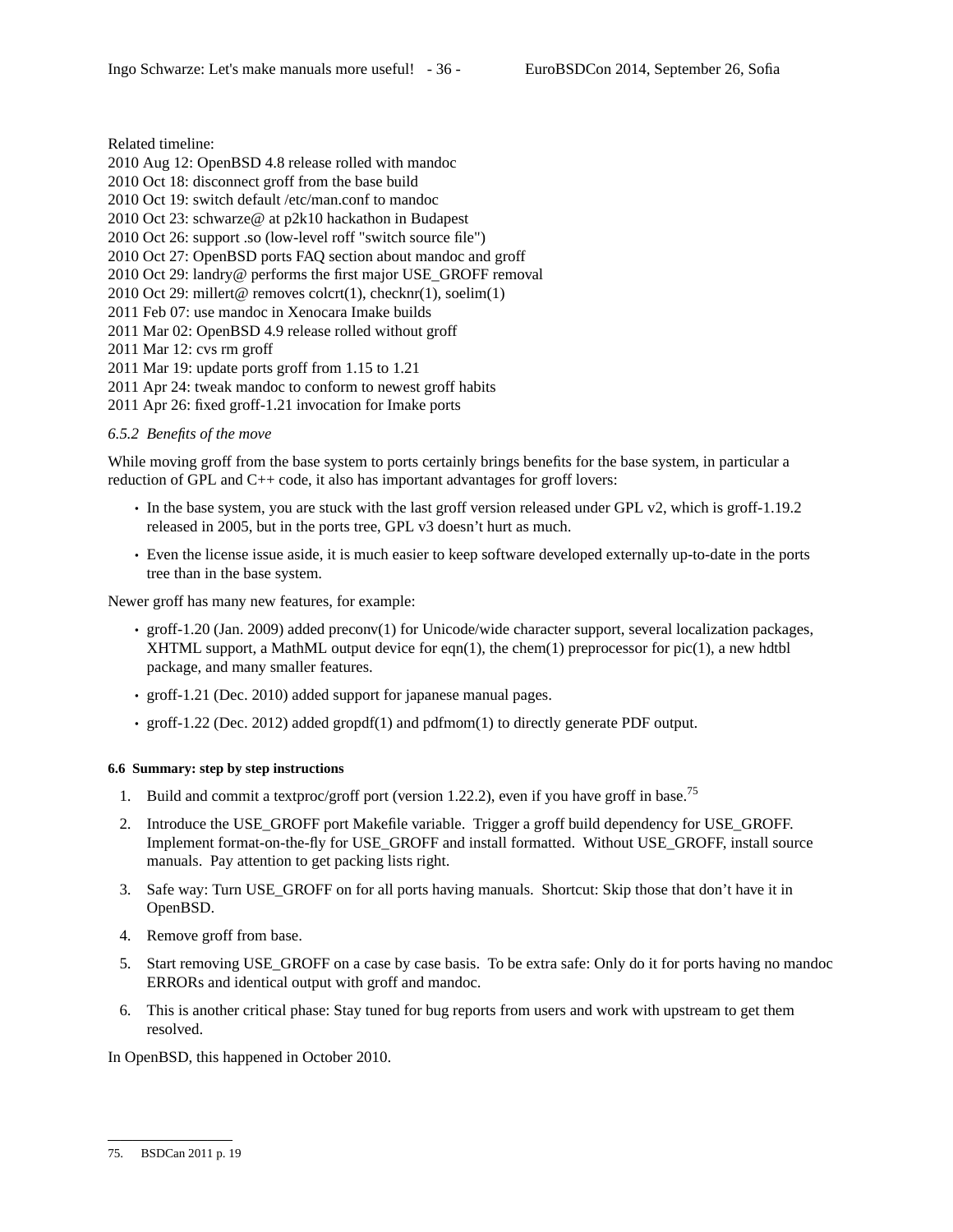Related timeline:
2010 Aug 12: OpenBSD 4.8 release rolled with mandoc
2010 Oct 18: disconnect groff from the base build
2010 Oct 19: switch default /etc/man.conf to mandoc
2010 Oct 23: schwarze@ at p2k10 hackathon in Budapest
2010 Oct 26: support .so (low-level roff "switch source file")
2010 Oct 27: OpenBSD ports FAQ section about mandoc and groff
2010 Oct 29: landry@ performs the first major USE_GROFF removal
2010 Oct 29: millert@ removes colcrt(1), checknr(1), soelim(1)
2011 Feb 07: use mandoc in Xenocara Imake builds
2011 Mar 02: OpenBSD 4.9 release rolled without groff
2011 Mar 12: cvs rm groff
2011 Mar 19: update ports groff from 1.15 to 1.21
2011 Apr 24: tweak mandoc to conform to newest groff habits
2011 Apr 26: fixed groff-1.21 invocation for Imake ports

*6.5.2 Benefits of the move*

While moving groff from the base system to ports certainly brings benefits for the base system, in particular a reduction of GPL and C++ code, it also has important advantages for groff lovers:

- In the base system, you are stuck with the last groff version released under GPL v2, which is groff-1.19.2 released in 2005, but in the ports tree, GPL v3 doesn't hurt as much.
- Even the license issue aside, it is much easier to keep software developed externally up-to-date in the ports tree than in the base system.

Newer groff has many new features, for example:

- groff-1.20 (Jan. 2009) added preconv(1) for Unicode/wide character support, several localization packages, XHTML support, a MathML output device for eqn(1), the chem(1) preprocessor for pic(1), a new hdtbl package, and many smaller features.
- groff-1.21 (Dec. 2010) added support for japanese manual pages.
- groff-1.22 (Dec. 2012) added gropdf(1) and pdfmom(1) to directly generate PDF output.

**6.6 Summary: step by step instructions**

1. Build and commit a textproc/groff port (version 1.22.2), even if you have groff in base.[75]
2. Introduce the USE_GROFF port Makefile variable. Trigger a groff build dependency for USE_GROFF. Implement format-on-the-fly for USE_GROFF and install formatted. Without USE_GROFF, install source manuals. Pay attention to get packing lists right.
3. Safe way: Turn USE_GROFF on for all ports having manuals. Shortcut: Skip those that don't have it in OpenBSD.
4. Remove groff from base.
5. Start removing USE_GROFF on a case by case basis. To be extra safe: Only do it for ports having no mandoc ERRORs and identical output with groff and mandoc.
6. This is another critical phase: Stay tuned for bug reports from users and work with upstream to get them resolved.

In OpenBSD, this happened in October 2010.

75. BSDCan 2011 p. 19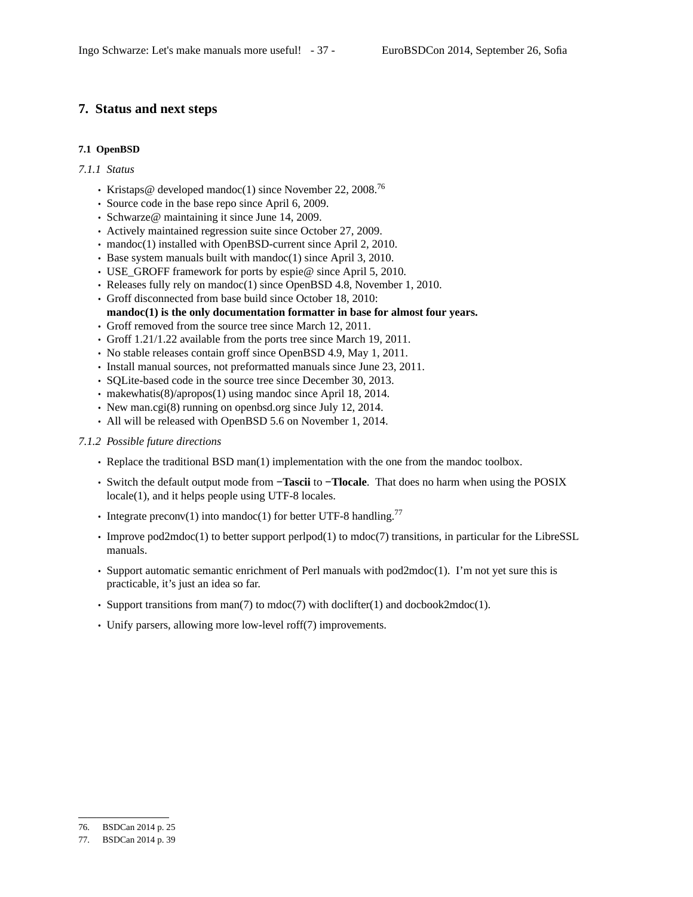# 7. Status and next steps

## 7.1 OpenBSD

### *7.1.1 Status*

- Kristaps@ developed mandoc(1) since November 22, 2008.[76]
- Source code in the base repo since April 6, 2009.
- Schwarze@ maintaining it since June 14, 2009.
- Actively maintained regression suite since October 27, 2009.
- mandoc(1) installed with OpenBSD-current since April 2, 2010.
- Base system manuals built with mandoc(1) since April 3, 2010.
- USE_GROFF framework for ports by espie@ since April 5, 2010.
- Releases fully rely on mandoc(1) since OpenBSD 4.8, November 1, 2010.
- Groff disconnected from base build since October 18, 2010:
  **mandoc(1) is the only documentation formatter in base for almost four years.**
- Groff removed from the source tree since March 12, 2011.
- Groff 1.21/1.22 available from the ports tree since March 19, 2011.
- No stable releases contain groff since OpenBSD 4.9, May 1, 2011.
- Install manual sources, not preformatted manuals since June 23, 2011.
- SQLite-based code in the source tree since December 30, 2013.
- makewhatis(8)/apropos(1) using mandoc since April 18, 2014.
- New man.cgi(8) running on openbsd.org since July 12, 2014.
- All will be released with OpenBSD 5.6 on November 1, 2014.

### *7.1.2 Possible future directions*

- Replace the traditional BSD man(1) implementation with the one from the mandoc toolbox.
- Switch the default output mode from **−Tascii** to **−Tlocale**. That does no harm when using the POSIX locale(1), and it helps people using UTF-8 locales.
- Integrate preconv(1) into mandoc(1) for better UTF-8 handling.[77]
- Improve pod2mdoc(1) to better support perlpod(1) to mdoc(7) transitions, in particular for the LibreSSL manuals.
- Support automatic semantic enrichment of Perl manuals with pod2mdoc(1). I'm not yet sure this is practicable, it's just an idea so far.
- Support transitions from man(7) to mdoc(7) with doclifter(1) and docbook2mdoc(1).
- Unify parsers, allowing more low-level roff(7) improvements.

---

76. BSDCan 2014 p. 25
77. BSDCan 2014 p. 39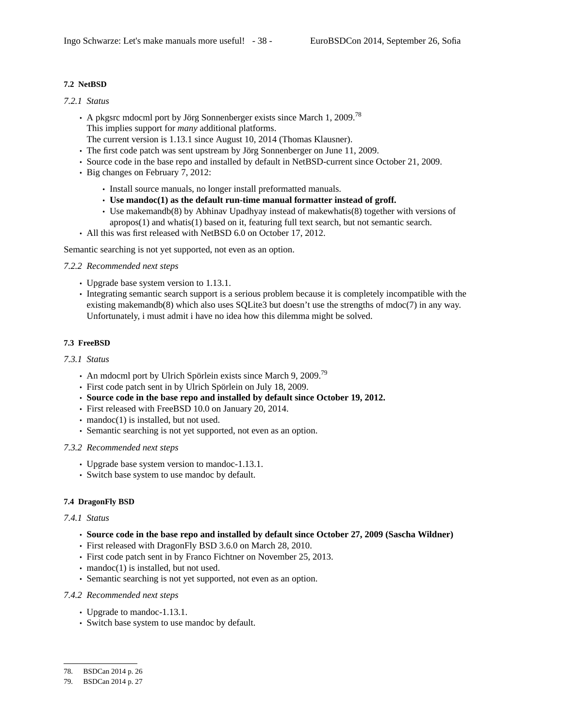### 7.2 NetBSD

#### *7.2.1 Status*

- A pkgsrc mdocml port by Jörg Sonnenberger exists since March 1, 2009.[78]
  This implies support for *many* additional platforms.
  The current version is 1.13.1 since August 10, 2014 (Thomas Klausner).
- The first code patch was sent upstream by Jörg Sonnenberger on June 11, 2009.
- Source code in the base repo and installed by default in NetBSD-current since October 21, 2009.
- Big changes on February 7, 2012:
  - Install source manuals, no longer install preformatted manuals.
  - **Use mandoc(1) as the default run-time manual formatter instead of groff.**
  - Use makemandb(8) by Abhinav Upadhyay instead of makewhatis(8) together with versions of apropos(1) and whatis(1) based on it, featuring full text search, but not semantic search.
- All this was first released with NetBSD 6.0 on October 17, 2012.

Semantic searching is not yet supported, not even as an option.

#### *7.2.2 Recommended next steps*

- Upgrade base system version to 1.13.1.
- Integrating semantic search support is a serious problem because it is completely incompatible with the existing makemandb(8) which also uses SQLite3 but doesn't use the strengths of mdoc(7) in any way. Unfortunately, i must admit i have no idea how this dilemma might be solved.

### 7.3 FreeBSD

#### *7.3.1 Status*

- An mdocml port by Ulrich Spörlein exists since March 9, 2009.[79]
- First code patch sent in by Ulrich Spörlein on July 18, 2009.
- **Source code in the base repo and installed by default since October 19, 2012.**
- First released with FreeBSD 10.0 on January 20, 2014.
- mandoc(1) is installed, but not used.
- Semantic searching is not yet supported, not even as an option.

#### *7.3.2 Recommended next steps*

- Upgrade base system version to mandoc-1.13.1.
- Switch base system to use mandoc by default.

### 7.4 DragonFly BSD

#### *7.4.1 Status*

- **Source code in the base repo and installed by default since October 27, 2009 (Sascha Wildner)**
- First released with DragonFly BSD 3.6.0 on March 28, 2010.
- First code patch sent in by Franco Fichtner on November 25, 2013.
- mandoc(1) is installed, but not used.
- Semantic searching is not yet supported, not even as an option.

#### *7.4.2 Recommended next steps*

- Upgrade to mandoc-1.13.1.
- Switch base system to use mandoc by default.

---

78. BSDCan 2014 p. 26
79. BSDCan 2014 p. 27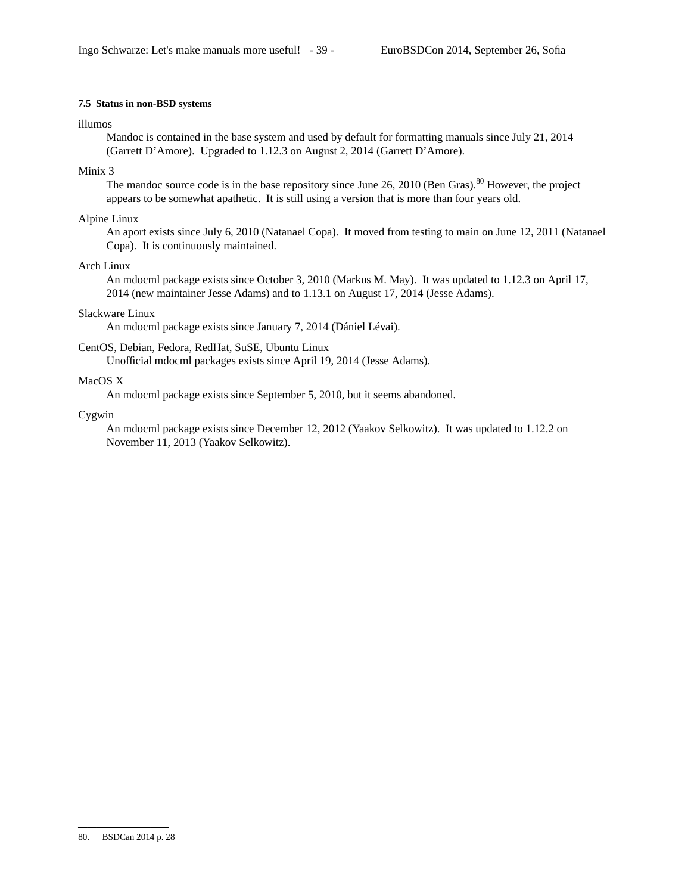### 7.5 Status in non-BSD systems

illumos

Mandoc is contained in the base system and used by default for formatting manuals since July 21, 2014 (Garrett D'Amore). Upgraded to 1.12.3 on August 2, 2014 (Garrett D'Amore).

Minix 3

The mandoc source code is in the base repository since June 26, 2010 (Ben Gras).[80] However, the project appears to be somewhat apathetic. It is still using a version that is more than four years old.

Alpine Linux

An aport exists since July 6, 2010 (Natanael Copa). It moved from testing to main on June 12, 2011 (Natanael Copa). It is continuously maintained.

Arch Linux

An mdocml package exists since October 3, 2010 (Markus M. May). It was updated to 1.12.3 on April 17, 2014 (new maintainer Jesse Adams) and to 1.13.1 on August 17, 2014 (Jesse Adams).

Slackware Linux

An mdocml package exists since January 7, 2014 (Dániel Lévai).

CentOS, Debian, Fedora, RedHat, SuSE, Ubuntu Linux

Unofficial mdocml packages exists since April 19, 2014 (Jesse Adams).

MacOS X

An mdocml package exists since September 5, 2010, but it seems abandoned.

Cygwin

An mdocml package exists since December 12, 2012 (Yaakov Selkowitz). It was updated to 1.12.2 on November 11, 2013 (Yaakov Selkowitz).

---

80. BSDCan 2014 p. 28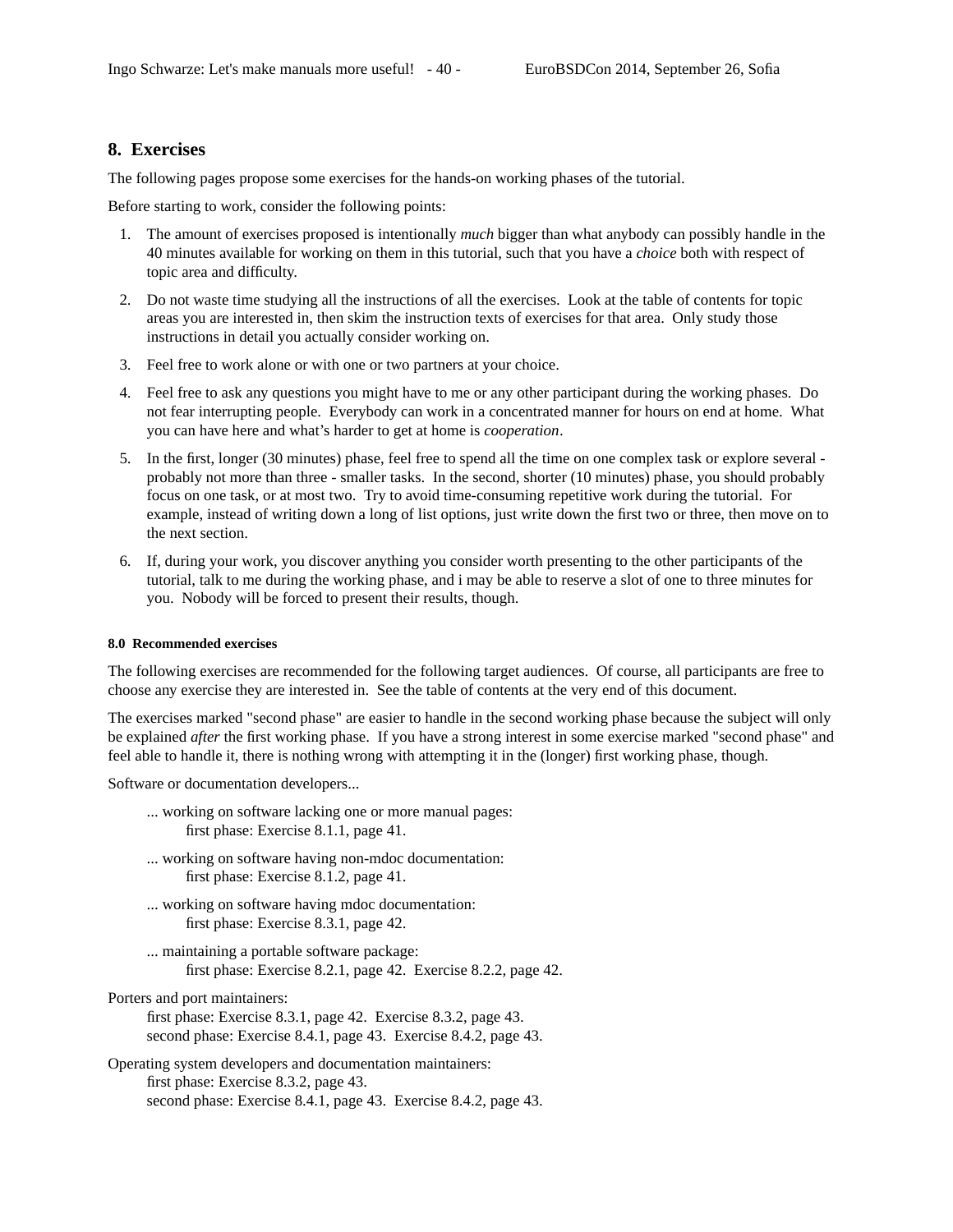## 8. Exercises

The following pages propose some exercises for the hands-on working phases of the tutorial.

Before starting to work, consider the following points:

1. The amount of exercises proposed is intentionally *much* bigger than what anybody can possibly handle in the 40 minutes available for working on them in this tutorial, such that you have a *choice* both with respect of topic area and difficulty.
2. Do not waste time studying all the instructions of all the exercises. Look at the table of contents for topic areas you are interested in, then skim the instruction texts of exercises for that area. Only study those instructions in detail you actually consider working on.
3. Feel free to work alone or with one or two partners at your choice.
4. Feel free to ask any questions you might have to me or any other participant during the working phases. Do not fear interrupting people. Everybody can work in a concentrated manner for hours on end at home. What you can have here and what's harder to get at home is *cooperation*.
5. In the first, longer (30 minutes) phase, feel free to spend all the time on one complex task or explore several - probably not more than three - smaller tasks. In the second, shorter (10 minutes) phase, you should probably focus on one task, or at most two. Try to avoid time-consuming repetitive work during the tutorial. For example, instead of writing down a long of list options, just write down the first two or three, then move on to the next section.
6. If, during your work, you discover anything you consider worth presenting to the other participants of the tutorial, talk to me during the working phase, and i may be able to reserve a slot of one to three minutes for you. Nobody will be forced to present their results, though.

#### 8.0 Recommended exercises

The following exercises are recommended for the following target audiences. Of course, all participants are free to choose any exercise they are interested in. See the table of contents at the very end of this document.

The exercises marked "second phase" are easier to handle in the second working phase because the subject will only be explained *after* the first working phase. If you have a strong interest in some exercise marked "second phase" and feel able to handle it, there is nothing wrong with attempting it in the (longer) first working phase, though.

Software or documentation developers...

... working on software lacking one or more manual pages:
first phase: Exercise 8.1.1, page 41.

... working on software having non-mdoc documentation:
first phase: Exercise 8.1.2, page 41.

... working on software having mdoc documentation:
first phase: Exercise 8.3.1, page 42.

... maintaining a portable software package:
first phase: Exercise 8.2.1, page 42. Exercise 8.2.2, page 42.

Porters and port maintainers:
first phase: Exercise 8.3.1, page 42. Exercise 8.3.2, page 43.
second phase: Exercise 8.4.1, page 43. Exercise 8.4.2, page 43.

Operating system developers and documentation maintainers:
first phase: Exercise 8.3.2, page 43.
second phase: Exercise 8.4.1, page 43. Exercise 8.4.2, page 43.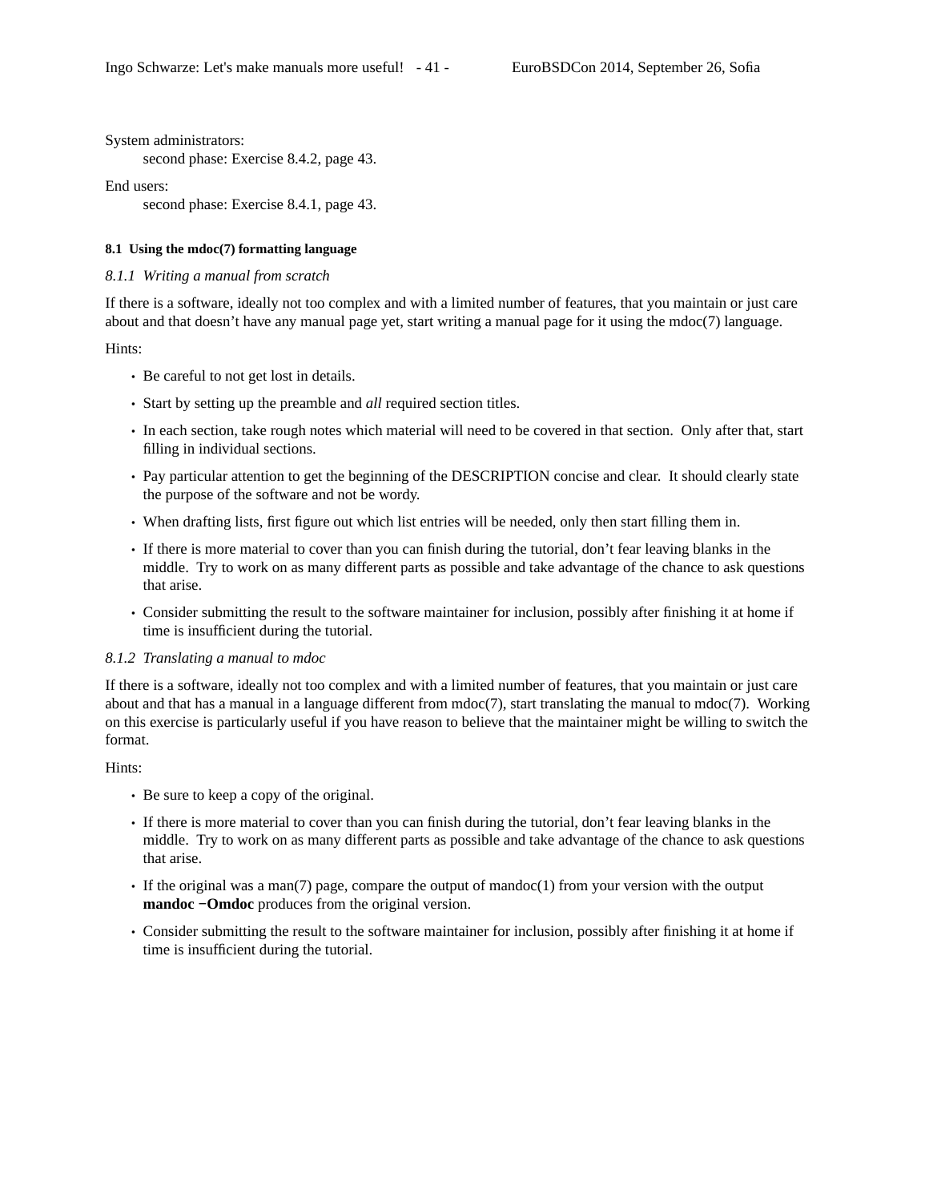System administrators:
    second phase: Exercise 8.4.2, page 43.

End users:
    second phase: Exercise 8.4.1, page 43.

### 8.1 Using the mdoc(7) formatting language

#### *8.1.1 Writing a manual from scratch*

If there is a software, ideally not too complex and with a limited number of features, that you maintain or just care about and that doesn't have any manual page yet, start writing a manual page for it using the mdoc(7) language.

Hints:

- Be careful to not get lost in details.
- Start by setting up the preamble and *all* required section titles.
- In each section, take rough notes which material will need to be covered in that section. Only after that, start filling in individual sections.
- Pay particular attention to get the beginning of the DESCRIPTION concise and clear. It should clearly state the purpose of the software and not be wordy.
- When drafting lists, first figure out which list entries will be needed, only then start filling them in.
- If there is more material to cover than you can finish during the tutorial, don't fear leaving blanks in the middle. Try to work on as many different parts as possible and take advantage of the chance to ask questions that arise.
- Consider submitting the result to the software maintainer for inclusion, possibly after finishing it at home if time is insufficient during the tutorial.

#### *8.1.2 Translating a manual to mdoc*

If there is a software, ideally not too complex and with a limited number of features, that you maintain or just care about and that has a manual in a language different from mdoc(7), start translating the manual to mdoc(7). Working on this exercise is particularly useful if you have reason to believe that the maintainer might be willing to switch the format.

Hints:

- Be sure to keep a copy of the original.
- If there is more material to cover than you can finish during the tutorial, don't fear leaving blanks in the middle. Try to work on as many different parts as possible and take advantage of the chance to ask questions that arise.
- If the original was a man(7) page, compare the output of mandoc(1) from your version with the output **mandoc −Omdoc** produces from the original version.
- Consider submitting the result to the software maintainer for inclusion, possibly after finishing it at home if time is insufficient during the tutorial.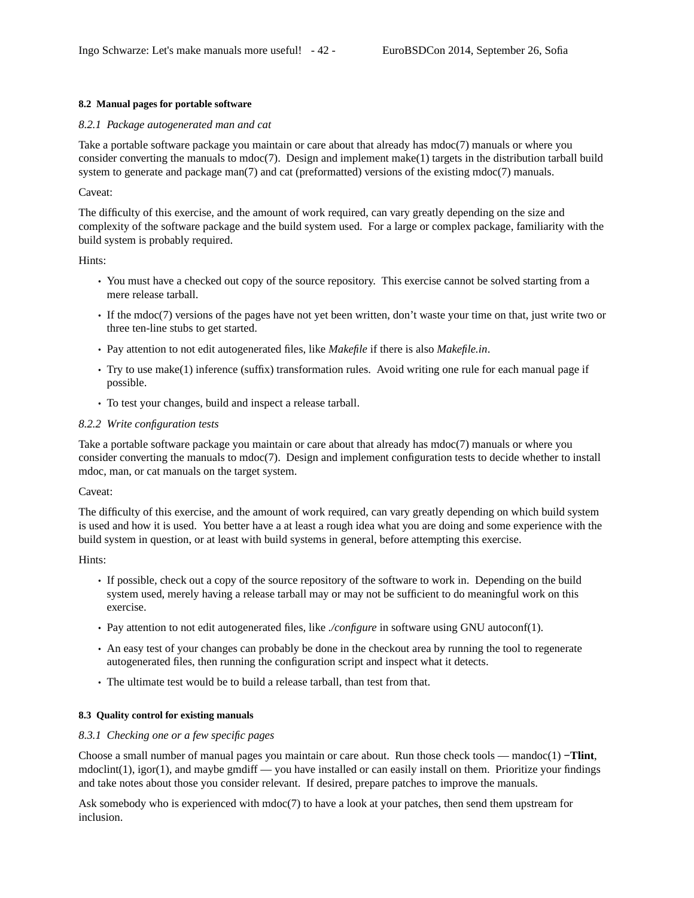### 8.2 Manual pages for portable software

#### *8.2.1 Package autogenerated man and cat*

Take a portable software package you maintain or care about that already has mdoc(7) manuals or where you consider converting the manuals to mdoc(7). Design and implement make(1) targets in the distribution tarball build system to generate and package man(7) and cat (preformatted) versions of the existing mdoc(7) manuals.

Caveat:

The difficulty of this exercise, and the amount of work required, can vary greatly depending on the size and complexity of the software package and the build system used. For a large or complex package, familiarity with the build system is probably required.

Hints:

- You must have a checked out copy of the source repository. This exercise cannot be solved starting from a mere release tarball.
- If the mdoc(7) versions of the pages have not yet been written, don't waste your time on that, just write two or three ten-line stubs to get started.
- Pay attention to not edit autogenerated files, like *Makefile* if there is also *Makefile.in*.
- Try to use make(1) inference (suffix) transformation rules. Avoid writing one rule for each manual page if possible.
- To test your changes, build and inspect a release tarball.

#### *8.2.2 Write configuration tests*

Take a portable software package you maintain or care about that already has mdoc(7) manuals or where you consider converting the manuals to mdoc(7). Design and implement configuration tests to decide whether to install mdoc, man, or cat manuals on the target system.

Caveat:

The difficulty of this exercise, and the amount of work required, can vary greatly depending on which build system is used and how it is used. You better have a at least a rough idea what you are doing and some experience with the build system in question, or at least with build systems in general, before attempting this exercise.

Hints:

- If possible, check out a copy of the source repository of the software to work in. Depending on the build system used, merely having a release tarball may or may not be sufficient to do meaningful work on this exercise.
- Pay attention to not edit autogenerated files, like *./configure* in software using GNU autoconf(1).
- An easy test of your changes can probably be done in the checkout area by running the tool to regenerate autogenerated files, then running the configuration script and inspect what it detects.
- The ultimate test would be to build a release tarball, than test from that.

### 8.3 Quality control for existing manuals

#### *8.3.1 Checking one or a few specific pages*

Choose a small number of manual pages you maintain or care about. Run those check tools — mandoc(1) **−Tlint**, mdoclint(1), igor(1), and maybe gmdiff — you have installed or can easily install on them. Prioritize your findings and take notes about those you consider relevant. If desired, prepare patches to improve the manuals.

Ask somebody who is experienced with mdoc(7) to have a look at your patches, then send them upstream for inclusion.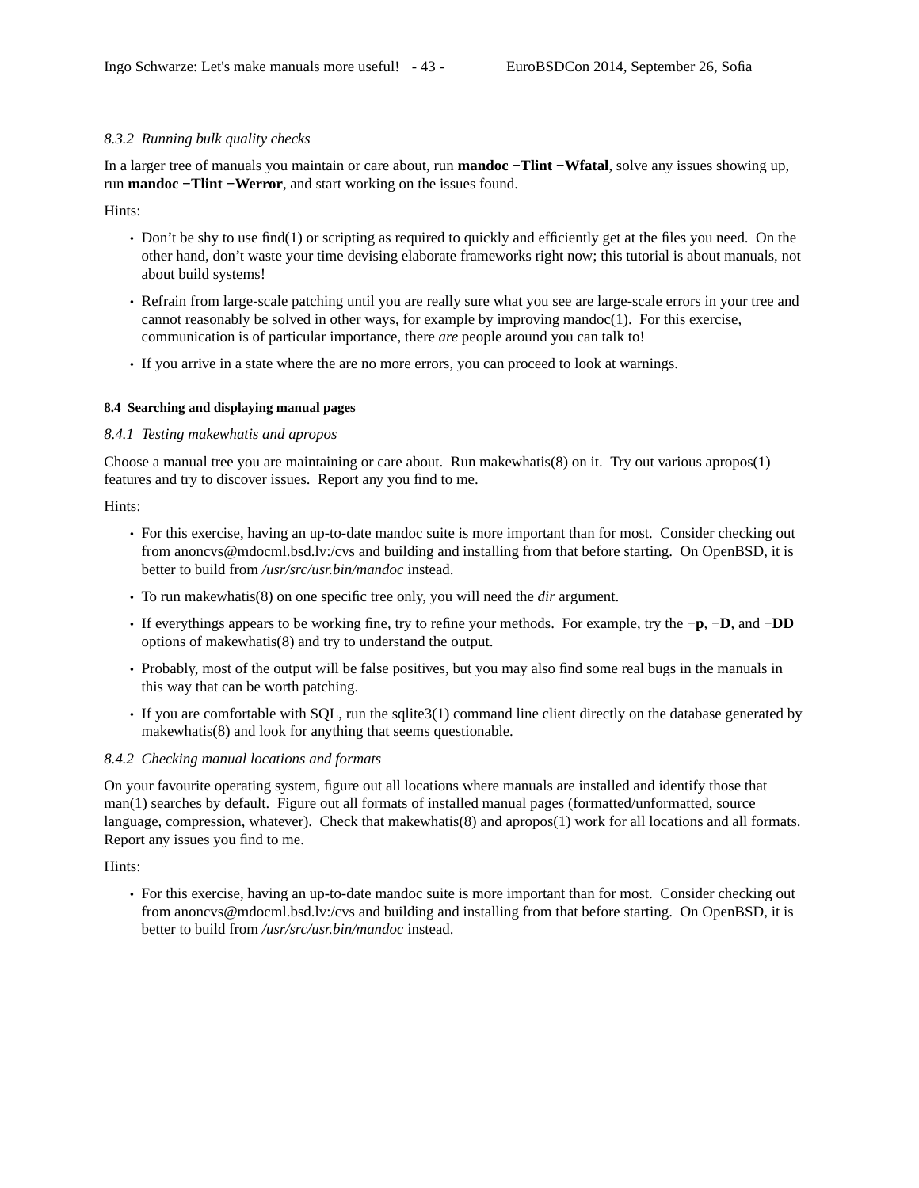*8.3.2 Running bulk quality checks*

In a larger tree of manuals you maintain or care about, run **mandoc −Tlint −Wfatal**, solve any issues showing up, run **mandoc −Tlint −Werror**, and start working on the issues found.

Hints:

- Don't be shy to use find(1) or scripting as required to quickly and efficiently get at the files you need. On the other hand, don't waste your time devising elaborate frameworks right now; this tutorial is about manuals, not about build systems!
- Refrain from large-scale patching until you are really sure what you see are large-scale errors in your tree and cannot reasonably be solved in other ways, for example by improving mandoc(1). For this exercise, communication is of particular importance, there *are* people around you can talk to!
- If you arrive in a state where the are no more errors, you can proceed to look at warnings.

#### 8.4 Searching and displaying manual pages

*8.4.1 Testing makewhatis and apropos*

Choose a manual tree you are maintaining or care about. Run makewhatis(8) on it. Try out various apropos(1) features and try to discover issues. Report any you find to me.

Hints:

- For this exercise, having an up-to-date mandoc suite is more important than for most. Consider checking out from anoncvs@mdocml.bsd.lv:/cvs and building and installing from that before starting. On OpenBSD, it is better to build from */usr/src/usr.bin/mandoc* instead.
- To run makewhatis(8) on one specific tree only, you will need the *dir* argument.
- If everythings appears to be working fine, try to refine your methods. For example, try the **−p**, **−D**, and **−DD** options of makewhatis(8) and try to understand the output.
- Probably, most of the output will be false positives, but you may also find some real bugs in the manuals in this way that can be worth patching.
- If you are comfortable with SQL, run the sqlite3(1) command line client directly on the database generated by makewhatis(8) and look for anything that seems questionable.

*8.4.2 Checking manual locations and formats*

On your favourite operating system, figure out all locations where manuals are installed and identify those that man(1) searches by default. Figure out all formats of installed manual pages (formatted/unformatted, source language, compression, whatever). Check that makewhatis(8) and apropos(1) work for all locations and all formats. Report any issues you find to me.

Hints:

- For this exercise, having an up-to-date mandoc suite is more important than for most. Consider checking out from anoncvs@mdocml.bsd.lv:/cvs and building and installing from that before starting. On OpenBSD, it is better to build from */usr/src/usr.bin/mandoc* instead.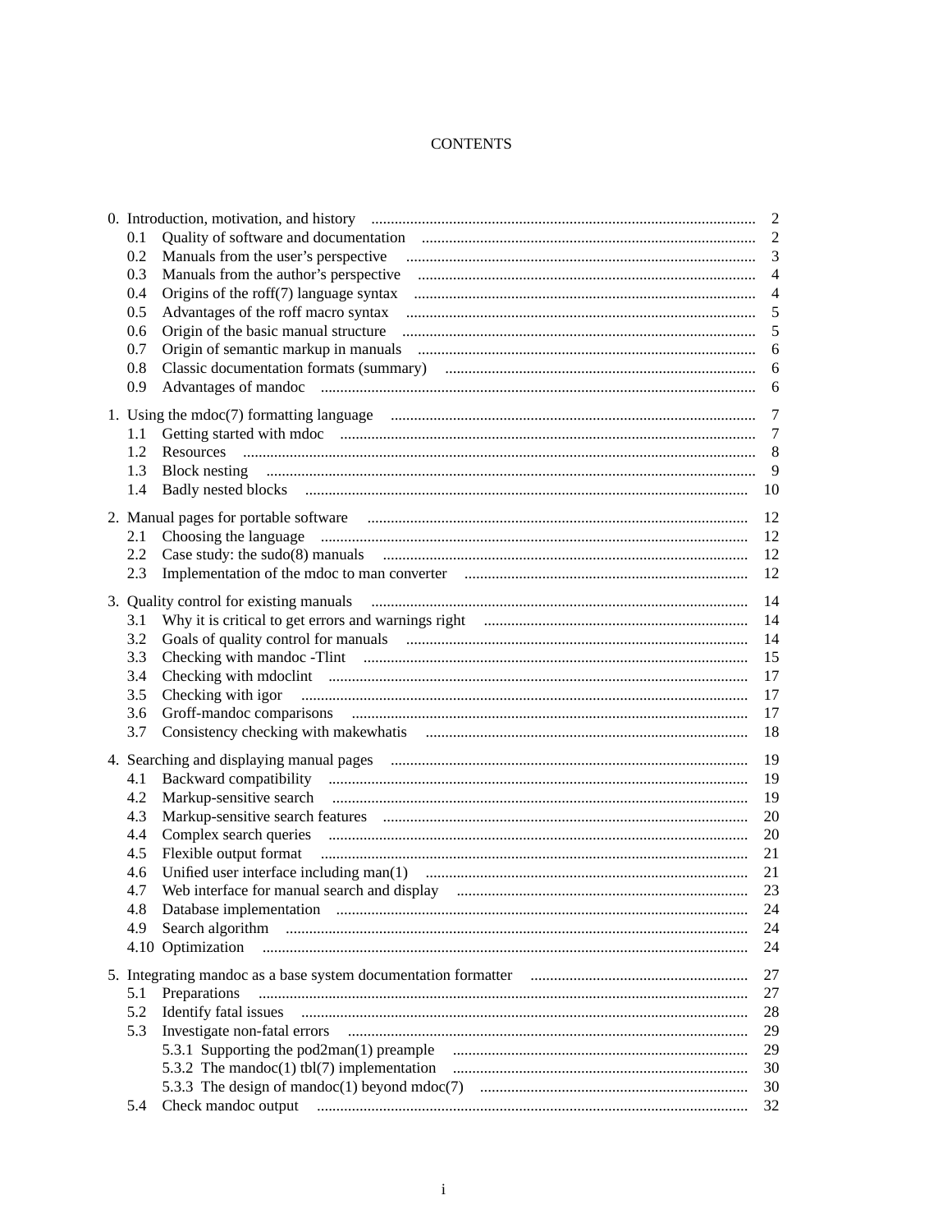# CONTENTS

0. Introduction, motivation, and history ..... 2
   - 0.1 Quality of software and documentation ..... 2
   - 0.2 Manuals from the user's perspective ..... 3
   - 0.3 Manuals from the author's perspective ..... 4
   - 0.4 Origins of the roff(7) language syntax ..... 4
   - 0.5 Advantages of the roff macro syntax ..... 5
   - 0.6 Origin of the basic manual structure ..... 5
   - 0.7 Origin of semantic markup in manuals ..... 6
   - 0.8 Classic documentation formats (summary) ..... 6
   - 0.9 Advantages of mandoc ..... 6

1. Using the mdoc(7) formatting language ..... 7
   - 1.1 Getting started with mdoc ..... 7
   - 1.2 Resources ..... 8
   - 1.3 Block nesting ..... 9
   - 1.4 Badly nested blocks ..... 10

2. Manual pages for portable software ..... 12
   - 2.1 Choosing the language ..... 12
   - 2.2 Case study: the sudo(8) manuals ..... 12
   - 2.3 Implementation of the mdoc to man converter ..... 12

3. Quality control for existing manuals ..... 14
   - 3.1 Why it is critical to get errors and warnings right ..... 14
   - 3.2 Goals of quality control for manuals ..... 14
   - 3.3 Checking with mandoc -Tlint ..... 15
   - 3.4 Checking with mdoclint ..... 17
   - 3.5 Checking with igor ..... 17
   - 3.6 Groff-mandoc comparisons ..... 17
   - 3.7 Consistency checking with makewhatis ..... 18

4. Searching and displaying manual pages ..... 19
   - 4.1 Backward compatibility ..... 19
   - 4.2 Markup-sensitive search ..... 19
   - 4.3 Markup-sensitive search features ..... 20
   - 4.4 Complex search queries ..... 20
   - 4.5 Flexible output format ..... 21
   - 4.6 Unified user interface including man(1) ..... 21
   - 4.7 Web interface for manual search and display ..... 23
   - 4.8 Database implementation ..... 24
   - 4.9 Search algorithm ..... 24
   - 4.10 Optimization ..... 24

5. Integrating mandoc as a base system documentation formatter ..... 27
   - 5.1 Preparations ..... 27
   - 5.2 Identify fatal issues ..... 28
   - 5.3 Investigate non-fatal errors ..... 29
     - 5.3.1 Supporting the pod2man(1) preample ..... 29
     - 5.3.2 The mandoc(1) tbl(7) implementation ..... 30
     - 5.3.3 The design of mandoc(1) beyond mdoc(7) ..... 30
   - 5.4 Check mandoc output ..... 32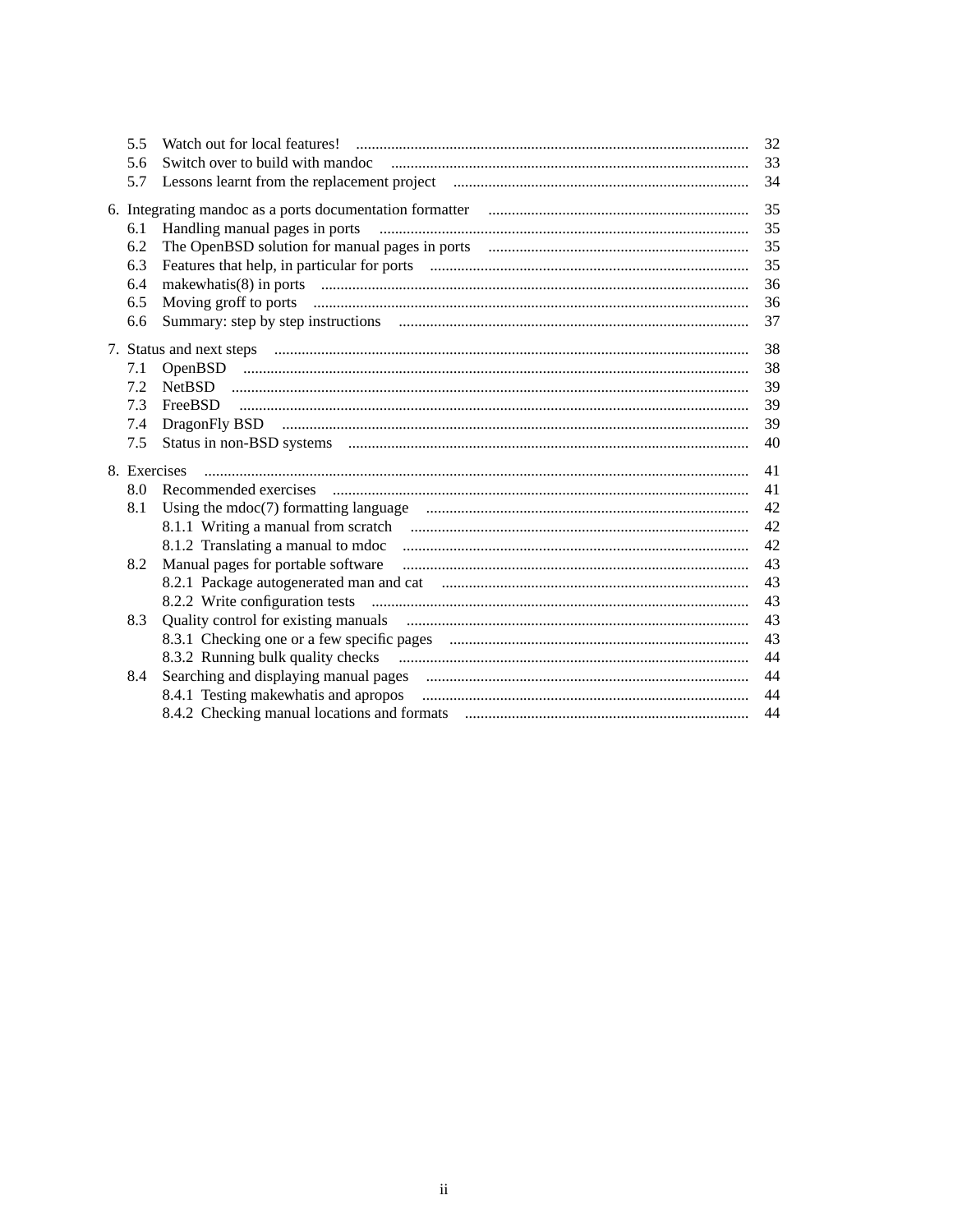| | | |
|---|---|---|
| 5.5 | Watch out for local features! | 32 |
| 5.6 | Switch over to build with mandoc | 33 |
| 5.7 | Lessons learnt from the replacement project | 34 |
| 6. | Integrating mandoc as a ports documentation formatter | 35 |
| 6.1 | Handling manual pages in ports | 35 |
| 6.2 | The OpenBSD solution for manual pages in ports | 35 |
| 6.3 | Features that help, in particular for ports | 35 |
| 6.4 | makewhatis(8) in ports | 36 |
| 6.5 | Moving groff to ports | 36 |
| 6.6 | Summary: step by step instructions | 37 |
| 7. | Status and next steps | 38 |
| 7.1 | OpenBSD | 38 |
| 7.2 | NetBSD | 39 |
| 7.3 | FreeBSD | 39 |
| 7.4 | DragonFly BSD | 39 |
| 7.5 | Status in non-BSD systems | 40 |
| 8. | Exercises | 41 |
| 8.0 | Recommended exercises | 41 |
| 8.1 | Using the mdoc(7) formatting language | 42 |
| | 8.1.1 Writing a manual from scratch | 42 |
| | 8.1.2 Translating a manual to mdoc | 42 |
| 8.2 | Manual pages for portable software | 43 |
| | 8.2.1 Package autogenerated man and cat | 43 |
| | 8.2.2 Write configuration tests | 43 |
| 8.3 | Quality control for existing manuals | 43 |
| | 8.3.1 Checking one or a few specific pages | 43 |
| | 8.3.2 Running bulk quality checks | 44 |
| 8.4 | Searching and displaying manual pages | 44 |
| | 8.4.1 Testing makewhatis and apropos | 44 |
| | 8.4.2 Checking manual locations and formats | 44 |